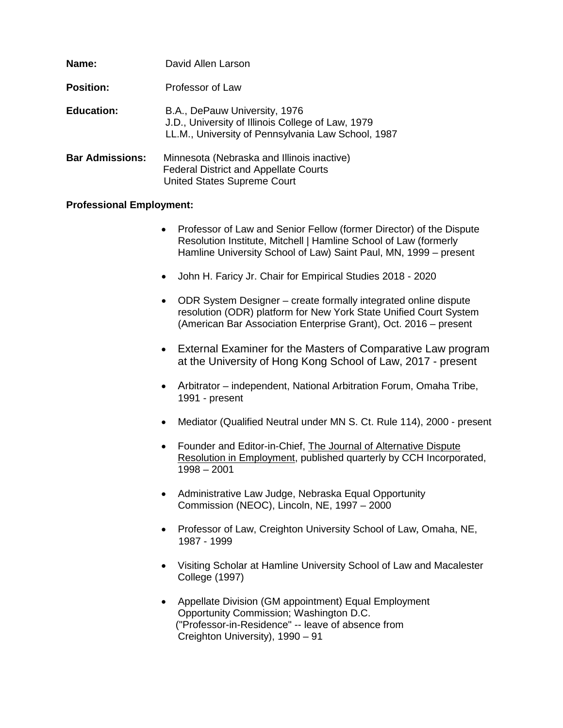**Name:** David Allen Larson

**Position:** Professor of Law

**Education:** B.A., DePauw University, 1976
J.D., University of Illinois College of Law, 1979
LL.M., University of Pennsylvania Law School, 1987

**Bar Admissions:** Minnesota (Nebraska and Illinois inactive)
Federal District and Appellate Courts
United States Supreme Court

**Professional Employment:**

- Professor of Law and Senior Fellow (former Director) of the Dispute Resolution Institute, Mitchell | Hamline School of Law (formerly Hamline University School of Law) Saint Paul, MN, 1999 – present
- John H. Faricy Jr. Chair for Empirical Studies 2018 - 2020
- ODR System Designer – create formally integrated online dispute resolution (ODR) platform for New York State Unified Court System (American Bar Association Enterprise Grant), Oct. 2016 – present
- External Examiner for the Masters of Comparative Law program at the University of Hong Kong School of Law, 2017 - present
- Arbitrator – independent, National Arbitration Forum, Omaha Tribe, 1991 - present
- Mediator (Qualified Neutral under MN S. Ct. Rule 114), 2000 - present
- Founder and Editor-in-Chief, The Journal of Alternative Dispute Resolution in Employment, published quarterly by CCH Incorporated, 1998 – 2001
- Administrative Law Judge, Nebraska Equal Opportunity Commission (NEOC), Lincoln, NE, 1997 – 2000
- Professor of Law, Creighton University School of Law, Omaha, NE, 1987 - 1999
- Visiting Scholar at Hamline University School of Law and Macalester College (1997)
- Appellate Division (GM appointment) Equal Employment Opportunity Commission; Washington D.C. ("Professor-in-Residence" -- leave of absence from Creighton University), 1990 – 91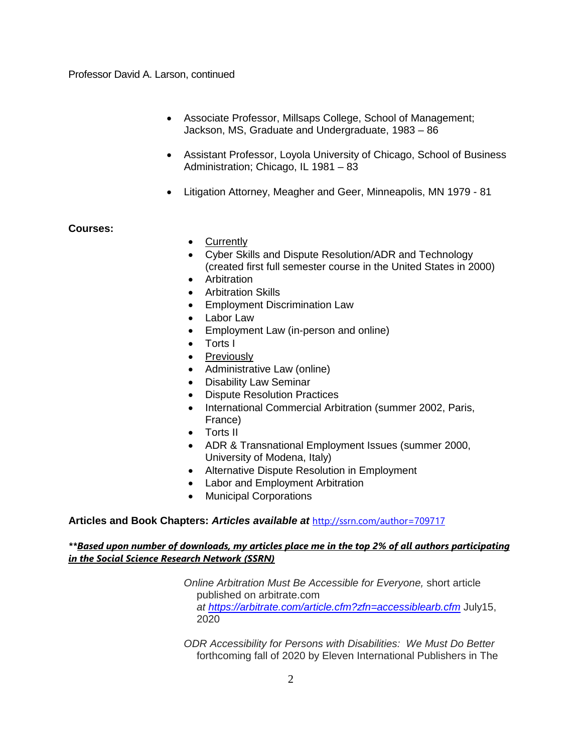- Associate Professor, Millsaps College, School of Management; Jackson, MS, Graduate and Undergraduate, 1983 – 86

- Assistant Professor, Loyola University of Chicago, School of Business Administration; Chicago, IL 1981 – 83

- Litigation Attorney, Meagher and Geer, Minneapolis, MN 1979 - 81

**Courses:**

- <u>Currently</u>
- Cyber Skills and Dispute Resolution/ADR and Technology (created first full semester course in the United States in 2000)
- Arbitration
- Arbitration Skills
- Employment Discrimination Law
- Labor Law
- Employment Law (in-person and online)
- Torts I
- <u>Previously</u>
- Administrative Law (online)
- Disability Law Seminar
- Dispute Resolution Practices
- International Commercial Arbitration (summer 2002, Paris, France)
- Torts II
- ADR & Transnational Employment Issues (summer 2000, University of Modena, Italy)
- Alternative Dispute Resolution in Employment
- Labor and Employment Arbitration
- Municipal Corporations

**Articles and Book Chapters: *Articles available at*** http://ssrn.com/author=709717

***<u>Based upon number of downloads, my articles place me in the top 2% of all authors participating in the Social Science Research Network (SSRN)</u>***

*Online Arbitration Must Be Accessible for Everyone,* short article published on arbitrate.com *at https://arbitrate.com/article.cfm?zfn=accessiblearb.cfm* July15, 2020

*ODR Accessibility for Persons with Disabilities: We Must Do Better* forthcoming fall of 2020 by Eleven International Publishers in The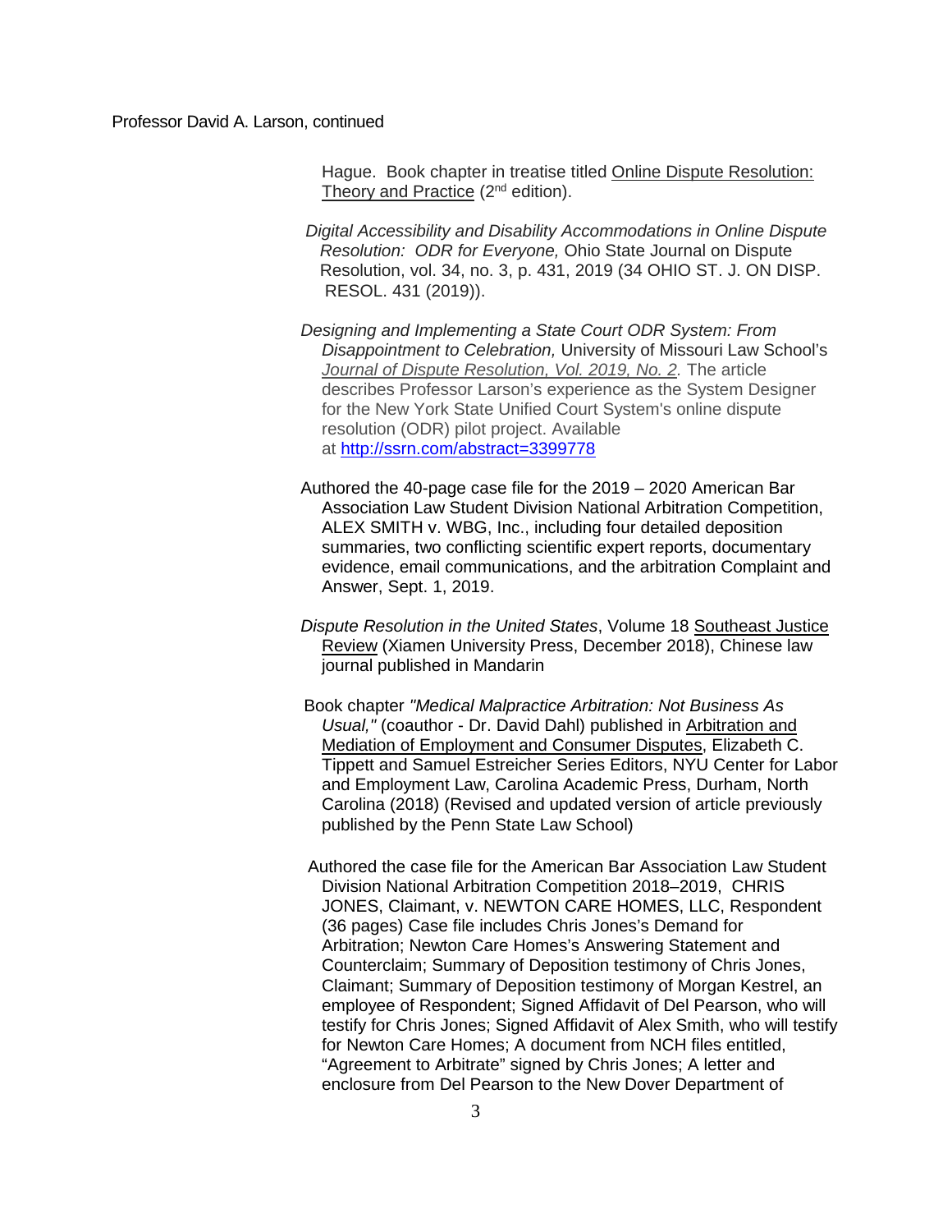Hague. Book chapter in treatise titled Online Dispute Resolution: Theory and Practice (2nd edition).

*Digital Accessibility and Disability Accommodations in Online Dispute Resolution: ODR for Everyone,* Ohio State Journal on Dispute Resolution, vol. 34, no. 3, p. 431, 2019 (34 OHIO ST. J. ON DISP. RESOL. 431 (2019)).

*Designing and Implementing a State Court ODR System: From Disappointment to Celebration,* University of Missouri Law School's *Journal of Dispute Resolution, Vol. 2019, No. 2.* The article describes Professor Larson's experience as the System Designer for the New York State Unified Court System's online dispute resolution (ODR) pilot project. Available at http://ssrn.com/abstract=3399778

Authored the 40-page case file for the 2019 – 2020 American Bar Association Law Student Division National Arbitration Competition, ALEX SMITH v. WBG, Inc., including four detailed deposition summaries, two conflicting scientific expert reports, documentary evidence, email communications, and the arbitration Complaint and Answer, Sept. 1, 2019.

*Dispute Resolution in the United States*, Volume 18 Southeast Justice Review (Xiamen University Press, December 2018), Chinese law journal published in Mandarin

Book chapter *"Medical Malpractice Arbitration: Not Business As Usual,"* (coauthor - Dr. David Dahl) published in Arbitration and Mediation of Employment and Consumer Disputes, Elizabeth C. Tippett and Samuel Estreicher Series Editors, NYU Center for Labor and Employment Law, Carolina Academic Press, Durham, North Carolina (2018) (Revised and updated version of article previously published by the Penn State Law School)

Authored the case file for the American Bar Association Law Student Division National Arbitration Competition 2018–2019, CHRIS JONES, Claimant, v. NEWTON CARE HOMES, LLC, Respondent (36 pages) Case file includes Chris Jones's Demand for Arbitration; Newton Care Homes's Answering Statement and Counterclaim; Summary of Deposition testimony of Chris Jones, Claimant; Summary of Deposition testimony of Morgan Kestrel, an employee of Respondent; Signed Affidavit of Del Pearson, who will testify for Chris Jones; Signed Affidavit of Alex Smith, who will testify for Newton Care Homes; A document from NCH files entitled, "Agreement to Arbitrate" signed by Chris Jones; A letter and enclosure from Del Pearson to the New Dover Department of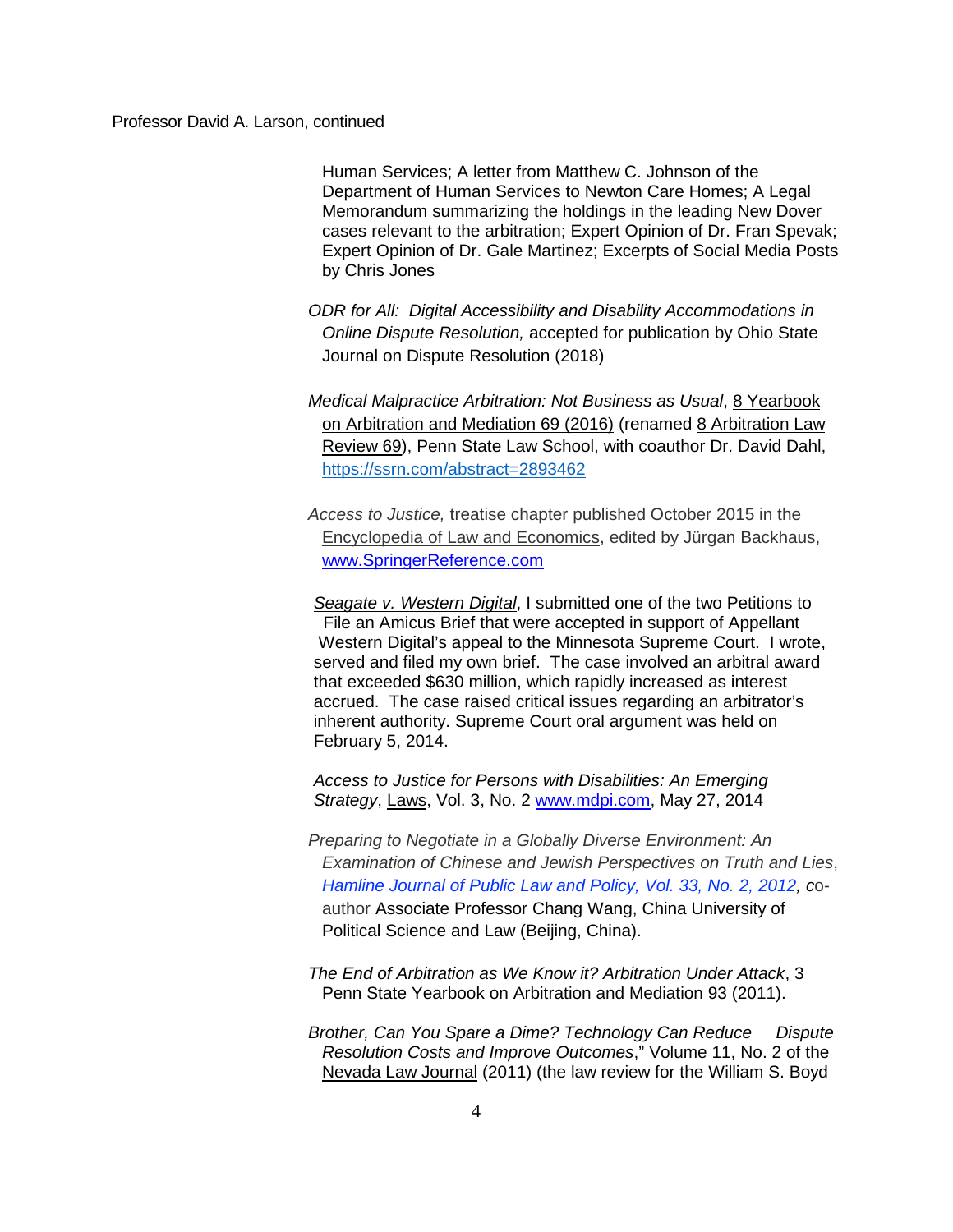Human Services; A letter from Matthew C. Johnson of the Department of Human Services to Newton Care Homes; A Legal Memorandum summarizing the holdings in the leading New Dover cases relevant to the arbitration; Expert Opinion of Dr. Fran Spevak; Expert Opinion of Dr. Gale Martinez; Excerpts of Social Media Posts by Chris Jones

*ODR for All: Digital Accessibility and Disability Accommodations in Online Dispute Resolution,* accepted for publication by Ohio State Journal on Dispute Resolution (2018)

*Medical Malpractice Arbitration: Not Business as Usual*, 8 Yearbook on Arbitration and Mediation 69 (2016) (renamed 8 Arbitration Law Review 69), Penn State Law School, with coauthor Dr. David Dahl, https://ssrn.com/abstract=2893462

*Access to Justice,* treatise chapter published October 2015 in the Encyclopedia of Law and Economics, edited by Jürgan Backhaus, www.SpringerReference.com

*Seagate v. Western Digital*, I submitted one of the two Petitions to File an Amicus Brief that were accepted in support of Appellant Western Digital's appeal to the Minnesota Supreme Court. I wrote, served and filed my own brief. The case involved an arbitral award that exceeded $630 million, which rapidly increased as interest accrued. The case raised critical issues regarding an arbitrator's inherent authority. Supreme Court oral argument was held on February 5, 2014.

*Access to Justice for Persons with Disabilities: An Emerging Strategy*, Laws, Vol. 3, No. 2 www.mdpi.com, May 27, 2014

*Preparing to Negotiate in a Globally Diverse Environment: An Examination of Chinese and Jewish Perspectives on Truth and Lies*, *Hamline Journal of Public Law and Policy, Vol. 33, No. 2, 2012,* co-author Associate Professor Chang Wang, China University of Political Science and Law (Beijing, China).

*The End of Arbitration as We Know it? Arbitration Under Attack*, 3 Penn State Yearbook on Arbitration and Mediation 93 (2011).

*Brother, Can You Spare a Dime? Technology Can Reduce Dispute Resolution Costs and Improve Outcomes*," Volume 11, No. 2 of the Nevada Law Journal (2011) (the law review for the William S. Boyd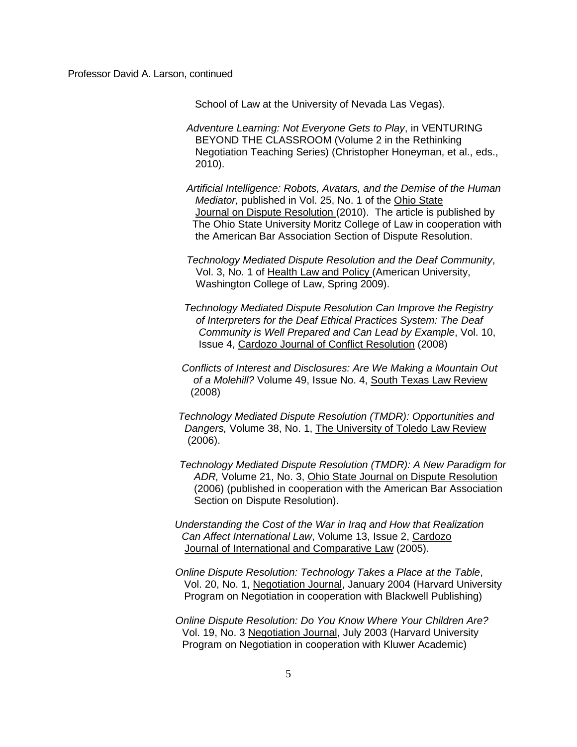School of Law at the University of Nevada Las Vegas).

*Adventure Learning: Not Everyone Gets to Play*, in VENTURING BEYOND THE CLASSROOM (Volume 2 in the Rethinking Negotiation Teaching Series) (Christopher Honeyman, et al., eds., 2010).

*Artificial Intelligence: Robots, Avatars, and the Demise of the Human Mediator,* published in Vol. 25, No. 1 of the Ohio State Journal on Dispute Resolution (2010). The article is published by The Ohio State University Moritz College of Law in cooperation with the American Bar Association Section of Dispute Resolution.

*Technology Mediated Dispute Resolution and the Deaf Community*, Vol. 3, No. 1 of Health Law and Policy (American University, Washington College of Law, Spring 2009).

*Technology Mediated Dispute Resolution Can Improve the Registry of Interpreters for the Deaf Ethical Practices System: The Deaf Community is Well Prepared and Can Lead by Example*, Vol. 10, Issue 4, Cardozo Journal of Conflict Resolution (2008)

*Conflicts of Interest and Disclosures: Are We Making a Mountain Out of a Molehill?* Volume 49, Issue No. 4, South Texas Law Review (2008)

*Technology Mediated Dispute Resolution (TMDR): Opportunities and Dangers,* Volume 38, No. 1, The University of Toledo Law Review (2006).

*Technology Mediated Dispute Resolution (TMDR): A New Paradigm for ADR,* Volume 21, No. 3, Ohio State Journal on Dispute Resolution (2006) (published in cooperation with the American Bar Association Section on Dispute Resolution).

*Understanding the Cost of the War in Iraq and How that Realization Can Affect International Law*, Volume 13, Issue 2, Cardozo Journal of International and Comparative Law (2005).

*Online Dispute Resolution: Technology Takes a Place at the Table*, Vol. 20, No. 1, Negotiation Journal, January 2004 (Harvard University Program on Negotiation in cooperation with Blackwell Publishing)

*Online Dispute Resolution: Do You Know Where Your Children Are?* Vol. 19, No. 3 Negotiation Journal, July 2003 (Harvard University Program on Negotiation in cooperation with Kluwer Academic)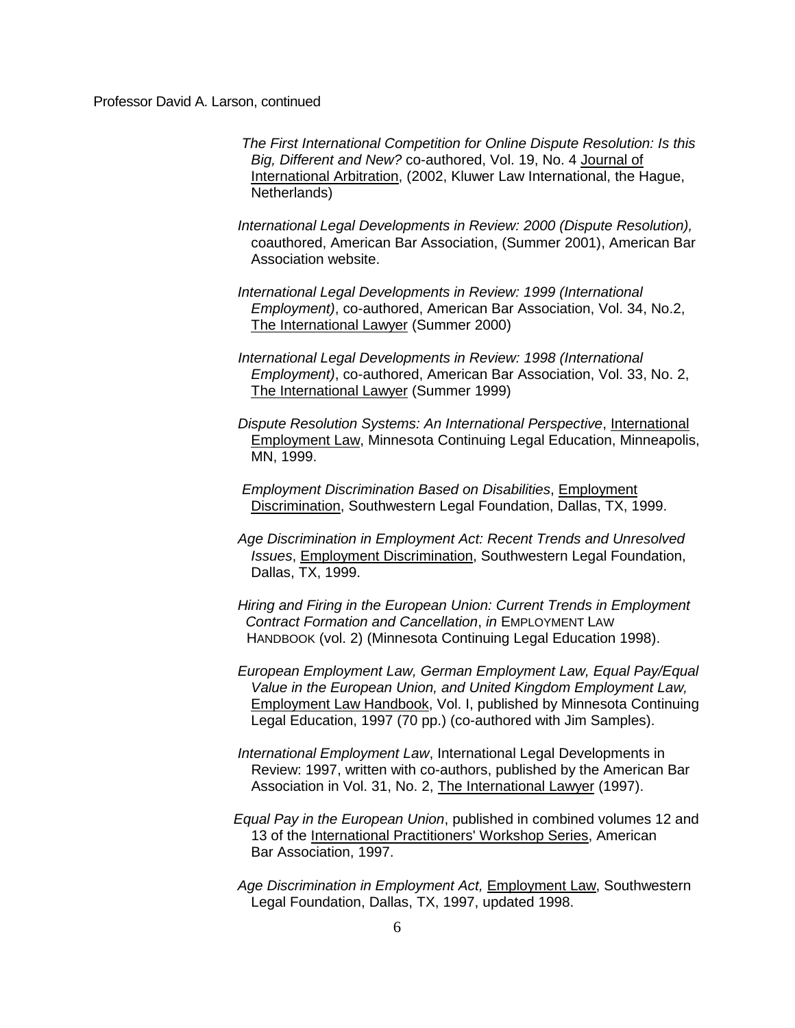*The First International Competition for Online Dispute Resolution: Is this Big, Different and New?* co-authored, Vol. 19, No. 4 Journal of International Arbitration, (2002, Kluwer Law International, the Hague, Netherlands)

*International Legal Developments in Review: 2000 (Dispute Resolution),* coauthored, American Bar Association, (Summer 2001), American Bar Association website.

*International Legal Developments in Review: 1999 (International Employment)*, co-authored, American Bar Association, Vol. 34, No.2, The International Lawyer (Summer 2000)

*International Legal Developments in Review: 1998 (International Employment)*, co-authored, American Bar Association, Vol. 33, No. 2, The International Lawyer (Summer 1999)

*Dispute Resolution Systems: An International Perspective*, International Employment Law, Minnesota Continuing Legal Education, Minneapolis, MN, 1999.

*Employment Discrimination Based on Disabilities*, Employment Discrimination, Southwestern Legal Foundation, Dallas, TX, 1999.

*Age Discrimination in Employment Act: Recent Trends and Unresolved Issues*, Employment Discrimination, Southwestern Legal Foundation, Dallas, TX, 1999.

*Hiring and Firing in the European Union: Current Trends in Employment Contract Formation and Cancellation*, *in* EMPLOYMENT LAW HANDBOOK (vol. 2) (Minnesota Continuing Legal Education 1998).

*European Employment Law, German Employment Law, Equal Pay/Equal Value in the European Union, and United Kingdom Employment Law,* Employment Law Handbook, Vol. I, published by Minnesota Continuing Legal Education, 1997 (70 pp.) (co-authored with Jim Samples).

*International Employment Law*, International Legal Developments in Review: 1997, written with co-authors, published by the American Bar Association in Vol. 31, No. 2, The International Lawyer (1997).

*Equal Pay in the European Union*, published in combined volumes 12 and 13 of the International Practitioners' Workshop Series, American Bar Association, 1997.

*Age Discrimination in Employment Act,* Employment Law, Southwestern Legal Foundation, Dallas, TX, 1997, updated 1998.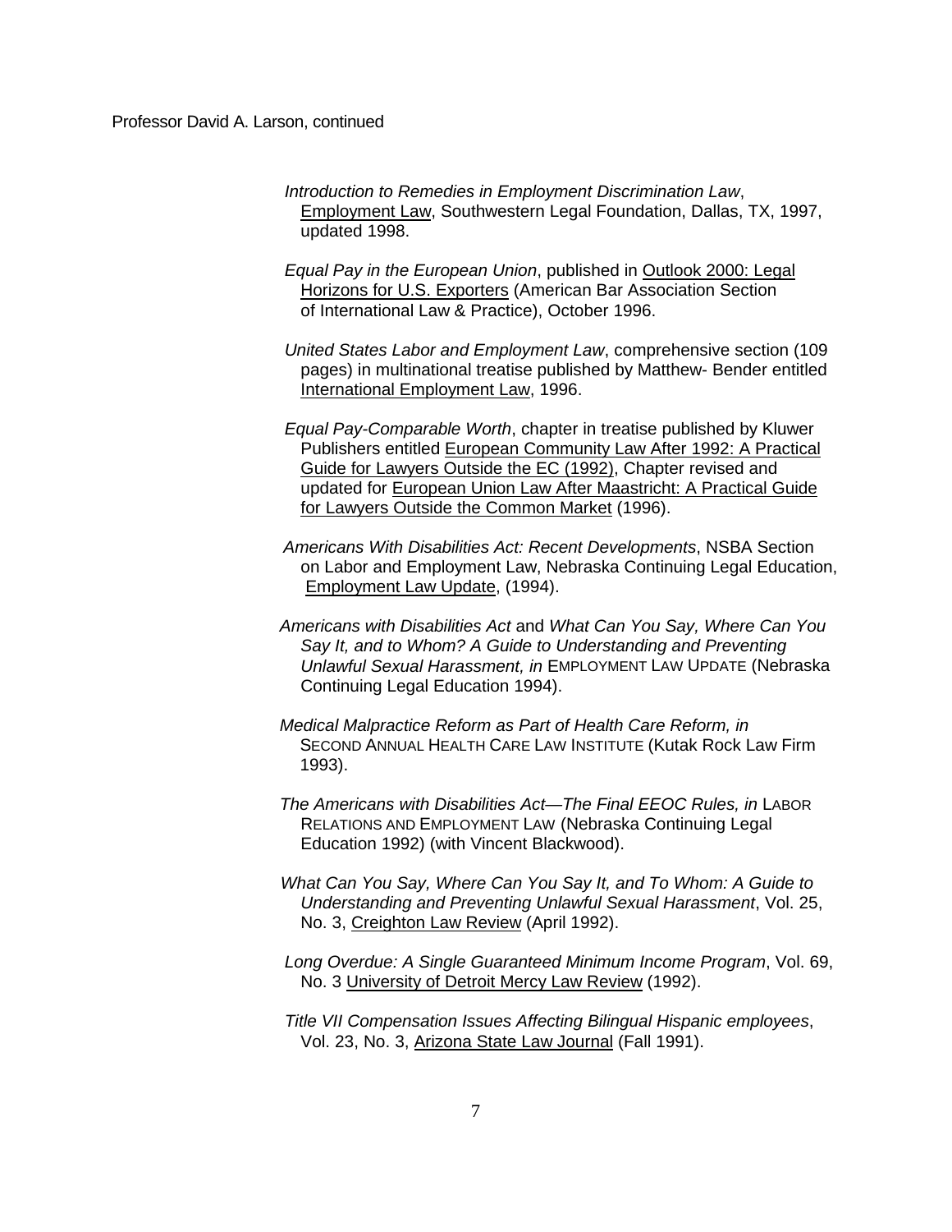*Introduction to Remedies in Employment Discrimination Law*, Employment Law, Southwestern Legal Foundation, Dallas, TX, 1997, updated 1998.

*Equal Pay in the European Union*, published in Outlook 2000: Legal Horizons for U.S. Exporters (American Bar Association Section of International Law & Practice), October 1996.

*United States Labor and Employment Law*, comprehensive section (109 pages) in multinational treatise published by Matthew- Bender entitled International Employment Law, 1996.

*Equal Pay-Comparable Worth*, chapter in treatise published by Kluwer Publishers entitled European Community Law After 1992: A Practical Guide for Lawyers Outside the EC (1992), Chapter revised and updated for European Union Law After Maastricht: A Practical Guide for Lawyers Outside the Common Market (1996).

*Americans With Disabilities Act: Recent Developments*, NSBA Section on Labor and Employment Law, Nebraska Continuing Legal Education, Employment Law Update, (1994).

*Americans with Disabilities Act* and *What Can You Say, Where Can You Say It, and to Whom? A Guide to Understanding and Preventing Unlawful Sexual Harassment, in* EMPLOYMENT LAW UPDATE (Nebraska Continuing Legal Education 1994).

*Medical Malpractice Reform as Part of Health Care Reform, in* SECOND ANNUAL HEALTH CARE LAW INSTITUTE (Kutak Rock Law Firm 1993).

*The Americans with Disabilities Act—The Final EEOC Rules, in* LABOR RELATIONS AND EMPLOYMENT LAW (Nebraska Continuing Legal Education 1992) (with Vincent Blackwood).

*What Can You Say, Where Can You Say It, and To Whom: A Guide to Understanding and Preventing Unlawful Sexual Harassment*, Vol. 25, No. 3, Creighton Law Review (April 1992).

*Long Overdue: A Single Guaranteed Minimum Income Program*, Vol. 69, No. 3 University of Detroit Mercy Law Review (1992).

*Title VII Compensation Issues Affecting Bilingual Hispanic employees*, Vol. 23, No. 3, Arizona State Law Journal (Fall 1991).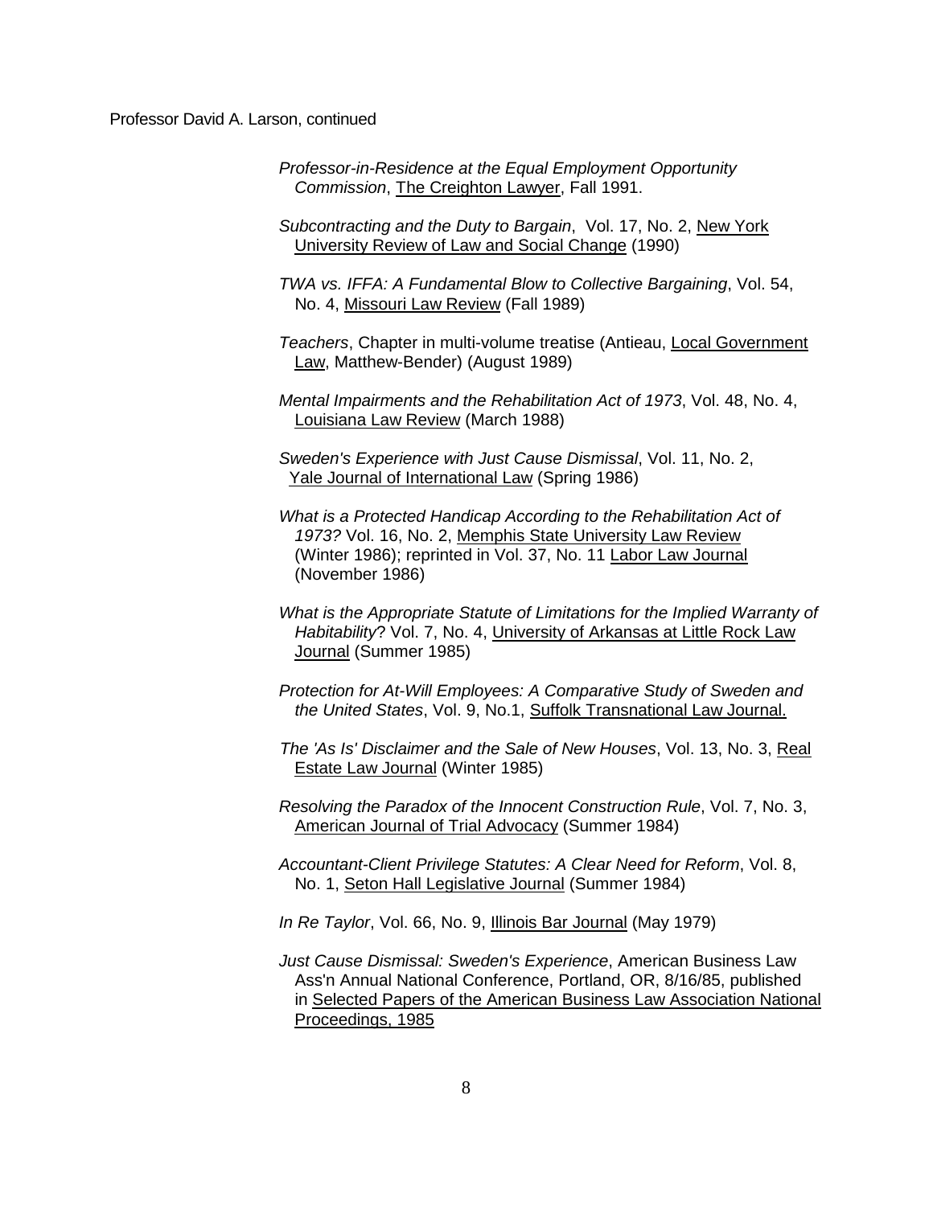Professor David A. Larson, continued

*Professor-in-Residence at the Equal Employment Opportunity Commission*, The Creighton Lawyer, Fall 1991.

*Subcontracting and the Duty to Bargain*, Vol. 17, No. 2, New York University Review of Law and Social Change (1990)

*TWA vs. IFFA: A Fundamental Blow to Collective Bargaining*, Vol. 54, No. 4, Missouri Law Review (Fall 1989)

*Teachers*, Chapter in multi-volume treatise (Antieau, Local Government Law, Matthew-Bender) (August 1989)

*Mental Impairments and the Rehabilitation Act of 1973*, Vol. 48, No. 4, Louisiana Law Review (March 1988)

*Sweden's Experience with Just Cause Dismissal*, Vol. 11, No. 2, Yale Journal of International Law (Spring 1986)

*What is a Protected Handicap According to the Rehabilitation Act of 1973?* Vol. 16, No. 2, Memphis State University Law Review (Winter 1986); reprinted in Vol. 37, No. 11 Labor Law Journal (November 1986)

*What is the Appropriate Statute of Limitations for the Implied Warranty of Habitability*? Vol. 7, No. 4, University of Arkansas at Little Rock Law Journal (Summer 1985)

*Protection for At-Will Employees: A Comparative Study of Sweden and the United States*, Vol. 9, No.1, Suffolk Transnational Law Journal.

*The 'As Is' Disclaimer and the Sale of New Houses*, Vol. 13, No. 3, Real Estate Law Journal (Winter 1985)

*Resolving the Paradox of the Innocent Construction Rule*, Vol. 7, No. 3, American Journal of Trial Advocacy (Summer 1984)

*Accountant-Client Privilege Statutes: A Clear Need for Reform*, Vol. 8, No. 1, Seton Hall Legislative Journal (Summer 1984)

*In Re Taylor*, Vol. 66, No. 9, Illinois Bar Journal (May 1979)

*Just Cause Dismissal: Sweden's Experience*, American Business Law Ass'n Annual National Conference, Portland, OR, 8/16/85, published in Selected Papers of the American Business Law Association National Proceedings, 1985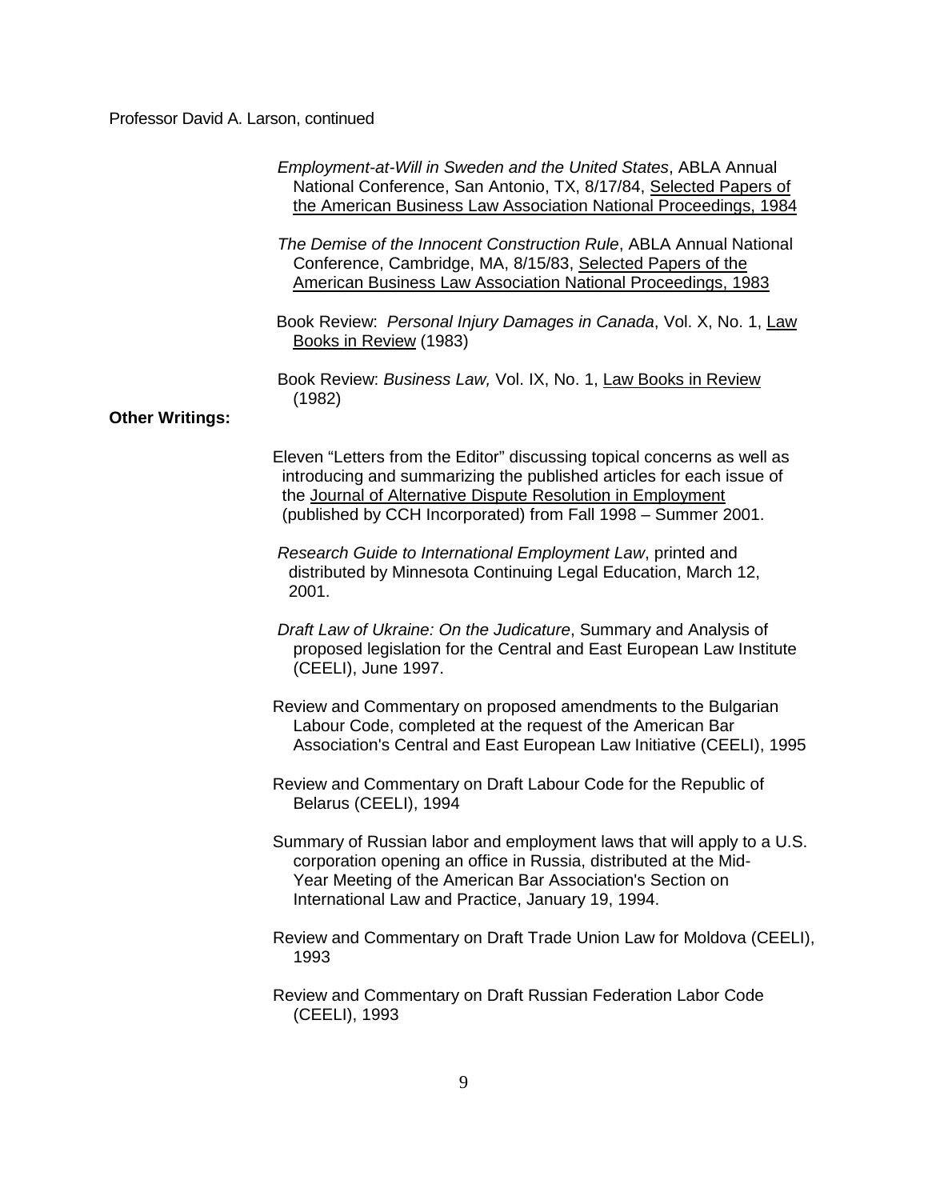*Employment-at-Will in Sweden and the United States*, ABLA Annual National Conference, San Antonio, TX, 8/17/84, Selected Papers of the American Business Law Association National Proceedings, 1984

*The Demise of the Innocent Construction Rule*, ABLA Annual National Conference, Cambridge, MA, 8/15/83, Selected Papers of the American Business Law Association National Proceedings, 1983

Book Review: *Personal Injury Damages in Canada*, Vol. X, No. 1, Law Books in Review (1983)

Book Review: *Business Law,* Vol. IX, No. 1, Law Books in Review (1982)

**Other Writings:**

Eleven "Letters from the Editor" discussing topical concerns as well as introducing and summarizing the published articles for each issue of the Journal of Alternative Dispute Resolution in Employment (published by CCH Incorporated) from Fall 1998 – Summer 2001.

*Research Guide to International Employment Law*, printed and distributed by Minnesota Continuing Legal Education, March 12, 2001.

*Draft Law of Ukraine: On the Judicature*, Summary and Analysis of proposed legislation for the Central and East European Law Institute (CEELI), June 1997.

Review and Commentary on proposed amendments to the Bulgarian Labour Code, completed at the request of the American Bar Association's Central and East European Law Initiative (CEELI), 1995

Review and Commentary on Draft Labour Code for the Republic of Belarus (CEELI), 1994

Summary of Russian labor and employment laws that will apply to a U.S. corporation opening an office in Russia, distributed at the Mid-Year Meeting of the American Bar Association's Section on International Law and Practice, January 19, 1994.

Review and Commentary on Draft Trade Union Law for Moldova (CEELI), 1993

Review and Commentary on Draft Russian Federation Labor Code (CEELI), 1993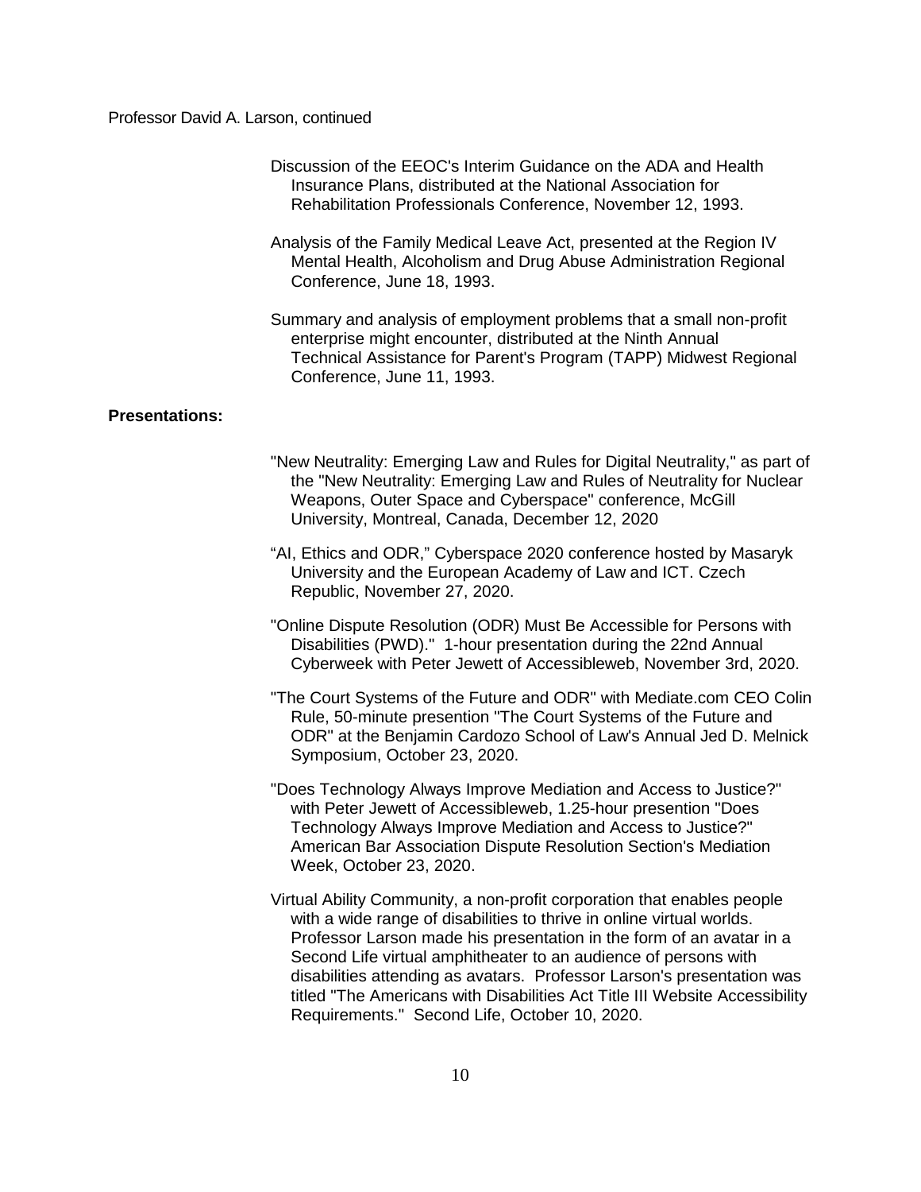Discussion of the EEOC's Interim Guidance on the ADA and Health Insurance Plans, distributed at the National Association for Rehabilitation Professionals Conference, November 12, 1993.

Analysis of the Family Medical Leave Act, presented at the Region IV Mental Health, Alcoholism and Drug Abuse Administration Regional Conference, June 18, 1993.

Summary and analysis of employment problems that a small non-profit enterprise might encounter, distributed at the Ninth Annual Technical Assistance for Parent's Program (TAPP) Midwest Regional Conference, June 11, 1993.

**Presentations:**

"New Neutrality: Emerging Law and Rules for Digital Neutrality," as part of the "New Neutrality: Emerging Law and Rules of Neutrality for Nuclear Weapons, Outer Space and Cyberspace" conference, McGill University, Montreal, Canada, December 12, 2020

"AI, Ethics and ODR," Cyberspace 2020 conference hosted by Masaryk University and the European Academy of Law and ICT. Czech Republic, November 27, 2020.

"Online Dispute Resolution (ODR) Must Be Accessible for Persons with Disabilities (PWD)." 1-hour presentation during the 22nd Annual Cyberweek with Peter Jewett of Accessibleweb, November 3rd, 2020.

"The Court Systems of the Future and ODR" with Mediate.com CEO Colin Rule, 50-minute presention "The Court Systems of the Future and ODR" at the Benjamin Cardozo School of Law's Annual Jed D. Melnick Symposium, October 23, 2020.

"Does Technology Always Improve Mediation and Access to Justice?" with Peter Jewett of Accessibleweb, 1.25-hour presention "Does Technology Always Improve Mediation and Access to Justice?" American Bar Association Dispute Resolution Section's Mediation Week, October 23, 2020.

Virtual Ability Community, a non-profit corporation that enables people with a wide range of disabilities to thrive in online virtual worlds. Professor Larson made his presentation in the form of an avatar in a Second Life virtual amphitheater to an audience of persons with disabilities attending as avatars. Professor Larson's presentation was titled "The Americans with Disabilities Act Title III Website Accessibility Requirements." Second Life, October 10, 2020.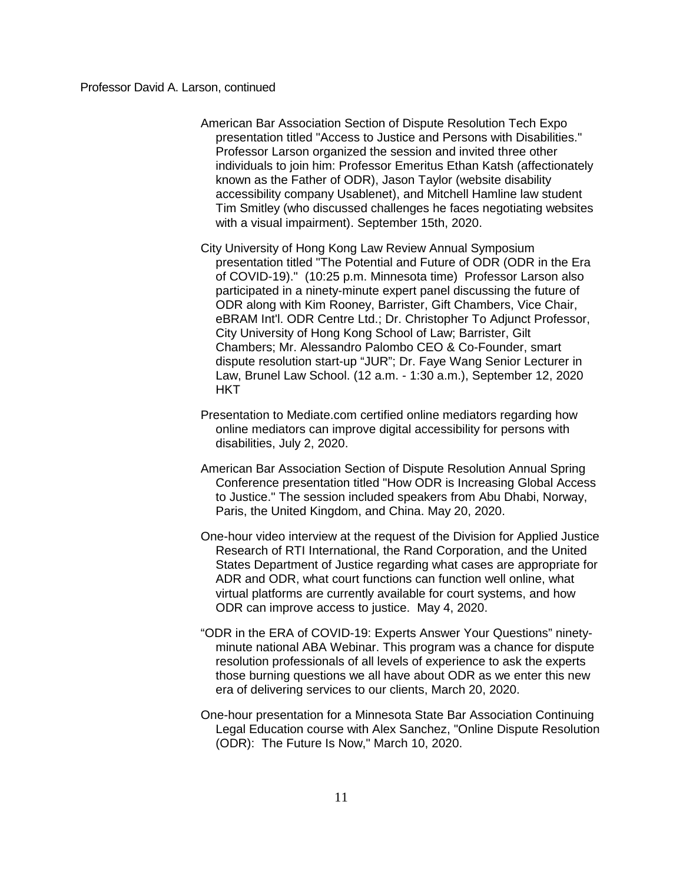Professor David A. Larson, continued

American Bar Association Section of Dispute Resolution Tech Expo presentation titled "Access to Justice and Persons with Disabilities." Professor Larson organized the session and invited three other individuals to join him: Professor Emeritus Ethan Katsh (affectionately known as the Father of ODR), Jason Taylor (website disability accessibility company Usablenet), and Mitchell Hamline law student Tim Smitley (who discussed challenges he faces negotiating websites with a visual impairment). September 15th, 2020.

City University of Hong Kong Law Review Annual Symposium presentation titled "The Potential and Future of ODR (ODR in the Era of COVID-19)." (10:25 p.m. Minnesota time) Professor Larson also participated in a ninety-minute expert panel discussing the future of ODR along with Kim Rooney, Barrister, Gift Chambers, Vice Chair, eBRAM Int'l. ODR Centre Ltd.; Dr. Christopher To Adjunct Professor, City University of Hong Kong School of Law; Barrister, Gilt Chambers; Mr. Alessandro Palombo CEO & Co-Founder, smart dispute resolution start-up "JUR"; Dr. Faye Wang Senior Lecturer in Law, Brunel Law School. (12 a.m. - 1:30 a.m.), September 12, 2020 HKT

Presentation to Mediate.com certified online mediators regarding how online mediators can improve digital accessibility for persons with disabilities, July 2, 2020.

American Bar Association Section of Dispute Resolution Annual Spring Conference presentation titled "How ODR is Increasing Global Access to Justice." The session included speakers from Abu Dhabi, Norway, Paris, the United Kingdom, and China. May 20, 2020.

One-hour video interview at the request of the Division for Applied Justice Research of RTI International, the Rand Corporation, and the United States Department of Justice regarding what cases are appropriate for ADR and ODR, what court functions can function well online, what virtual platforms are currently available for court systems, and how ODR can improve access to justice. May 4, 2020.

"ODR in the ERA of COVID-19: Experts Answer Your Questions" ninety-minute national ABA Webinar. This program was a chance for dispute resolution professionals of all levels of experience to ask the experts those burning questions we all have about ODR as we enter this new era of delivering services to our clients, March 20, 2020.

One-hour presentation for a Minnesota State Bar Association Continuing Legal Education course with Alex Sanchez, "Online Dispute Resolution (ODR): The Future Is Now," March 10, 2020.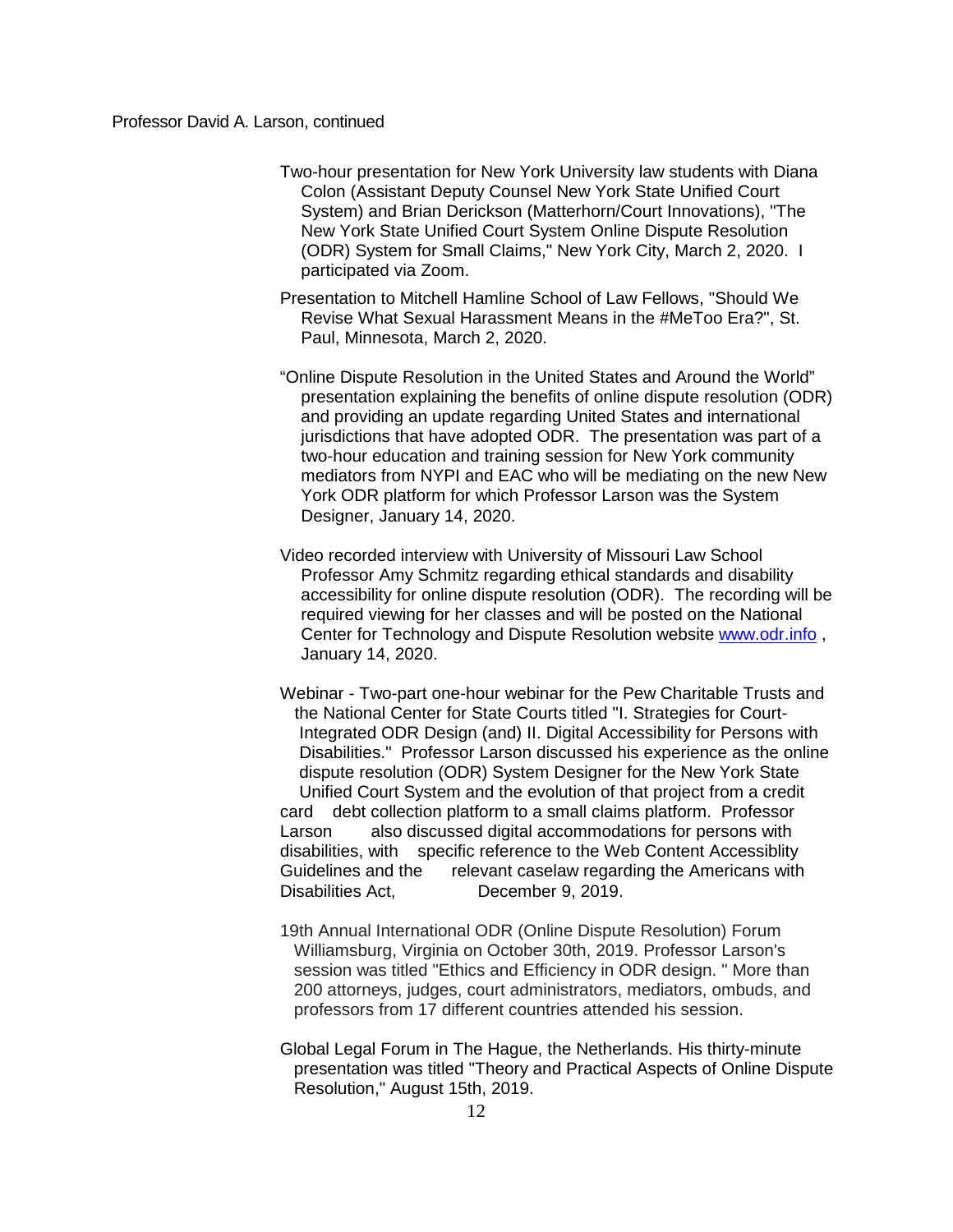Professor David A. Larson, continued

Two-hour presentation for New York University law students with Diana Colon (Assistant Deputy Counsel New York State Unified Court System) and Brian Derickson (Matterhorn/Court Innovations), "The New York State Unified Court System Online Dispute Resolution (ODR) System for Small Claims," New York City, March 2, 2020. I participated via Zoom.

Presentation to Mitchell Hamline School of Law Fellows, "Should We Revise What Sexual Harassment Means in the #MeToo Era?", St. Paul, Minnesota, March 2, 2020.

"Online Dispute Resolution in the United States and Around the World" presentation explaining the benefits of online dispute resolution (ODR) and providing an update regarding United States and international jurisdictions that have adopted ODR. The presentation was part of a two-hour education and training session for New York community mediators from NYPI and EAC who will be mediating on the new New York ODR platform for which Professor Larson was the System Designer, January 14, 2020.

Video recorded interview with University of Missouri Law School Professor Amy Schmitz regarding ethical standards and disability accessibility for online dispute resolution (ODR). The recording will be required viewing for her classes and will be posted on the National Center for Technology and Dispute Resolution website [www.odr.info](http://www.odr.info) , January 14, 2020.

Webinar - Two-part one-hour webinar for the Pew Charitable Trusts and the National Center for State Courts titled "I. Strategies for Court-Integrated ODR Design (and) II. Digital Accessibility for Persons with Disabilities." Professor Larson discussed his experience as the online dispute resolution (ODR) System Designer for the New York State Unified Court System and the evolution of that project from a credit card debt collection platform to a small claims platform. Professor Larson also discussed digital accommodations for persons with disabilities, with specific reference to the Web Content Accessiblity Guidelines and the relevant caselaw regarding the Americans with Disabilities Act, December 9, 2019.

19th Annual International ODR (Online Dispute Resolution) Forum Williamsburg, Virginia on October 30th, 2019. Professor Larson's session was titled "Ethics and Efficiency in ODR design. " More than 200 attorneys, judges, court administrators, mediators, ombuds, and professors from 17 different countries attended his session.

Global Legal Forum in The Hague, the Netherlands. His thirty-minute presentation was titled "Theory and Practical Aspects of Online Dispute Resolution," August 15th, 2019.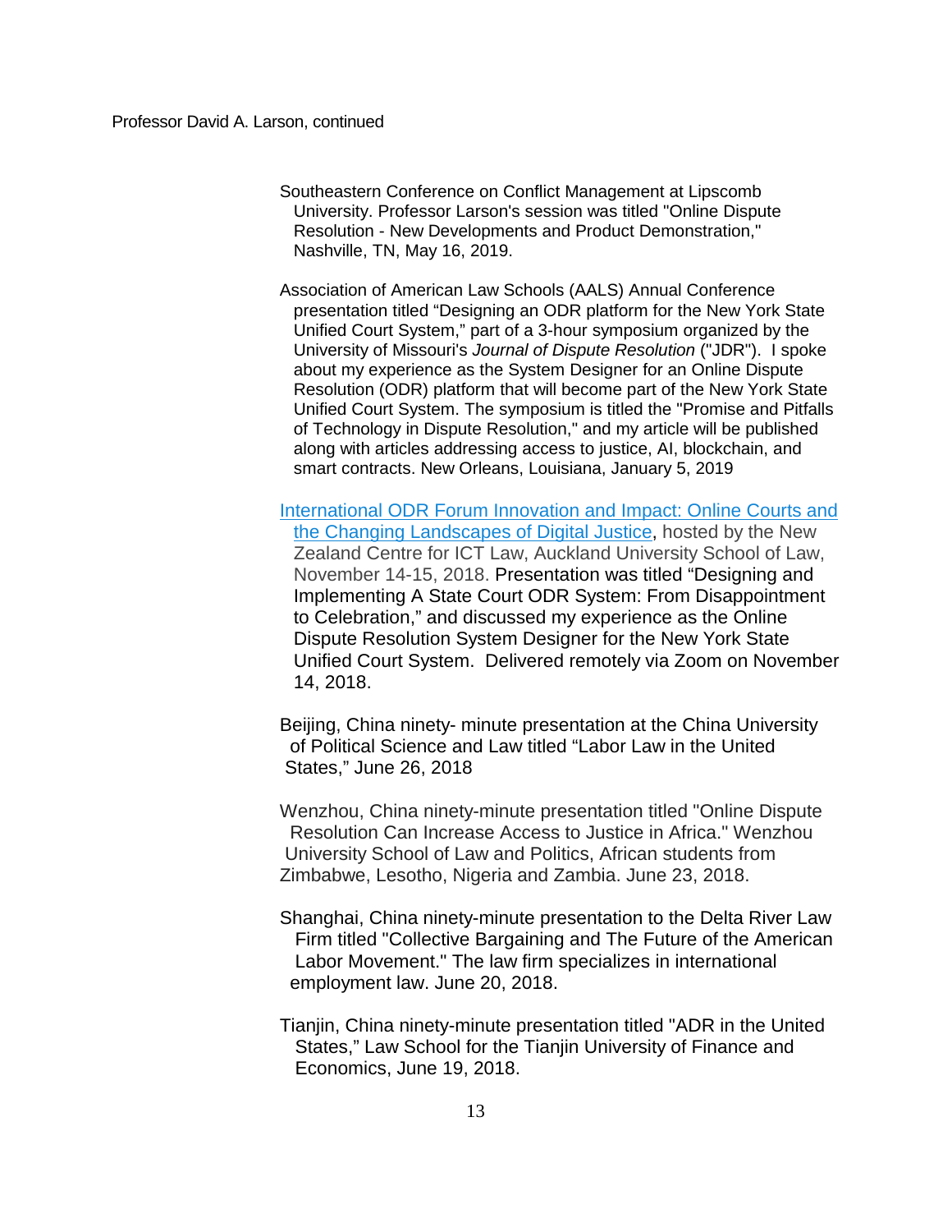Southeastern Conference on Conflict Management at Lipscomb University. Professor Larson's session was titled "Online Dispute Resolution - New Developments and Product Demonstration," Nashville, TN, May 16, 2019.

Association of American Law Schools (AALS) Annual Conference presentation titled "Designing an ODR platform for the New York State Unified Court System," part of a 3-hour symposium organized by the University of Missouri's *Journal of Dispute Resolution* ("JDR"). I spoke about my experience as the System Designer for an Online Dispute Resolution (ODR) platform that will become part of the New York State Unified Court System. The symposium is titled the "Promise and Pitfalls of Technology in Dispute Resolution," and my article will be published along with articles addressing access to justice, AI, blockchain, and smart contracts. New Orleans, Louisiana, January 5, 2019

International ODR Forum Innovation and Impact: Online Courts and the Changing Landscapes of Digital Justice, hosted by the New Zealand Centre for ICT Law, Auckland University School of Law, November 14-15, 2018. Presentation was titled "Designing and Implementing A State Court ODR System: From Disappointment to Celebration," and discussed my experience as the Online Dispute Resolution System Designer for the New York State Unified Court System. Delivered remotely via Zoom on November 14, 2018.

Beijing, China ninety- minute presentation at the China University of Political Science and Law titled "Labor Law in the United States," June 26, 2018

Wenzhou, China ninety-minute presentation titled "Online Dispute Resolution Can Increase Access to Justice in Africa." Wenzhou University School of Law and Politics, African students from Zimbabwe, Lesotho, Nigeria and Zambia. June 23, 2018.

Shanghai, China ninety-minute presentation to the Delta River Law Firm titled "Collective Bargaining and The Future of the American Labor Movement." The law firm specializes in international employment law. June 20, 2018.

Tianjin, China ninety-minute presentation titled "ADR in the United States," Law School for the Tianjin University of Finance and Economics, June 19, 2018.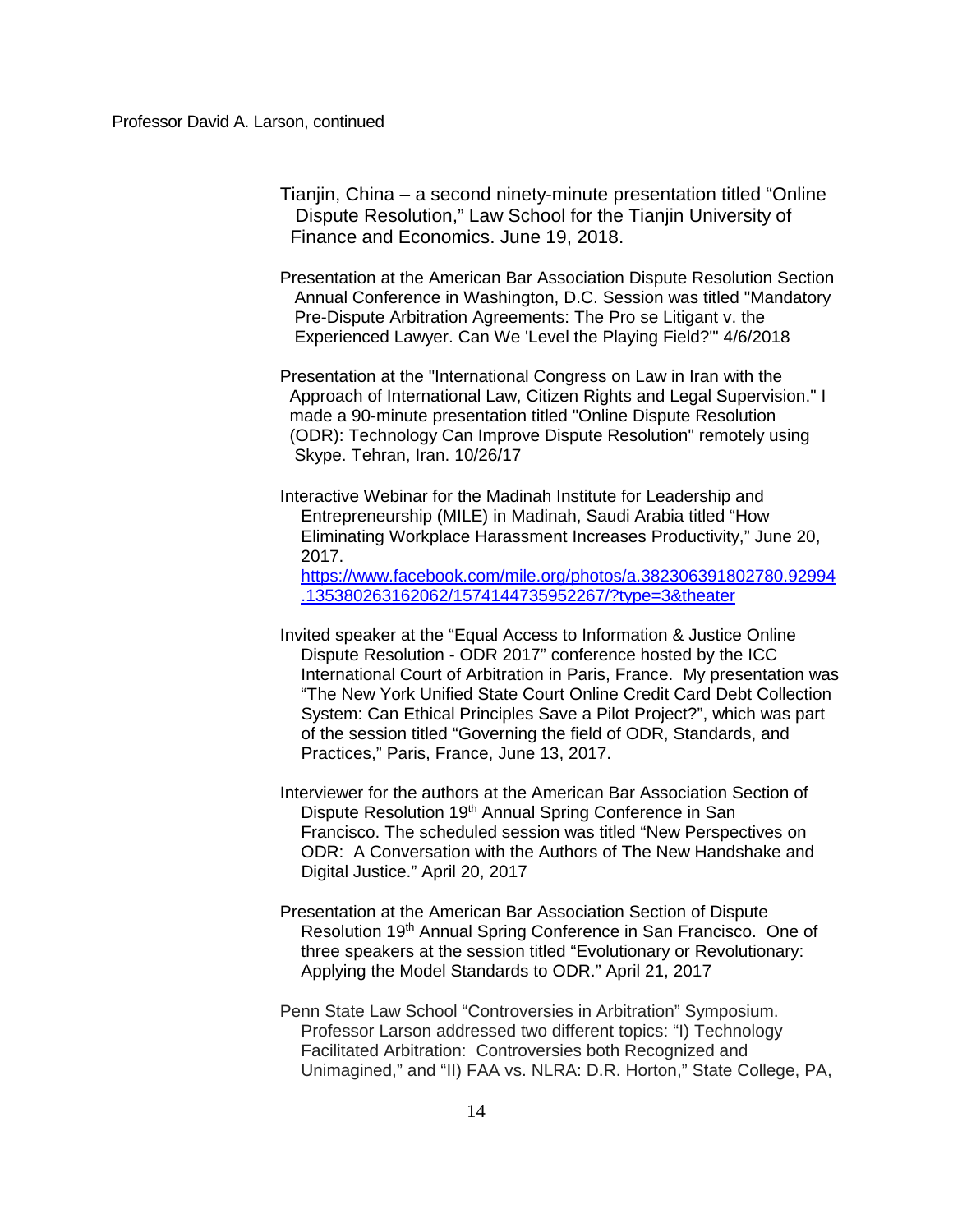Tianjin, China – a second ninety-minute presentation titled “Online Dispute Resolution,” Law School for the Tianjin University of Finance and Economics. June 19, 2018.

Presentation at the American Bar Association Dispute Resolution Section Annual Conference in Washington, D.C. Session was titled "Mandatory Pre-Dispute Arbitration Agreements: The Pro se Litigant v. the Experienced Lawyer. Can We 'Level the Playing Field?'" 4/6/2018

Presentation at the "International Congress on Law in Iran with the Approach of International Law, Citizen Rights and Legal Supervision." I made a 90-minute presentation titled "Online Dispute Resolution (ODR): Technology Can Improve Dispute Resolution" remotely using Skype. Tehran, Iran. 10/26/17

Interactive Webinar for the Madinah Institute for Leadership and Entrepreneurship (MILE) in Madinah, Saudi Arabia titled “How Eliminating Workplace Harassment Increases Productivity,” June 20, 2017.
[https://www.facebook.com/mile.org/photos/a.382306391802780.92994.135380263162062/1574144735952267/?type=3&theater](https://www.facebook.com/mile.org/photos/a.382306391802780.92994.135380263162062/1574144735952267/?type=3&theater)

Invited speaker at the “Equal Access to Information & Justice Online Dispute Resolution - ODR 2017” conference hosted by the ICC International Court of Arbitration in Paris, France. My presentation was “The New York Unified State Court Online Credit Card Debt Collection System: Can Ethical Principles Save a Pilot Project?”, which was part of the session titled “Governing the field of ODR, Standards, and Practices,” Paris, France, June 13, 2017.

Interviewer for the authors at the American Bar Association Section of Dispute Resolution 19th Annual Spring Conference in San Francisco. The scheduled session was titled “New Perspectives on ODR: A Conversation with the Authors of The New Handshake and Digital Justice.” April 20, 2017

Presentation at the American Bar Association Section of Dispute Resolution 19th Annual Spring Conference in San Francisco. One of three speakers at the session titled “Evolutionary or Revolutionary: Applying the Model Standards to ODR.” April 21, 2017

Penn State Law School “Controversies in Arbitration” Symposium. Professor Larson addressed two different topics: “I) Technology Facilitated Arbitration: Controversies both Recognized and Unimagined,” and “II) FAA vs. NLRA: D.R. Horton,” State College, PA,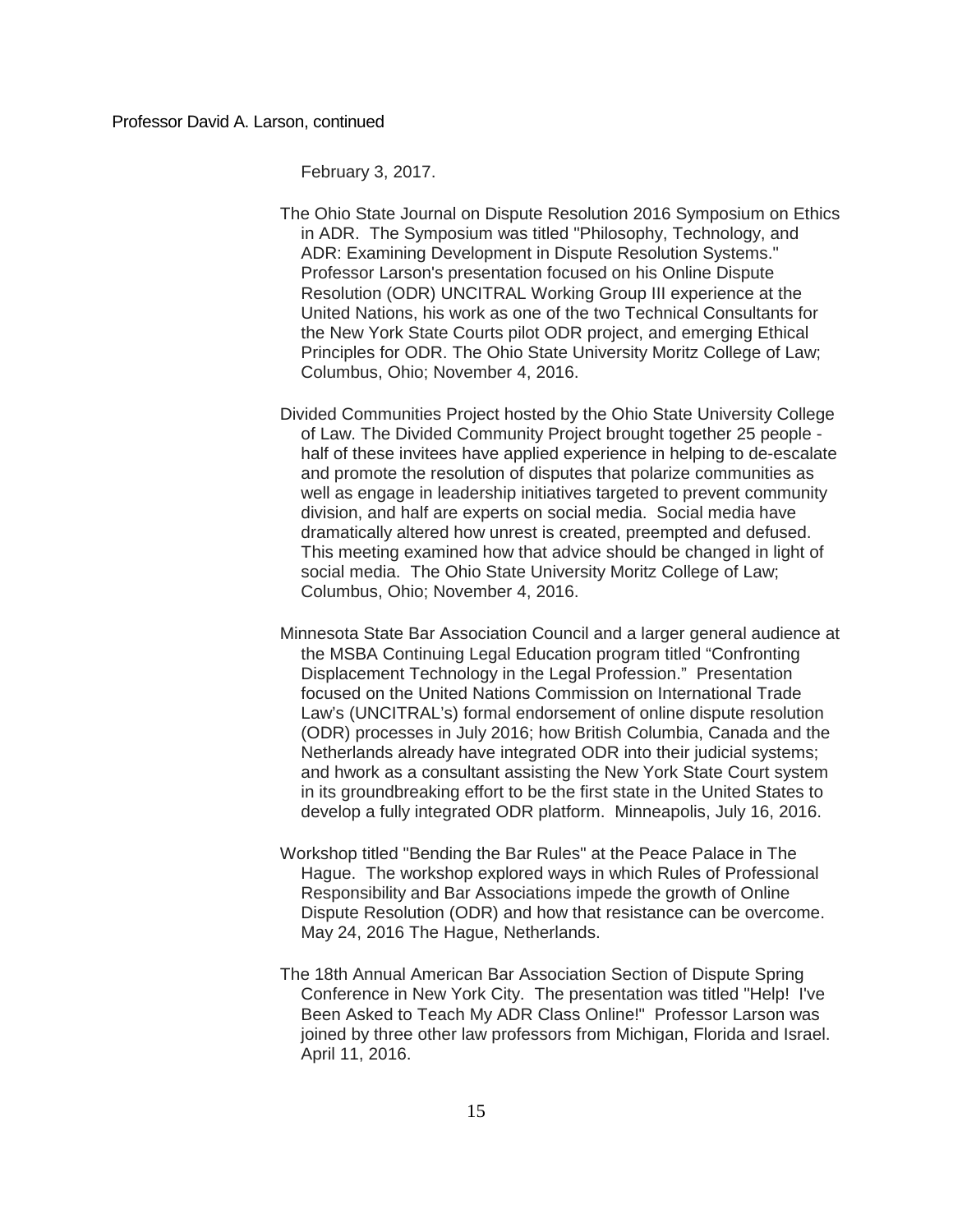February 3, 2017.

The Ohio State Journal on Dispute Resolution 2016 Symposium on Ethics in ADR. The Symposium was titled "Philosophy, Technology, and ADR: Examining Development in Dispute Resolution Systems." Professor Larson's presentation focused on his Online Dispute Resolution (ODR) UNCITRAL Working Group III experience at the United Nations, his work as one of the two Technical Consultants for the New York State Courts pilot ODR project, and emerging Ethical Principles for ODR. The Ohio State University Moritz College of Law; Columbus, Ohio; November 4, 2016.

Divided Communities Project hosted by the Ohio State University College of Law. The Divided Community Project brought together 25 people - half of these invitees have applied experience in helping to de-escalate and promote the resolution of disputes that polarize communities as well as engage in leadership initiatives targeted to prevent community division, and half are experts on social media. Social media have dramatically altered how unrest is created, preempted and defused. This meeting examined how that advice should be changed in light of social media. The Ohio State University Moritz College of Law; Columbus, Ohio; November 4, 2016.

Minnesota State Bar Association Council and a larger general audience at the MSBA Continuing Legal Education program titled “Confronting Displacement Technology in the Legal Profession.” Presentation focused on the United Nations Commission on International Trade Law’s (UNCITRAL’s) formal endorsement of online dispute resolution (ODR) processes in July 2016; how British Columbia, Canada and the Netherlands already have integrated ODR into their judicial systems; and hwork as a consultant assisting the New York State Court system in its groundbreaking effort to be the first state in the United States to develop a fully integrated ODR platform. Minneapolis, July 16, 2016.

Workshop titled "Bending the Bar Rules" at the Peace Palace in The Hague. The workshop explored ways in which Rules of Professional Responsibility and Bar Associations impede the growth of Online Dispute Resolution (ODR) and how that resistance can be overcome. May 24, 2016 The Hague, Netherlands.

The 18th Annual American Bar Association Section of Dispute Spring Conference in New York City. The presentation was titled "Help! I've Been Asked to Teach My ADR Class Online!" Professor Larson was joined by three other law professors from Michigan, Florida and Israel. April 11, 2016.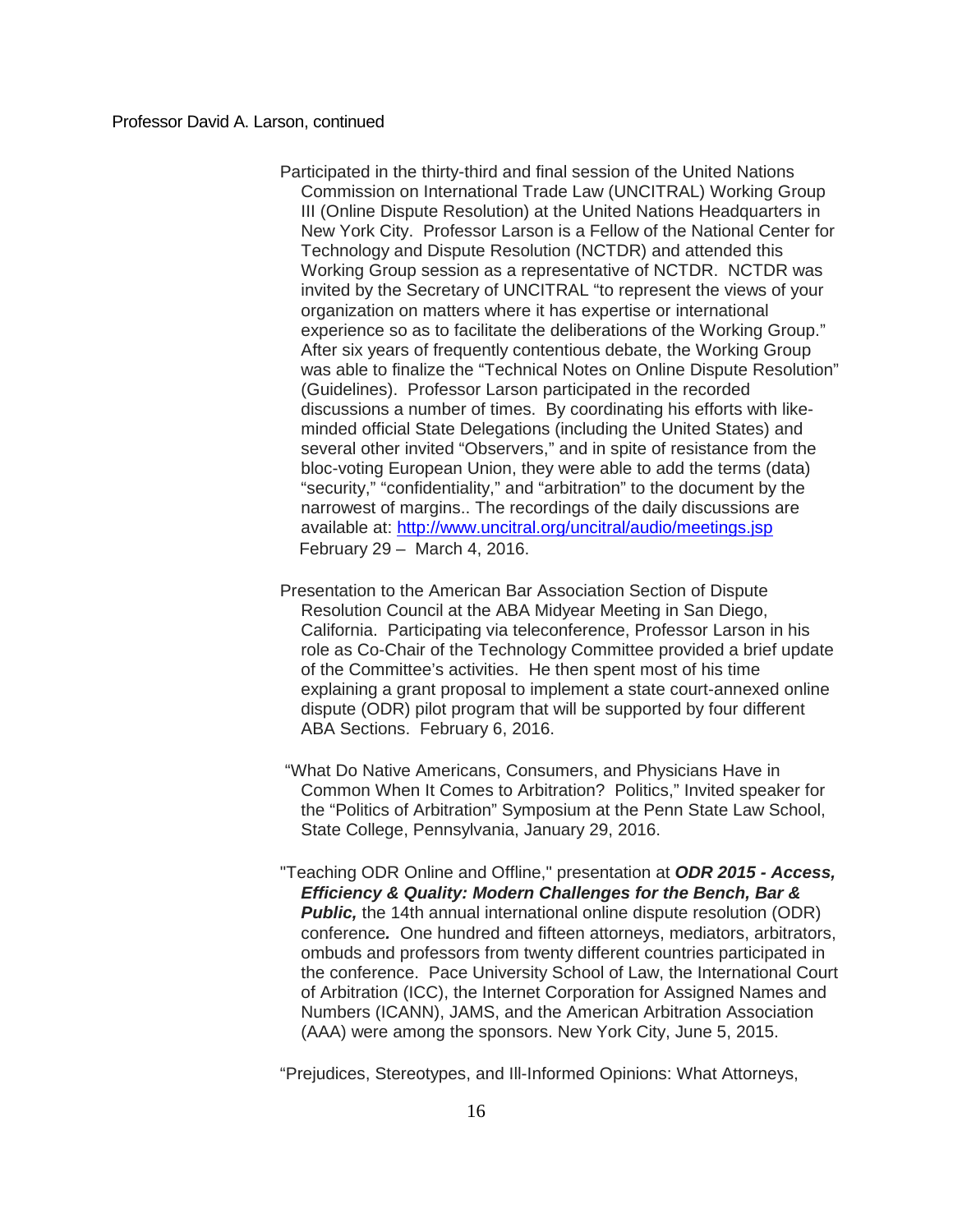Professor David A. Larson, continued

Participated in the thirty-third and final session of the United Nations Commission on International Trade Law (UNCITRAL) Working Group III (Online Dispute Resolution) at the United Nations Headquarters in New York City. Professor Larson is a Fellow of the National Center for Technology and Dispute Resolution (NCTDR) and attended this Working Group session as a representative of NCTDR. NCTDR was invited by the Secretary of UNCITRAL "to represent the views of your organization on matters where it has expertise or international experience so as to facilitate the deliberations of the Working Group." After six years of frequently contentious debate, the Working Group was able to finalize the "Technical Notes on Online Dispute Resolution" (Guidelines). Professor Larson participated in the recorded discussions a number of times. By coordinating his efforts with like-minded official State Delegations (including the United States) and several other invited "Observers," and in spite of resistance from the bloc-voting European Union, they were able to add the terms (data) "security," "confidentiality," and "arbitration" to the document by the narrowest of margins.. The recordings of the daily discussions are available at: [http://www.uncitral.org/uncitral/audio/meetings.jsp](http://www.uncitral.org/uncitral/audio/meetings.jsp) February 29 – March 4, 2016.

Presentation to the American Bar Association Section of Dispute Resolution Council at the ABA Midyear Meeting in San Diego, California. Participating via teleconference, Professor Larson in his role as Co-Chair of the Technology Committee provided a brief update of the Committee's activities. He then spent most of his time explaining a grant proposal to implement a state court-annexed online dispute (ODR) pilot program that will be supported by four different ABA Sections. February 6, 2016.

"What Do Native Americans, Consumers, and Physicians Have in Common When It Comes to Arbitration? Politics," Invited speaker for the "Politics of Arbitration" Symposium at the Penn State Law School, State College, Pennsylvania, January 29, 2016.

"Teaching ODR Online and Offline," presentation at ***ODR 2015 - Access, Efficiency & Quality: Modern Challenges for the Bench, Bar & Public,*** the 14th annual international online dispute resolution (ODR) conference***.*** One hundred and fifteen attorneys, mediators, arbitrators, ombuds and professors from twenty different countries participated in the conference. Pace University School of Law, the International Court of Arbitration (ICC), the Internet Corporation for Assigned Names and Numbers (ICANN), JAMS, and the American Arbitration Association (AAA) were among the sponsors. New York City, June 5, 2015.

"Prejudices, Stereotypes, and Ill-Informed Opinions: What Attorneys,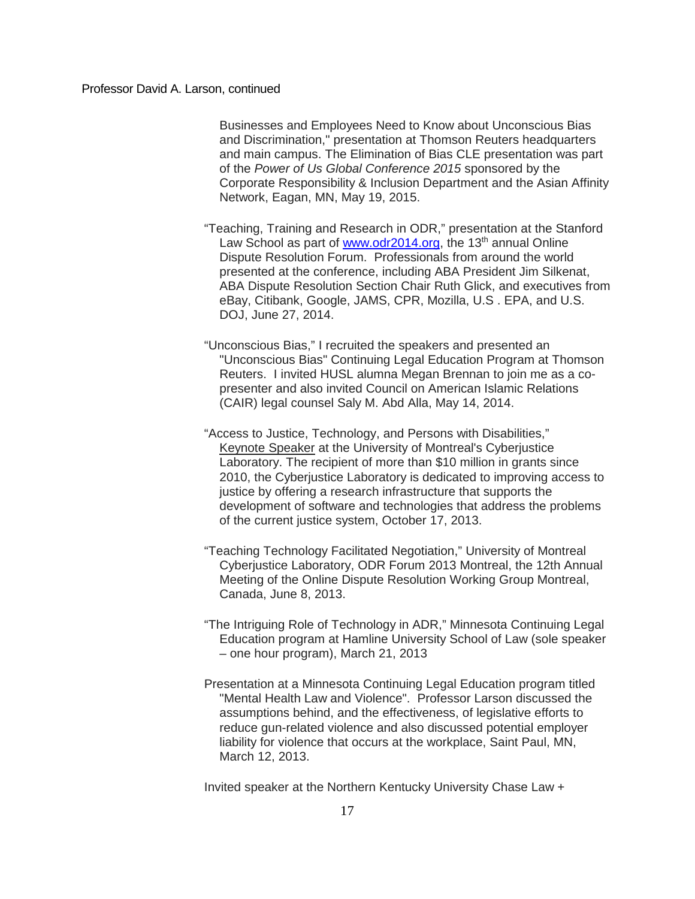Businesses and Employees Need to Know about Unconscious Bias and Discrimination," presentation at Thomson Reuters headquarters and main campus. The Elimination of Bias CLE presentation was part of the *Power of Us Global Conference 2015* sponsored by the Corporate Responsibility & Inclusion Department and the Asian Affinity Network, Eagan, MN, May 19, 2015.

"Teaching, Training and Research in ODR," presentation at the Stanford Law School as part of [www.odr2014.org](http://www.odr2014.org), the 13th annual Online Dispute Resolution Forum. Professionals from around the world presented at the conference, including ABA President Jim Silkenat, ABA Dispute Resolution Section Chair Ruth Glick, and executives from eBay, Citibank, Google, JAMS, CPR, Mozilla, U.S . EPA, and U.S. DOJ, June 27, 2014.

"Unconscious Bias," I recruited the speakers and presented an "Unconscious Bias" Continuing Legal Education Program at Thomson Reuters. I invited HUSL alumna Megan Brennan to join me as a co-presenter and also invited Council on American Islamic Relations (CAIR) legal counsel Saly M. Abd Alla, May 14, 2014.

"Access to Justice, Technology, and Persons with Disabilities," Keynote Speaker at the University of Montreal's Cyberjustice Laboratory. The recipient of more than $10 million in grants since 2010, the Cyberjustice Laboratory is dedicated to improving access to justice by offering a research infrastructure that supports the development of software and technologies that address the problems of the current justice system, October 17, 2013.

"Teaching Technology Facilitated Negotiation," University of Montreal Cyberjustice Laboratory, ODR Forum 2013 Montreal, the 12th Annual Meeting of the Online Dispute Resolution Working Group Montreal, Canada, June 8, 2013.

"The Intriguing Role of Technology in ADR," Minnesota Continuing Legal Education program at Hamline University School of Law (sole speaker – one hour program), March 21, 2013

Presentation at a Minnesota Continuing Legal Education program titled "Mental Health Law and Violence". Professor Larson discussed the assumptions behind, and the effectiveness, of legislative efforts to reduce gun-related violence and also discussed potential employer liability for violence that occurs at the workplace, Saint Paul, MN, March 12, 2013.

Invited speaker at the Northern Kentucky University Chase Law +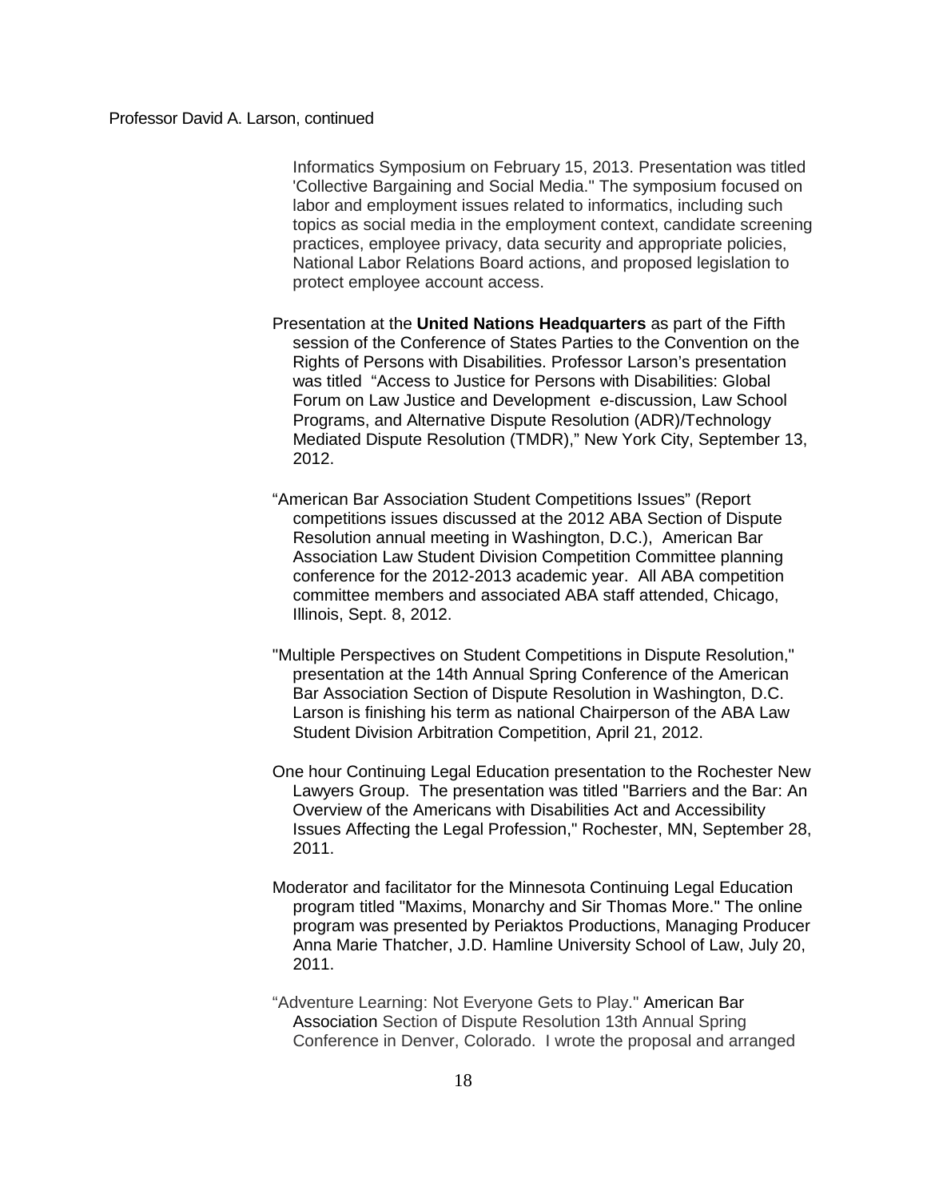Informatics Symposium on February 15, 2013. Presentation was titled 'Collective Bargaining and Social Media." The symposium focused on labor and employment issues related to informatics, including such topics as social media in the employment context, candidate screening practices, employee privacy, data security and appropriate policies, National Labor Relations Board actions, and proposed legislation to protect employee account access.

Presentation at the **United Nations Headquarters** as part of the Fifth session of the Conference of States Parties to the Convention on the Rights of Persons with Disabilities. Professor Larson's presentation was titled "Access to Justice for Persons with Disabilities: Global Forum on Law Justice and Development e-discussion, Law School Programs, and Alternative Dispute Resolution (ADR)/Technology Mediated Dispute Resolution (TMDR)," New York City, September 13, 2012.

"American Bar Association Student Competitions Issues" (Report competitions issues discussed at the 2012 ABA Section of Dispute Resolution annual meeting in Washington, D.C.), American Bar Association Law Student Division Competition Committee planning conference for the 2012-2013 academic year. All ABA competition committee members and associated ABA staff attended, Chicago, Illinois, Sept. 8, 2012.

"Multiple Perspectives on Student Competitions in Dispute Resolution," presentation at the 14th Annual Spring Conference of the American Bar Association Section of Dispute Resolution in Washington, D.C. Larson is finishing his term as national Chairperson of the ABA Law Student Division Arbitration Competition, April 21, 2012.

One hour Continuing Legal Education presentation to the Rochester New Lawyers Group. The presentation was titled "Barriers and the Bar: An Overview of the Americans with Disabilities Act and Accessibility Issues Affecting the Legal Profession," Rochester, MN, September 28, 2011.

Moderator and facilitator for the Minnesota Continuing Legal Education program titled "Maxims, Monarchy and Sir Thomas More." The online program was presented by Periaktos Productions, Managing Producer Anna Marie Thatcher, J.D. Hamline University School of Law, July 20, 2011.

"Adventure Learning: Not Everyone Gets to Play." American Bar Association Section of Dispute Resolution 13th Annual Spring Conference in Denver, Colorado. I wrote the proposal and arranged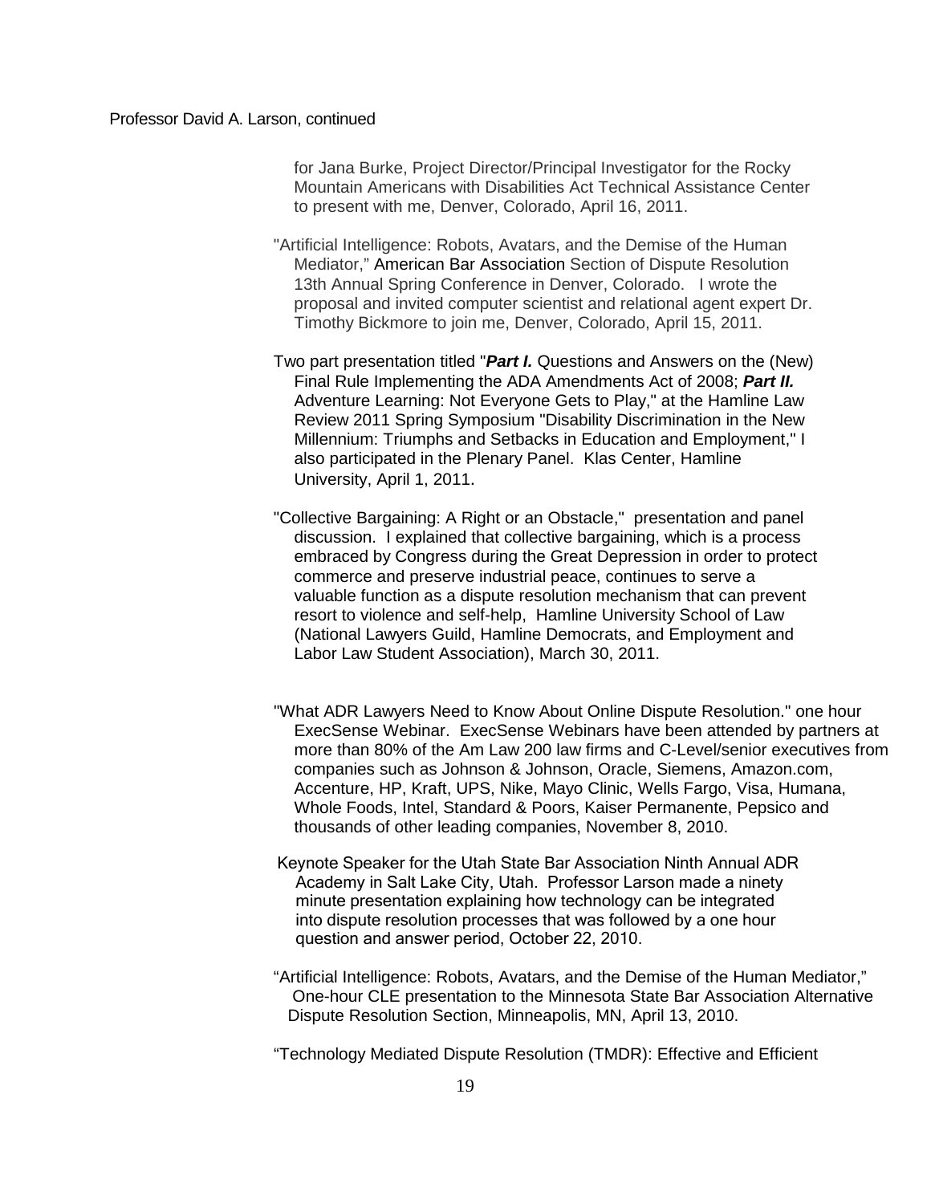for Jana Burke, Project Director/Principal Investigator for the Rocky Mountain Americans with Disabilities Act Technical Assistance Center to present with me, Denver, Colorado, April 16, 2011.

"Artificial Intelligence: Robots, Avatars, and the Demise of the Human Mediator," American Bar Association Section of Dispute Resolution 13th Annual Spring Conference in Denver, Colorado. I wrote the proposal and invited computer scientist and relational agent expert Dr. Timothy Bickmore to join me, Denver, Colorado, April 15, 2011.

Two part presentation titled "***Part I.*** Questions and Answers on the (New) Final Rule Implementing the ADA Amendments Act of 2008; ***Part II.*** Adventure Learning: Not Everyone Gets to Play," at the Hamline Law Review 2011 Spring Symposium "Disability Discrimination in the New Millennium: Triumphs and Setbacks in Education and Employment," I also participated in the Plenary Panel. Klas Center, Hamline University, April 1, 2011.

"Collective Bargaining: A Right or an Obstacle," presentation and panel discussion. I explained that collective bargaining, which is a process embraced by Congress during the Great Depression in order to protect commerce and preserve industrial peace, continues to serve a valuable function as a dispute resolution mechanism that can prevent resort to violence and self-help, Hamline University School of Law (National Lawyers Guild, Hamline Democrats, and Employment and Labor Law Student Association), March 30, 2011.

"What ADR Lawyers Need to Know About Online Dispute Resolution." one hour ExecSense Webinar. ExecSense Webinars have been attended by partners at more than 80% of the Am Law 200 law firms and C-Level/senior executives from companies such as Johnson & Johnson, Oracle, Siemens, Amazon.com, Accenture, HP, Kraft, UPS, Nike, Mayo Clinic, Wells Fargo, Visa, Humana, Whole Foods, Intel, Standard & Poors, Kaiser Permanente, Pepsico and thousands of other leading companies, November 8, 2010.

Keynote Speaker for the Utah State Bar Association Ninth Annual ADR Academy in Salt Lake City, Utah. Professor Larson made a ninety minute presentation explaining how technology can be integrated into dispute resolution processes that was followed by a one hour question and answer period, October 22, 2010.

"Artificial Intelligence: Robots, Avatars, and the Demise of the Human Mediator," One-hour CLE presentation to the Minnesota State Bar Association Alternative Dispute Resolution Section, Minneapolis, MN, April 13, 2010.

"Technology Mediated Dispute Resolution (TMDR): Effective and Efficient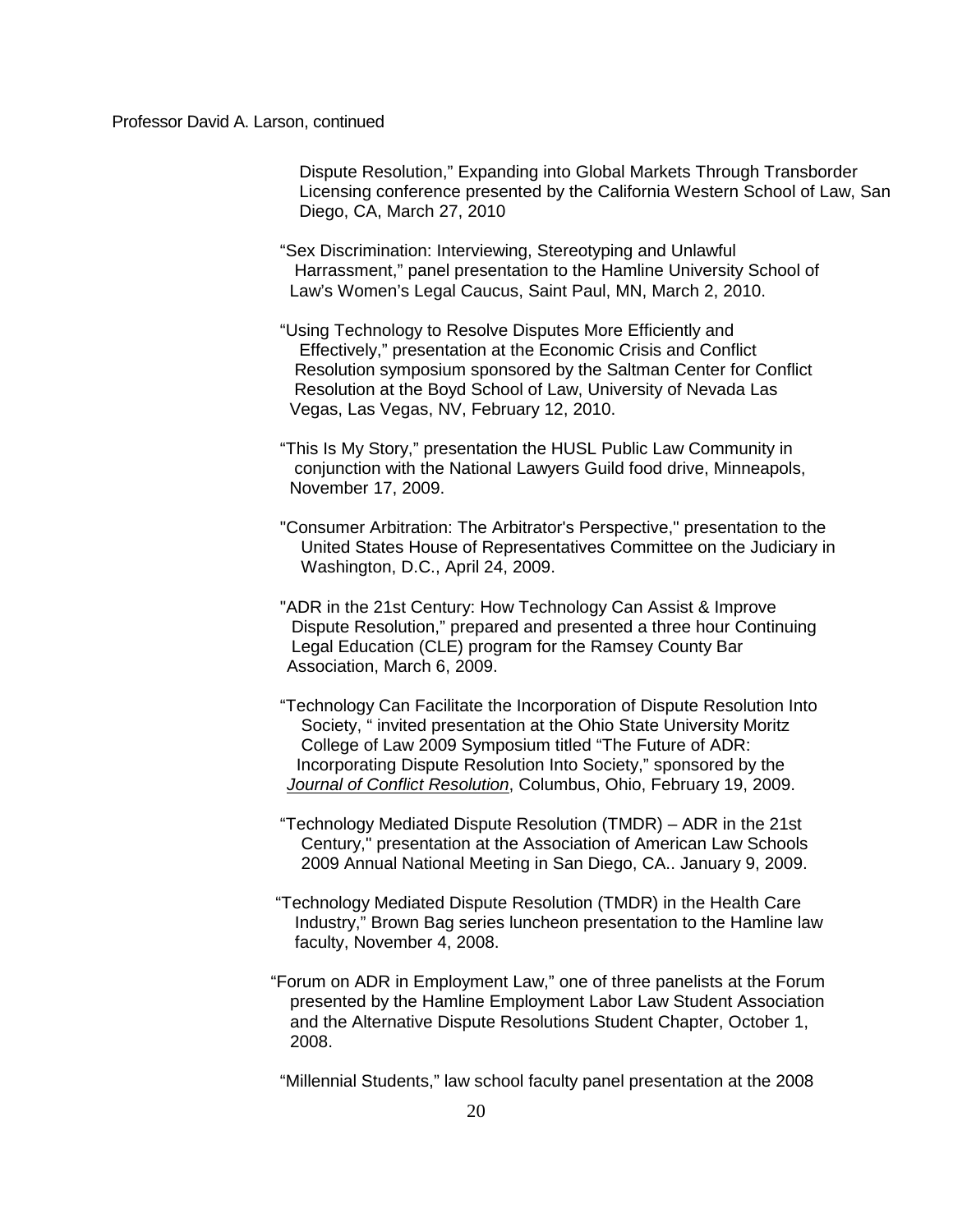Dispute Resolution," Expanding into Global Markets Through Transborder Licensing conference presented by the California Western School of Law, San Diego, CA, March 27, 2010

"Sex Discrimination: Interviewing, Stereotyping and Unlawful Harrassment," panel presentation to the Hamline University School of Law's Women's Legal Caucus, Saint Paul, MN, March 2, 2010.

"Using Technology to Resolve Disputes More Efficiently and Effectively," presentation at the Economic Crisis and Conflict Resolution symposium sponsored by the Saltman Center for Conflict Resolution at the Boyd School of Law, University of Nevada Las Vegas, Las Vegas, NV, February 12, 2010.

"This Is My Story," presentation the HUSL Public Law Community in conjunction with the National Lawyers Guild food drive, Minneapols, November 17, 2009.

"Consumer Arbitration: The Arbitrator's Perspective," presentation to the United States House of Representatives Committee on the Judiciary in Washington, D.C., April 24, 2009.

"ADR in the 21st Century: How Technology Can Assist & Improve Dispute Resolution," prepared and presented a three hour Continuing Legal Education (CLE) program for the Ramsey County Bar Association, March 6, 2009.

"Technology Can Facilitate the Incorporation of Dispute Resolution Into Society, " invited presentation at the Ohio State University Moritz College of Law 2009 Symposium titled "The Future of ADR: Incorporating Dispute Resolution Into Society," sponsored by the *Journal of Conflict Resolution*, Columbus, Ohio, February 19, 2009.

"Technology Mediated Dispute Resolution (TMDR) – ADR in the 21st Century," presentation at the Association of American Law Schools 2009 Annual National Meeting in San Diego, CA.. January 9, 2009.

"Technology Mediated Dispute Resolution (TMDR) in the Health Care Industry," Brown Bag series luncheon presentation to the Hamline law faculty, November 4, 2008.

"Forum on ADR in Employment Law," one of three panelists at the Forum presented by the Hamline Employment Labor Law Student Association and the Alternative Dispute Resolutions Student Chapter, October 1, 2008.

"Millennial Students," law school faculty panel presentation at the 2008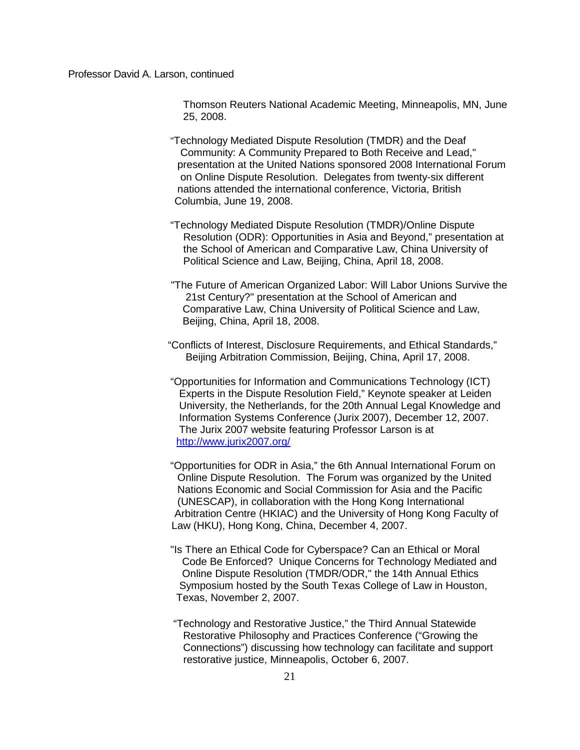Thomson Reuters National Academic Meeting, Minneapolis, MN, June 25, 2008.

"Technology Mediated Dispute Resolution (TMDR) and the Deaf Community: A Community Prepared to Both Receive and Lead," presentation at the United Nations sponsored 2008 International Forum on Online Dispute Resolution. Delegates from twenty-six different nations attended the international conference, Victoria, British Columbia, June 19, 2008.

"Technology Mediated Dispute Resolution (TMDR)/Online Dispute Resolution (ODR): Opportunities in Asia and Beyond," presentation at the School of American and Comparative Law, China University of Political Science and Law, Beijing, China, April 18, 2008.

"The Future of American Organized Labor: Will Labor Unions Survive the 21st Century?" presentation at the School of American and Comparative Law, China University of Political Science and Law, Beijing, China, April 18, 2008.

"Conflicts of Interest, Disclosure Requirements, and Ethical Standards," Beijing Arbitration Commission, Beijing, China, April 17, 2008.

"Opportunities for Information and Communications Technology (ICT) Experts in the Dispute Resolution Field," Keynote speaker at Leiden University, the Netherlands, for the 20th Annual Legal Knowledge and Information Systems Conference (Jurix 2007), December 12, 2007. The Jurix 2007 website featuring Professor Larson is at http://www.jurix2007.org/

"Opportunities for ODR in Asia," the 6th Annual International Forum on Online Dispute Resolution. The Forum was organized by the United Nations Economic and Social Commission for Asia and the Pacific (UNESCAP), in collaboration with the Hong Kong International Arbitration Centre (HKIAC) and the University of Hong Kong Faculty of Law (HKU), Hong Kong, China, December 4, 2007.

"Is There an Ethical Code for Cyberspace? Can an Ethical or Moral Code Be Enforced? Unique Concerns for Technology Mediated and Online Dispute Resolution (TMDR/ODR," the 14th Annual Ethics Symposium hosted by the South Texas College of Law in Houston, Texas, November 2, 2007.

"Technology and Restorative Justice," the Third Annual Statewide Restorative Philosophy and Practices Conference ("Growing the Connections") discussing how technology can facilitate and support restorative justice, Minneapolis, October 6, 2007.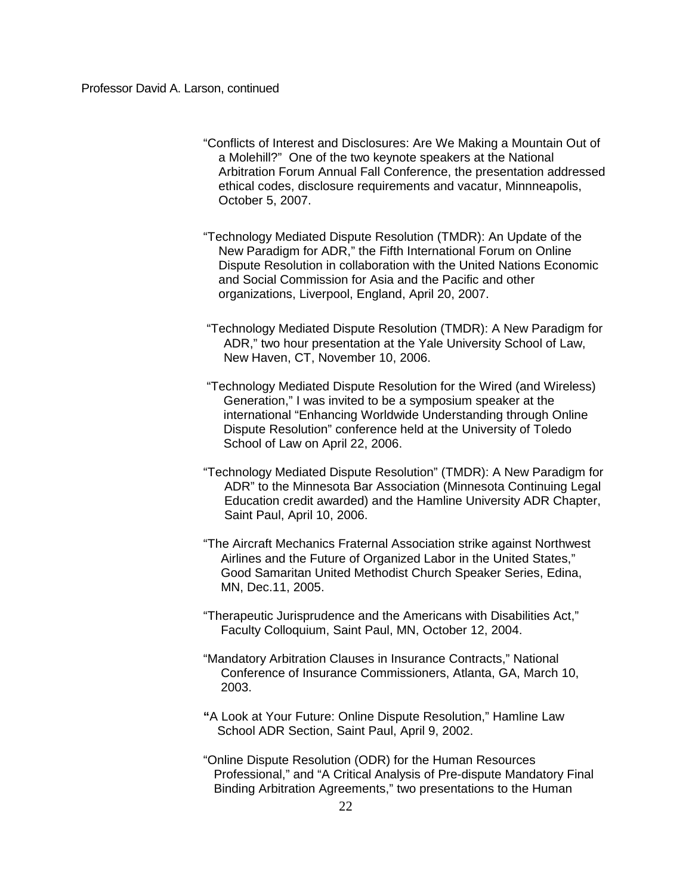Professor David A. Larson, continued

“Conflicts of Interest and Disclosures: Are We Making a Mountain Out of a Molehill?” One of the two keynote speakers at the National Arbitration Forum Annual Fall Conference, the presentation addressed ethical codes, disclosure requirements and vacatur, Minnneapolis, October 5, 2007.

“Technology Mediated Dispute Resolution (TMDR): An Update of the New Paradigm for ADR,” the Fifth International Forum on Online Dispute Resolution in collaboration with the United Nations Economic and Social Commission for Asia and the Pacific and other organizations, Liverpool, England, April 20, 2007.

“Technology Mediated Dispute Resolution (TMDR): A New Paradigm for ADR,” two hour presentation at the Yale University School of Law, New Haven, CT, November 10, 2006.

“Technology Mediated Dispute Resolution for the Wired (and Wireless) Generation,” I was invited to be a symposium speaker at the international “Enhancing Worldwide Understanding through Online Dispute Resolution” conference held at the University of Toledo School of Law on April 22, 2006.

“Technology Mediated Dispute Resolution” (TMDR): A New Paradigm for ADR” to the Minnesota Bar Association (Minnesota Continuing Legal Education credit awarded) and the Hamline University ADR Chapter, Saint Paul, April 10, 2006.

“The Aircraft Mechanics Fraternal Association strike against Northwest Airlines and the Future of Organized Labor in the United States,” Good Samaritan United Methodist Church Speaker Series, Edina, MN, Dec.11, 2005.

“Therapeutic Jurisprudence and the Americans with Disabilities Act,” Faculty Colloquium, Saint Paul, MN, October 12, 2004.

“Mandatory Arbitration Clauses in Insurance Contracts,” National Conference of Insurance Commissioners, Atlanta, GA, March 10, 2003.

**“**A Look at Your Future: Online Dispute Resolution,” Hamline Law School ADR Section, Saint Paul, April 9, 2002.

“Online Dispute Resolution (ODR) for the Human Resources Professional,” and “A Critical Analysis of Pre-dispute Mandatory Final Binding Arbitration Agreements,” two presentations to the Human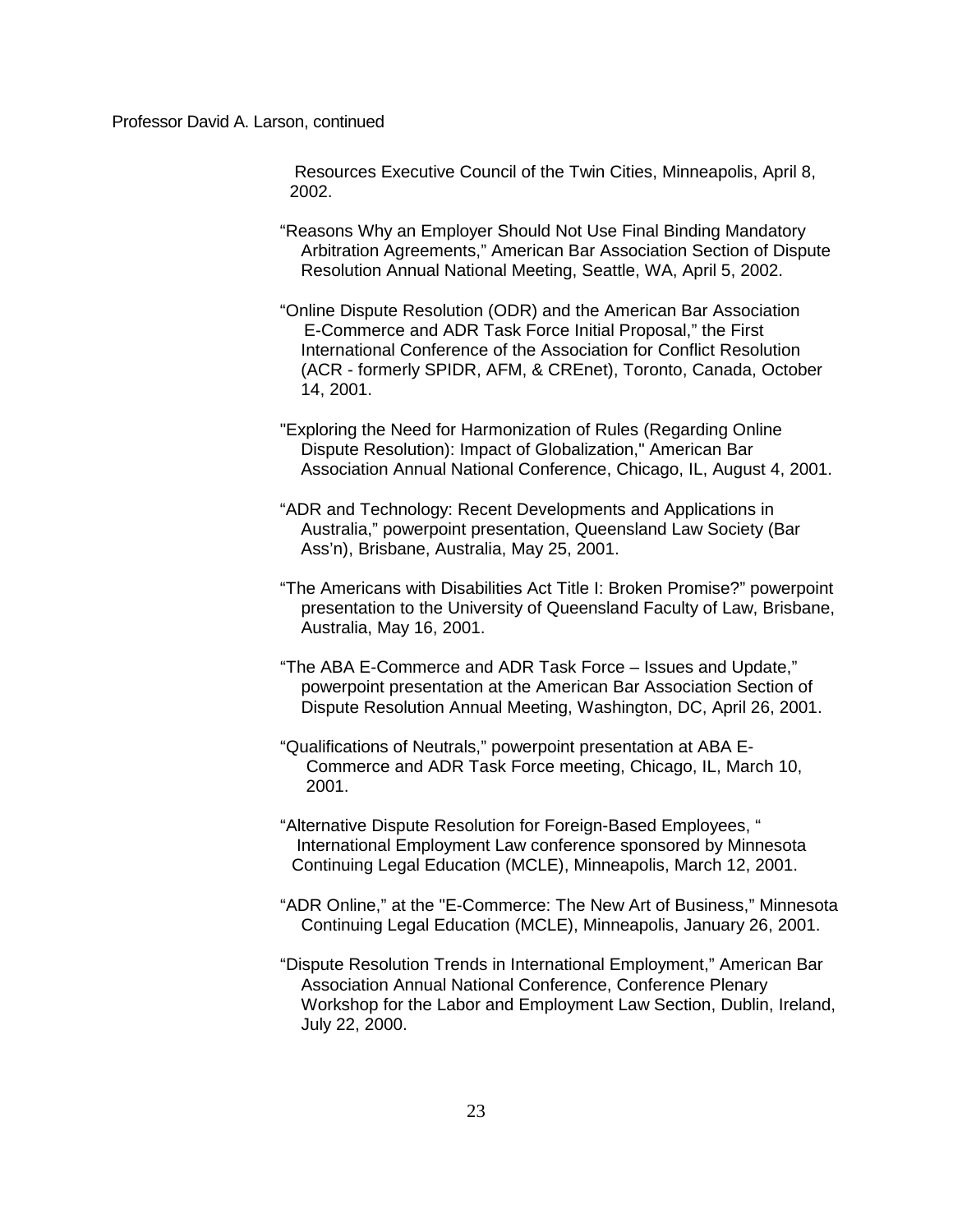Resources Executive Council of the Twin Cities, Minneapolis, April 8, 2002.

"Reasons Why an Employer Should Not Use Final Binding Mandatory Arbitration Agreements," American Bar Association Section of Dispute Resolution Annual National Meeting, Seattle, WA, April 5, 2002.

"Online Dispute Resolution (ODR) and the American Bar Association E-Commerce and ADR Task Force Initial Proposal," the First International Conference of the Association for Conflict Resolution (ACR - formerly SPIDR, AFM, & CREnet), Toronto, Canada, October 14, 2001.

"Exploring the Need for Harmonization of Rules (Regarding Online Dispute Resolution): Impact of Globalization," American Bar Association Annual National Conference, Chicago, IL, August 4, 2001.

"ADR and Technology: Recent Developments and Applications in Australia," powerpoint presentation, Queensland Law Society (Bar Ass'n), Brisbane, Australia, May 25, 2001.

"The Americans with Disabilities Act Title I: Broken Promise?" powerpoint presentation to the University of Queensland Faculty of Law, Brisbane, Australia, May 16, 2001.

"The ABA E-Commerce and ADR Task Force – Issues and Update," powerpoint presentation at the American Bar Association Section of Dispute Resolution Annual Meeting, Washington, DC, April 26, 2001.

"Qualifications of Neutrals," powerpoint presentation at ABA E-Commerce and ADR Task Force meeting, Chicago, IL, March 10, 2001.

"Alternative Dispute Resolution for Foreign-Based Employees, " International Employment Law conference sponsored by Minnesota Continuing Legal Education (MCLE), Minneapolis, March 12, 2001.

"ADR Online," at the "E-Commerce: The New Art of Business," Minnesota Continuing Legal Education (MCLE), Minneapolis, January 26, 2001.

"Dispute Resolution Trends in International Employment," American Bar Association Annual National Conference, Conference Plenary Workshop for the Labor and Employment Law Section, Dublin, Ireland, July 22, 2000.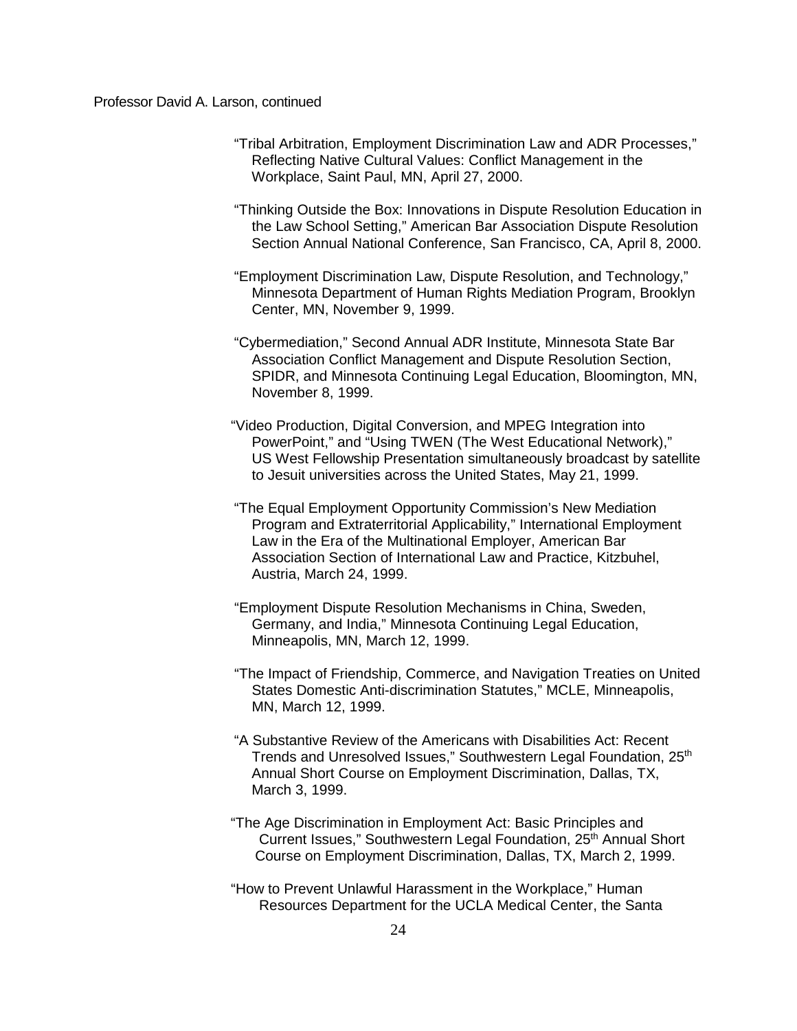"Tribal Arbitration, Employment Discrimination Law and ADR Processes," Reflecting Native Cultural Values: Conflict Management in the Workplace, Saint Paul, MN, April 27, 2000.

"Thinking Outside the Box: Innovations in Dispute Resolution Education in the Law School Setting," American Bar Association Dispute Resolution Section Annual National Conference, San Francisco, CA, April 8, 2000.

"Employment Discrimination Law, Dispute Resolution, and Technology," Minnesota Department of Human Rights Mediation Program, Brooklyn Center, MN, November 9, 1999.

"Cybermediation," Second Annual ADR Institute, Minnesota State Bar Association Conflict Management and Dispute Resolution Section, SPIDR, and Minnesota Continuing Legal Education, Bloomington, MN, November 8, 1999.

"Video Production, Digital Conversion, and MPEG Integration into PowerPoint," and "Using TWEN (The West Educational Network)," US West Fellowship Presentation simultaneously broadcast by satellite to Jesuit universities across the United States, May 21, 1999.

"The Equal Employment Opportunity Commission's New Mediation Program and Extraterritorial Applicability," International Employment Law in the Era of the Multinational Employer, American Bar Association Section of International Law and Practice, Kitzbuhel, Austria, March 24, 1999.

"Employment Dispute Resolution Mechanisms in China, Sweden, Germany, and India," Minnesota Continuing Legal Education, Minneapolis, MN, March 12, 1999.

"The Impact of Friendship, Commerce, and Navigation Treaties on United States Domestic Anti-discrimination Statutes," MCLE, Minneapolis, MN, March 12, 1999.

"A Substantive Review of the Americans with Disabilities Act: Recent Trends and Unresolved Issues," Southwestern Legal Foundation, 25th Annual Short Course on Employment Discrimination, Dallas, TX, March 3, 1999.

"The Age Discrimination in Employment Act: Basic Principles and Current Issues," Southwestern Legal Foundation, 25th Annual Short Course on Employment Discrimination, Dallas, TX, March 2, 1999.

"How to Prevent Unlawful Harassment in the Workplace," Human Resources Department for the UCLA Medical Center, the Santa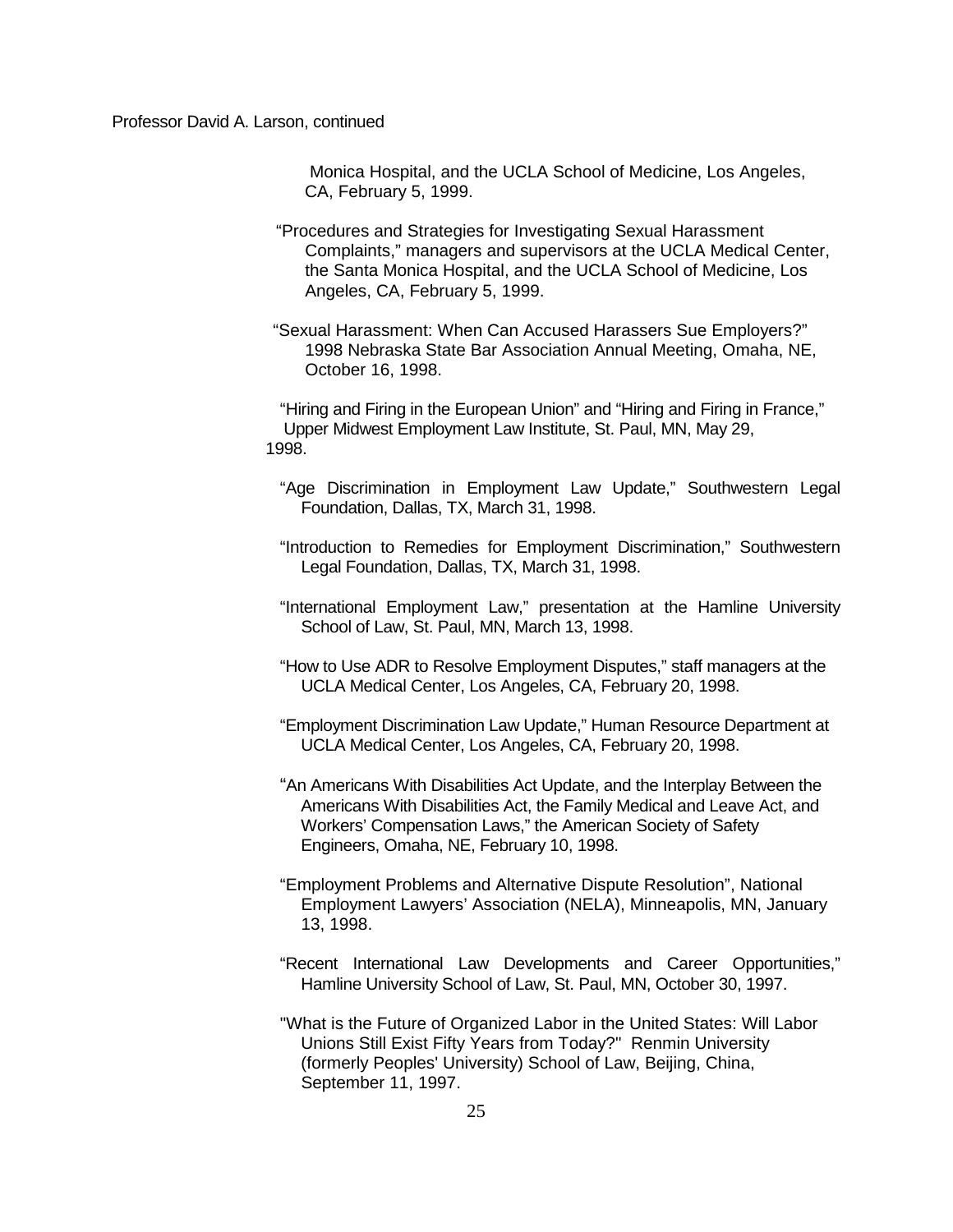Monica Hospital, and the UCLA School of Medicine, Los Angeles, CA, February 5, 1999.

"Procedures and Strategies for Investigating Sexual Harassment Complaints," managers and supervisors at the UCLA Medical Center, the Santa Monica Hospital, and the UCLA School of Medicine, Los Angeles, CA, February 5, 1999.

"Sexual Harassment: When Can Accused Harassers Sue Employers?" 1998 Nebraska State Bar Association Annual Meeting, Omaha, NE, October 16, 1998.

"Hiring and Firing in the European Union" and "Hiring and Firing in France," Upper Midwest Employment Law Institute, St. Paul, MN, May 29, 1998.

"Age Discrimination in Employment Law Update," Southwestern Legal Foundation, Dallas, TX, March 31, 1998.

"Introduction to Remedies for Employment Discrimination," Southwestern Legal Foundation, Dallas, TX, March 31, 1998.

"International Employment Law," presentation at the Hamline University School of Law, St. Paul, MN, March 13, 1998.

"How to Use ADR to Resolve Employment Disputes," staff managers at the UCLA Medical Center, Los Angeles, CA, February 20, 1998.

"Employment Discrimination Law Update," Human Resource Department at UCLA Medical Center, Los Angeles, CA, February 20, 1998.

"An Americans With Disabilities Act Update, and the Interplay Between the Americans With Disabilities Act, the Family Medical and Leave Act, and Workers' Compensation Laws," the American Society of Safety Engineers, Omaha, NE, February 10, 1998.

"Employment Problems and Alternative Dispute Resolution", National Employment Lawyers' Association (NELA), Minneapolis, MN, January 13, 1998.

"Recent International Law Developments and Career Opportunities," Hamline University School of Law, St. Paul, MN, October 30, 1997.

"What is the Future of Organized Labor in the United States: Will Labor Unions Still Exist Fifty Years from Today?" Renmin University (formerly Peoples' University) School of Law, Beijing, China, September 11, 1997.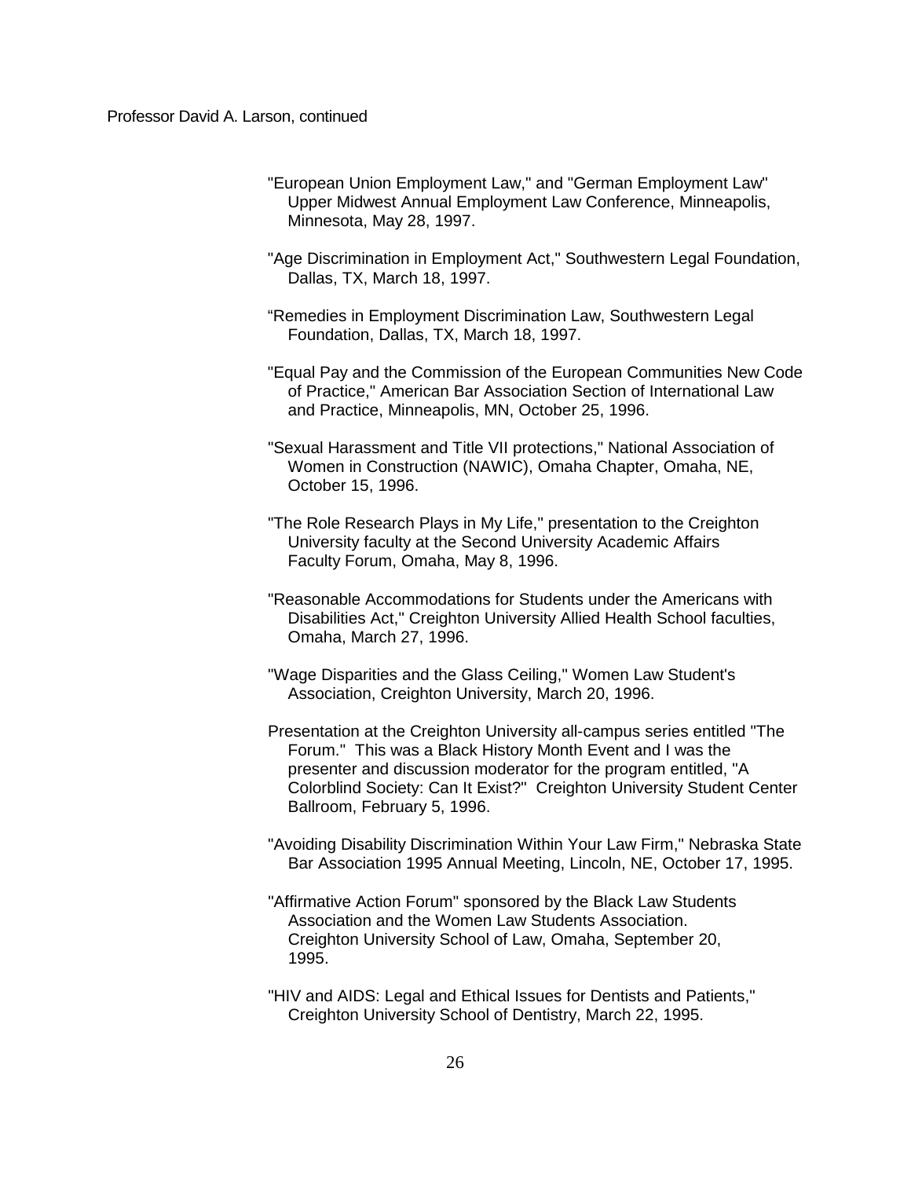"European Union Employment Law," and "German Employment Law" Upper Midwest Annual Employment Law Conference, Minneapolis, Minnesota, May 28, 1997.

"Age Discrimination in Employment Act," Southwestern Legal Foundation, Dallas, TX, March 18, 1997.

“Remedies in Employment Discrimination Law, Southwestern Legal Foundation, Dallas, TX, March 18, 1997.

"Equal Pay and the Commission of the European Communities New Code of Practice," American Bar Association Section of International Law and Practice, Minneapolis, MN, October 25, 1996.

"Sexual Harassment and Title VII protections," National Association of Women in Construction (NAWIC), Omaha Chapter, Omaha, NE, October 15, 1996.

"The Role Research Plays in My Life," presentation to the Creighton University faculty at the Second University Academic Affairs Faculty Forum, Omaha, May 8, 1996.

"Reasonable Accommodations for Students under the Americans with Disabilities Act," Creighton University Allied Health School faculties, Omaha, March 27, 1996.

"Wage Disparities and the Glass Ceiling," Women Law Student's Association, Creighton University, March 20, 1996.

Presentation at the Creighton University all-campus series entitled "The Forum." This was a Black History Month Event and I was the presenter and discussion moderator for the program entitled, "A Colorblind Society: Can It Exist?" Creighton University Student Center Ballroom, February 5, 1996.

"Avoiding Disability Discrimination Within Your Law Firm," Nebraska State Bar Association 1995 Annual Meeting, Lincoln, NE, October 17, 1995.

"Affirmative Action Forum" sponsored by the Black Law Students Association and the Women Law Students Association. Creighton University School of Law, Omaha, September 20, 1995.

"HIV and AIDS: Legal and Ethical Issues for Dentists and Patients," Creighton University School of Dentistry, March 22, 1995.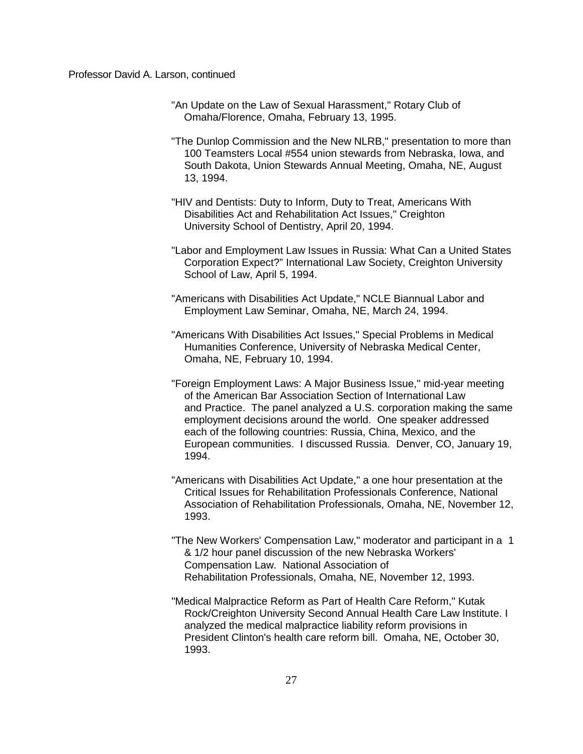Professor David A. Larson, continued

"An Update on the Law of Sexual Harassment," Rotary Club of Omaha/Florence, Omaha, February 13, 1995.

"The Dunlop Commission and the New NLRB," presentation to more than 100 Teamsters Local #554 union stewards from Nebraska, Iowa, and South Dakota, Union Stewards Annual Meeting, Omaha, NE, August 13, 1994.

"HIV and Dentists: Duty to Inform, Duty to Treat, Americans With Disabilities Act and Rehabilitation Act Issues," Creighton University School of Dentistry, April 20, 1994.

"Labor and Employment Law Issues in Russia: What Can a United States Corporation Expect?" International Law Society, Creighton University School of Law, April 5, 1994.

"Americans with Disabilities Act Update," NCLE Biannual Labor and Employment Law Seminar, Omaha, NE, March 24, 1994.

"Americans With Disabilities Act Issues," Special Problems in Medical Humanities Conference, University of Nebraska Medical Center, Omaha, NE, February 10, 1994.

"Foreign Employment Laws: A Major Business Issue," mid-year meeting of the American Bar Association Section of International Law and Practice. The panel analyzed a U.S. corporation making the same employment decisions around the world. One speaker addressed each of the following countries: Russia, China, Mexico, and the European communities. I discussed Russia. Denver, CO, January 19, 1994.

"Americans with Disabilities Act Update," a one hour presentation at the Critical Issues for Rehabilitation Professionals Conference, National Association of Rehabilitation Professionals, Omaha, NE, November 12, 1993.

"The New Workers' Compensation Law," moderator and participant in a 1 & 1/2 hour panel discussion of the new Nebraska Workers' Compensation Law. National Association of Rehabilitation Professionals, Omaha, NE, November 12, 1993.

"Medical Malpractice Reform as Part of Health Care Reform," Kutak Rock/Creighton University Second Annual Health Care Law Institute. I analyzed the medical malpractice liability reform provisions in President Clinton's health care reform bill. Omaha, NE, October 30, 1993.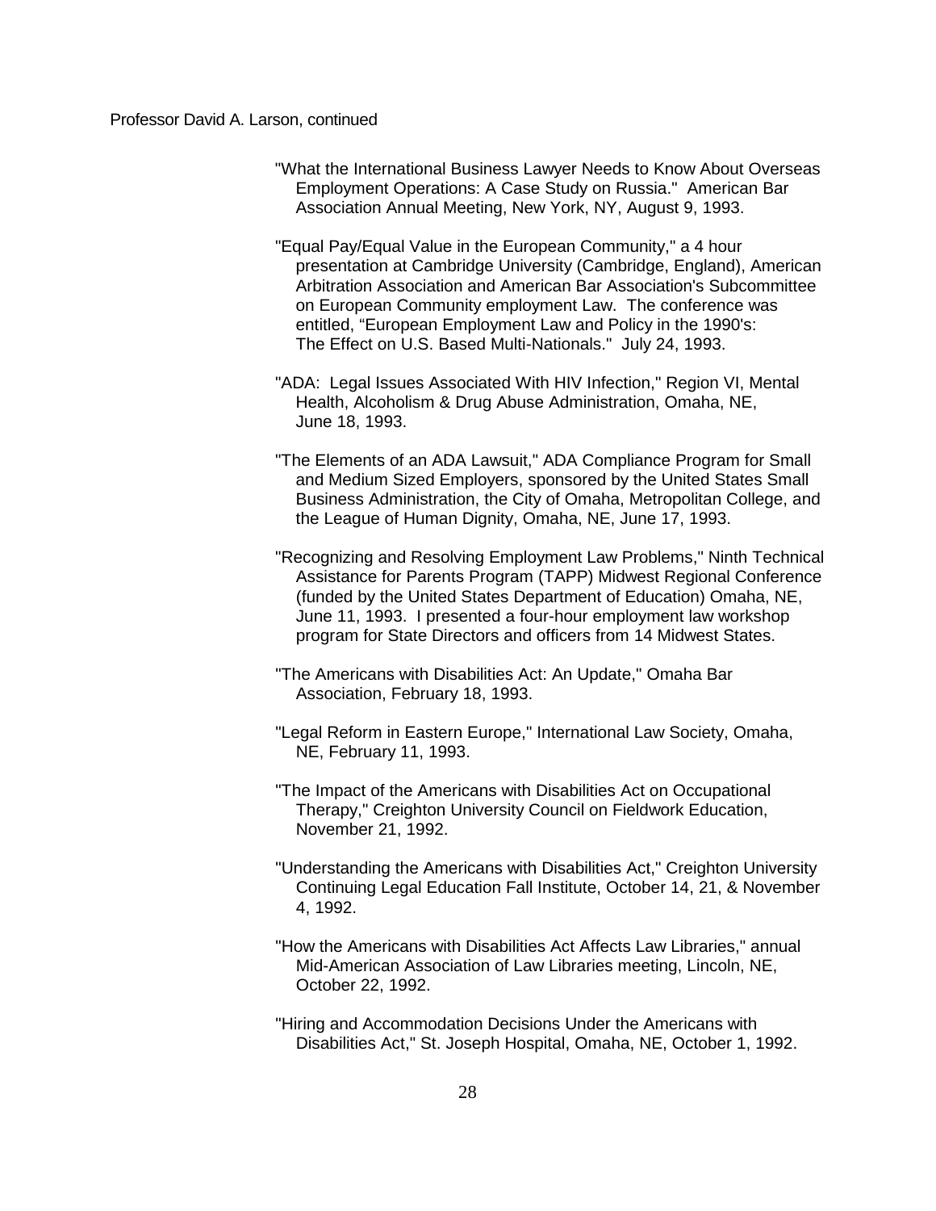Professor David A. Larson, continued

"What the International Business Lawyer Needs to Know About Overseas Employment Operations: A Case Study on Russia." American Bar Association Annual Meeting, New York, NY, August 9, 1993.

"Equal Pay/Equal Value in the European Community," a 4 hour presentation at Cambridge University (Cambridge, England), American Arbitration Association and American Bar Association's Subcommittee on European Community employment Law. The conference was entitled, "European Employment Law and Policy in the 1990's: The Effect on U.S. Based Multi-Nationals." July 24, 1993.

"ADA: Legal Issues Associated With HIV Infection," Region VI, Mental Health, Alcoholism & Drug Abuse Administration, Omaha, NE, June 18, 1993.

"The Elements of an ADA Lawsuit," ADA Compliance Program for Small and Medium Sized Employers, sponsored by the United States Small Business Administration, the City of Omaha, Metropolitan College, and the League of Human Dignity, Omaha, NE, June 17, 1993.

"Recognizing and Resolving Employment Law Problems," Ninth Technical Assistance for Parents Program (TAPP) Midwest Regional Conference (funded by the United States Department of Education) Omaha, NE, June 11, 1993. I presented a four-hour employment law workshop program for State Directors and officers from 14 Midwest States.

"The Americans with Disabilities Act: An Update," Omaha Bar Association, February 18, 1993.

"Legal Reform in Eastern Europe," International Law Society, Omaha, NE, February 11, 1993.

"The Impact of the Americans with Disabilities Act on Occupational Therapy," Creighton University Council on Fieldwork Education, November 21, 1992.

"Understanding the Americans with Disabilities Act," Creighton University Continuing Legal Education Fall Institute, October 14, 21, & November 4, 1992.

"How the Americans with Disabilities Act Affects Law Libraries," annual Mid-American Association of Law Libraries meeting, Lincoln, NE, October 22, 1992.

"Hiring and Accommodation Decisions Under the Americans with Disabilities Act," St. Joseph Hospital, Omaha, NE, October 1, 1992.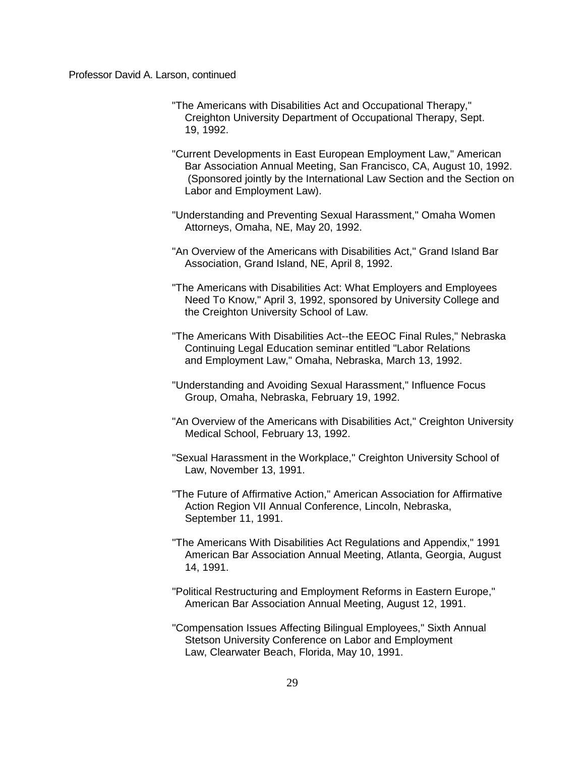Professor David A. Larson, continued

"The Americans with Disabilities Act and Occupational Therapy," Creighton University Department of Occupational Therapy, Sept. 19, 1992.

"Current Developments in East European Employment Law," American Bar Association Annual Meeting, San Francisco, CA, August 10, 1992. (Sponsored jointly by the International Law Section and the Section on Labor and Employment Law).

"Understanding and Preventing Sexual Harassment," Omaha Women Attorneys, Omaha, NE, May 20, 1992.

"An Overview of the Americans with Disabilities Act," Grand Island Bar Association, Grand Island, NE, April 8, 1992.

"The Americans with Disabilities Act: What Employers and Employees Need To Know," April 3, 1992, sponsored by University College and the Creighton University School of Law.

"The Americans With Disabilities Act--the EEOC Final Rules," Nebraska Continuing Legal Education seminar entitled "Labor Relations and Employment Law," Omaha, Nebraska, March 13, 1992.

"Understanding and Avoiding Sexual Harassment," Influence Focus Group, Omaha, Nebraska, February 19, 1992.

"An Overview of the Americans with Disabilities Act," Creighton University Medical School, February 13, 1992.

"Sexual Harassment in the Workplace," Creighton University School of Law, November 13, 1991.

"The Future of Affirmative Action," American Association for Affirmative Action Region VII Annual Conference, Lincoln, Nebraska, September 11, 1991.

"The Americans With Disabilities Act Regulations and Appendix," 1991 American Bar Association Annual Meeting, Atlanta, Georgia, August 14, 1991.

"Political Restructuring and Employment Reforms in Eastern Europe," American Bar Association Annual Meeting, August 12, 1991.

"Compensation Issues Affecting Bilingual Employees," Sixth Annual Stetson University Conference on Labor and Employment Law, Clearwater Beach, Florida, May 10, 1991.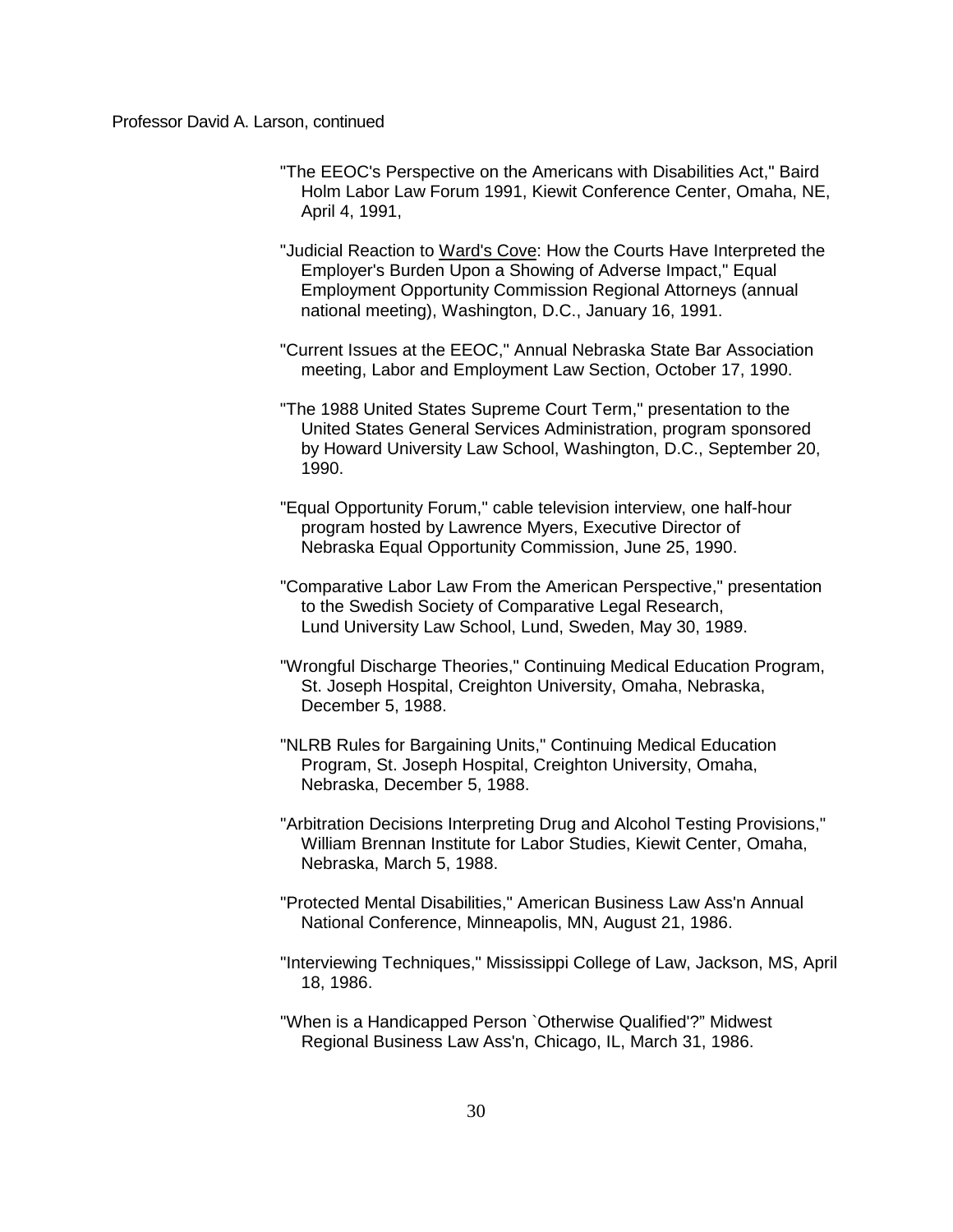Professor David A. Larson, continued

"The EEOC's Perspective on the Americans with Disabilities Act," Baird Holm Labor Law Forum 1991, Kiewit Conference Center, Omaha, NE, April 4, 1991,

"Judicial Reaction to Ward's Cove: How the Courts Have Interpreted the Employer's Burden Upon a Showing of Adverse Impact," Equal Employment Opportunity Commission Regional Attorneys (annual national meeting), Washington, D.C., January 16, 1991.

"Current Issues at the EEOC," Annual Nebraska State Bar Association meeting, Labor and Employment Law Section, October 17, 1990.

"The 1988 United States Supreme Court Term," presentation to the United States General Services Administration, program sponsored by Howard University Law School, Washington, D.C., September 20, 1990.

"Equal Opportunity Forum," cable television interview, one half-hour program hosted by Lawrence Myers, Executive Director of Nebraska Equal Opportunity Commission, June 25, 1990.

"Comparative Labor Law From the American Perspective," presentation to the Swedish Society of Comparative Legal Research, Lund University Law School, Lund, Sweden, May 30, 1989.

"Wrongful Discharge Theories," Continuing Medical Education Program, St. Joseph Hospital, Creighton University, Omaha, Nebraska, December 5, 1988.

"NLRB Rules for Bargaining Units," Continuing Medical Education Program, St. Joseph Hospital, Creighton University, Omaha, Nebraska, December 5, 1988.

"Arbitration Decisions Interpreting Drug and Alcohol Testing Provisions," William Brennan Institute for Labor Studies, Kiewit Center, Omaha, Nebraska, March 5, 1988.

"Protected Mental Disabilities," American Business Law Ass'n Annual National Conference, Minneapolis, MN, August 21, 1986.

"Interviewing Techniques," Mississippi College of Law, Jackson, MS, April 18, 1986.

"When is a Handicapped Person `Otherwise Qualified'?" Midwest Regional Business Law Ass'n, Chicago, IL, March 31, 1986.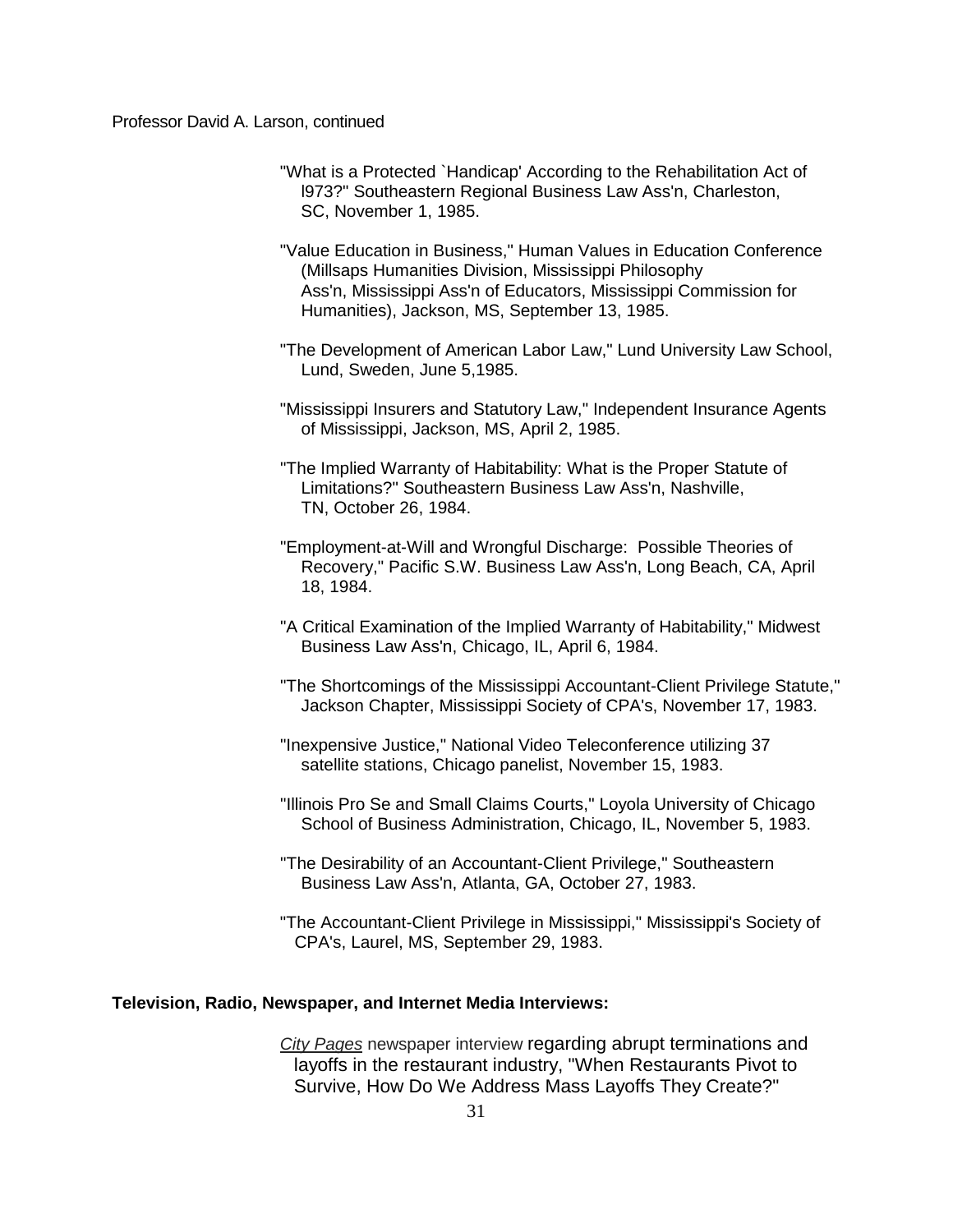"What is a Protected `Handicap' According to the Rehabilitation Act of l973?" Southeastern Regional Business Law Ass'n, Charleston, SC, November 1, 1985.

"Value Education in Business," Human Values in Education Conference (Millsaps Humanities Division, Mississippi Philosophy Ass'n, Mississippi Ass'n of Educators, Mississippi Commission for Humanities), Jackson, MS, September 13, 1985.

"The Development of American Labor Law," Lund University Law School, Lund, Sweden, June 5,1985.

"Mississippi Insurers and Statutory Law," Independent Insurance Agents of Mississippi, Jackson, MS, April 2, 1985.

"The Implied Warranty of Habitability: What is the Proper Statute of Limitations?" Southeastern Business Law Ass'n, Nashville, TN, October 26, 1984.

"Employment-at-Will and Wrongful Discharge: Possible Theories of Recovery," Pacific S.W. Business Law Ass'n, Long Beach, CA, April 18, 1984.

"A Critical Examination of the Implied Warranty of Habitability," Midwest Business Law Ass'n, Chicago, IL, April 6, 1984.

"The Shortcomings of the Mississippi Accountant-Client Privilege Statute," Jackson Chapter, Mississippi Society of CPA's, November 17, 1983.

"Inexpensive Justice," National Video Teleconference utilizing 37 satellite stations, Chicago panelist, November 15, 1983.

"Illinois Pro Se and Small Claims Courts," Loyola University of Chicago School of Business Administration, Chicago, IL, November 5, 1983.

"The Desirability of an Accountant-Client Privilege," Southeastern Business Law Ass'n, Atlanta, GA, October 27, 1983.

"The Accountant-Client Privilege in Mississippi," Mississippi's Society of CPA's, Laurel, MS, September 29, 1983.

**Television, Radio, Newspaper, and Internet Media Interviews:**

*City Pages* newspaper interview regarding abrupt terminations and layoffs in the restaurant industry, "When Restaurants Pivot to Survive, How Do We Address Mass Layoffs They Create?"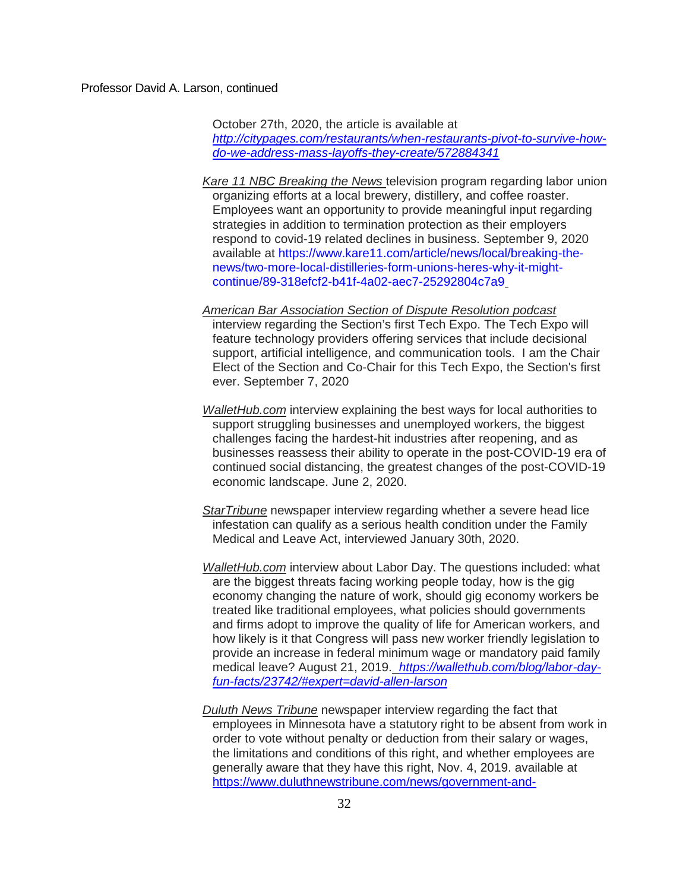October 27th, 2020, the article is available at [http://citypages.com/restaurants/when-restaurants-pivot-to-survive-how-do-we-address-mass-layoffs-they-create/572884341](http://citypages.com/restaurants/when-restaurants-pivot-to-survive-how-do-we-address-mass-layoffs-they-create/572884341)

*Kare 11 NBC Breaking the News* television program regarding labor union organizing efforts at a local brewery, distillery, and coffee roaster. Employees want an opportunity to provide meaningful input regarding strategies in addition to termination protection as their employers respond to covid-19 related declines in business. September 9, 2020 available at https://www.kare11.com/article/news/local/breaking-the-news/two-more-local-distilleries-form-unions-heres-why-it-might-continue/89-318efcf2-b41f-4a02-aec7-25292804c7a9

*American Bar Association Section of Dispute Resolution podcast* interview regarding the Section's first Tech Expo. The Tech Expo will feature technology providers offering services that include decisional support, artificial intelligence, and communication tools. I am the Chair Elect of the Section and Co-Chair for this Tech Expo, the Section's first ever. September 7, 2020

*WalletHub.com* interview explaining the best ways for local authorities to support struggling businesses and unemployed workers, the biggest challenges facing the hardest-hit industries after reopening, and as businesses reassess their ability to operate in the post-COVID-19 era of continued social distancing, the greatest changes of the post-COVID-19 economic landscape. June 2, 2020.

*StarTribune* newspaper interview regarding whether a severe head lice infestation can qualify as a serious health condition under the Family Medical and Leave Act, interviewed January 30th, 2020.

*WalletHub.com* interview about Labor Day. The questions included: what are the biggest threats facing working people today, how is the gig economy changing the nature of work, should gig economy workers be treated like traditional employees, what policies should governments and firms adopt to improve the quality of life for American workers, and how likely is it that Congress will pass new worker friendly legislation to provide an increase in federal minimum wage or mandatory paid family medical leave? August 21, 2019. [https://wallethub.com/blog/labor-day-fun-facts/23742/#expert=david-allen-larson](https://wallethub.com/blog/labor-day-fun-facts/23742/#expert=david-allen-larson)

*Duluth News Tribune* newspaper interview regarding the fact that employees in Minnesota have a statutory right to be absent from work in order to vote without penalty or deduction from their salary or wages, the limitations and conditions of this right, and whether employees are generally aware that they have this right, Nov. 4, 2019. available at https://www.duluthnewstribune.com/news/government-and-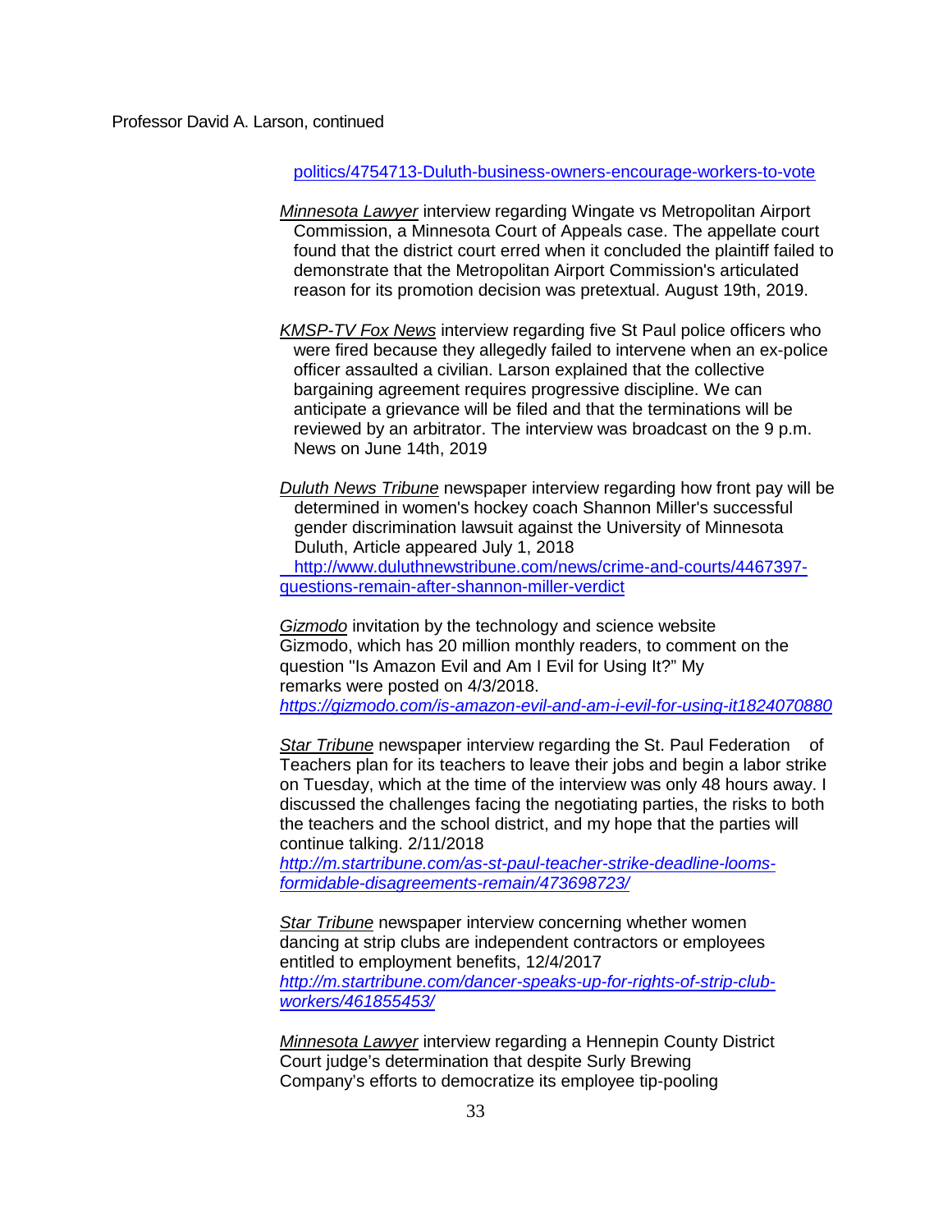politics/4754713-Duluth-business-owners-encourage-workers-to-vote

*Minnesota Lawyer* interview regarding Wingate vs Metropolitan Airport Commission, a Minnesota Court of Appeals case. The appellate court found that the district court erred when it concluded the plaintiff failed to demonstrate that the Metropolitan Airport Commission's articulated reason for its promotion decision was pretextual. August 19th, 2019.

*KMSP-TV Fox News* interview regarding five St Paul police officers who were fired because they allegedly failed to intervene when an ex-police officer assaulted a civilian. Larson explained that the collective bargaining agreement requires progressive discipline. We can anticipate a grievance will be filed and that the terminations will be reviewed by an arbitrator. The interview was broadcast on the 9 p.m. News on June 14th, 2019

*Duluth News Tribune* newspaper interview regarding how front pay will be determined in women's hockey coach Shannon Miller's successful gender discrimination lawsuit against the University of Minnesota Duluth, Article appeared July 1, 2018
http://www.duluthnewstribune.com/news/crime-and-courts/4467397-questions-remain-after-shannon-miller-verdict

*Gizmodo* invitation by the technology and science website Gizmodo, which has 20 million monthly readers, to comment on the question "Is Amazon Evil and Am I Evil for Using It?" My remarks were posted on 4/3/2018.
*https://gizmodo.com/is-amazon-evil-and-am-i-evil-for-using-it1824070880*

*Star Tribune* newspaper interview regarding the St. Paul Federation of Teachers plan for its teachers to leave their jobs and begin a labor strike on Tuesday, which at the time of the interview was only 48 hours away. I discussed the challenges facing the negotiating parties, the risks to both the teachers and the school district, and my hope that the parties will continue talking. 2/11/2018
*http://m.startribune.com/as-st-paul-teacher-strike-deadline-looms-formidable-disagreements-remain/473698723/*

*Star Tribune* newspaper interview concerning whether women dancing at strip clubs are independent contractors or employees entitled to employment benefits, 12/4/2017
*http://m.startribune.com/dancer-speaks-up-for-rights-of-strip-club-workers/461855453/*

*Minnesota Lawyer* interview regarding a Hennepin County District Court judge's determination that despite Surly Brewing Company's efforts to democratize its employee tip-pooling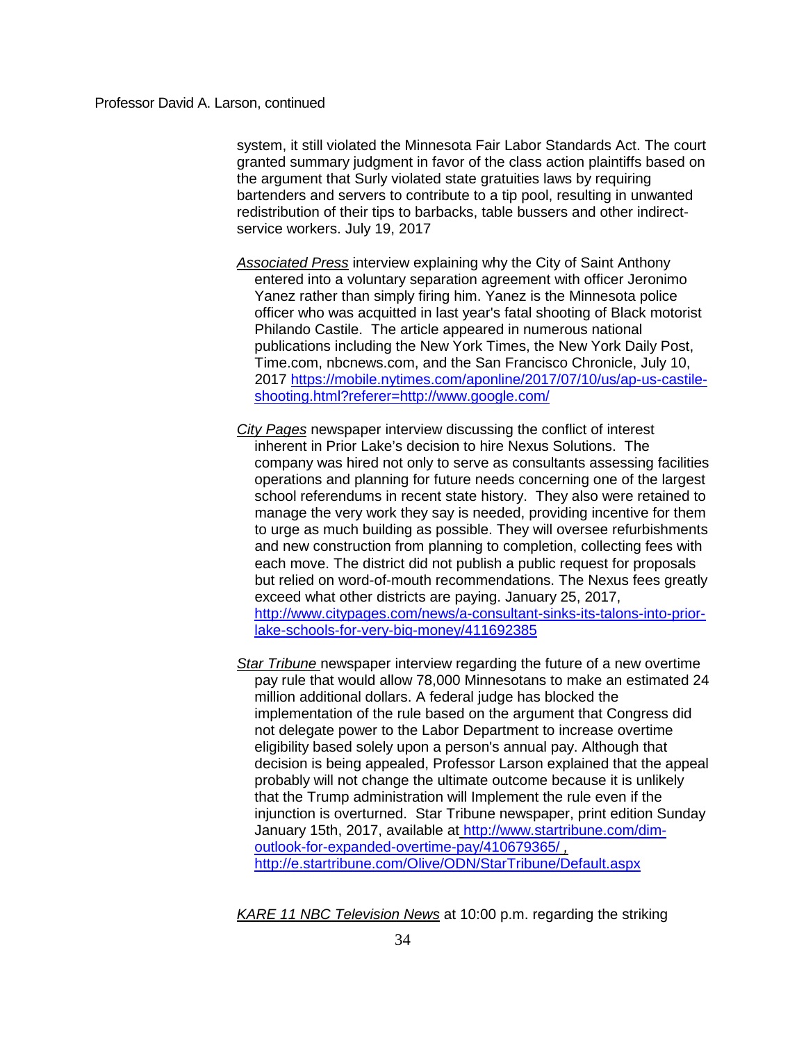system, it still violated the Minnesota Fair Labor Standards Act. The court granted summary judgment in favor of the class action plaintiffs based on the argument that Surly violated state gratuities laws by requiring bartenders and servers to contribute to a tip pool, resulting in unwanted redistribution of their tips to barbacks, table bussers and other indirect-service workers. July 19, 2017

_Associated Press_ interview explaining why the City of Saint Anthony entered into a voluntary separation agreement with officer Jeronimo Yanez rather than simply firing him. Yanez is the Minnesota police officer who was acquitted in last year's fatal shooting of Black motorist Philando Castile. The article appeared in numerous national publications including the New York Times, the New York Daily Post, Time.com, nbcnews.com, and the San Francisco Chronicle, July 10, 2017 https://mobile.nytimes.com/aponline/2017/07/10/us/ap-us-castile-shooting.html?referer=http://www.google.com/

_City Pages_ newspaper interview discussing the conflict of interest inherent in Prior Lake's decision to hire Nexus Solutions. The company was hired not only to serve as consultants assessing facilities operations and planning for future needs concerning one of the largest school referendums in recent state history. They also were retained to manage the very work they say is needed, providing incentive for them to urge as much building as possible. They will oversee refurbishments and new construction from planning to completion, collecting fees with each move. The district did not publish a public request for proposals but relied on word-of-mouth recommendations. The Nexus fees greatly exceed what other districts are paying. January 25, 2017, http://www.citypages.com/news/a-consultant-sinks-its-talons-into-prior-lake-schools-for-very-big-money/411692385

_Star Tribune_ newspaper interview regarding the future of a new overtime pay rule that would allow 78,000 Minnesotans to make an estimated 24 million additional dollars. A federal judge has blocked the implementation of the rule based on the argument that Congress did not delegate power to the Labor Department to increase overtime eligibility based solely upon a person's annual pay. Although that decision is being appealed, Professor Larson explained that the appeal probably will not change the ultimate outcome because it is unlikely that the Trump administration will Implement the rule even if the injunction is overturned. Star Tribune newspaper, print edition Sunday January 15th, 2017, available at http://www.startribune.com/dim-outlook-for-expanded-overtime-pay/410679365/ , http://e.startribune.com/Olive/ODN/StarTribune/Default.aspx

_KARE 11 NBC Television News_ at 10:00 p.m. regarding the striking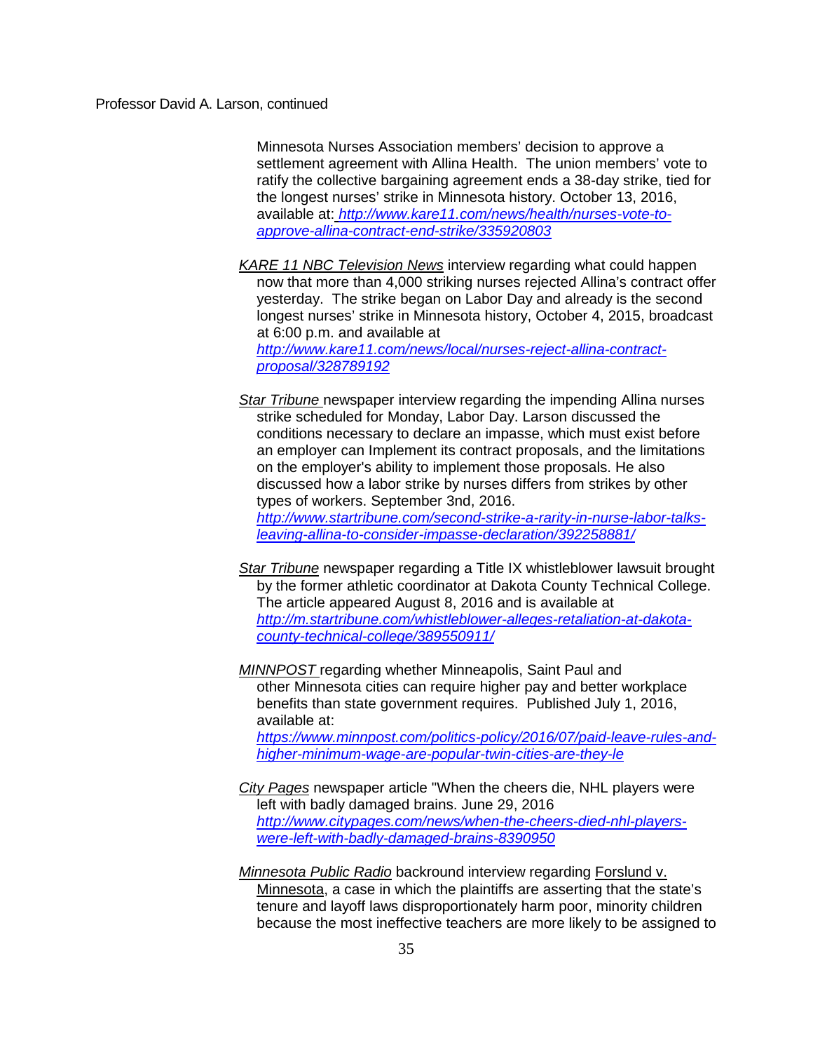Minnesota Nurses Association members' decision to approve a settlement agreement with Allina Health. The union members' vote to ratify the collective bargaining agreement ends a 38-day strike, tied for the longest nurses' strike in Minnesota history. October 13, 2016, available at: [http://www.kare11.com/news/health/nurses-vote-to-approve-allina-contract-end-strike/335920803](http://www.kare11.com/news/health/nurses-vote-to-approve-allina-contract-end-strike/335920803)

*KARE 11 NBC Television News* interview regarding what could happen now that more than 4,000 striking nurses rejected Allina's contract offer yesterday. The strike began on Labor Day and already is the second longest nurses' strike in Minnesota history, October 4, 2015, broadcast at 6:00 p.m. and available at [http://www.kare11.com/news/local/nurses-reject-allina-contract-proposal/328789192](http://www.kare11.com/news/local/nurses-reject-allina-contract-proposal/328789192)

*Star Tribune* newspaper interview regarding the impending Allina nurses strike scheduled for Monday, Labor Day. Larson discussed the conditions necessary to declare an impasse, which must exist before an employer can Implement its contract proposals, and the limitations on the employer's ability to implement those proposals. He also discussed how a labor strike by nurses differs from strikes by other types of workers. September 3nd, 2016. [http://www.startribune.com/second-strike-a-rarity-in-nurse-labor-talks-leaving-allina-to-consider-impasse-declaration/392258881/](http://www.startribune.com/second-strike-a-rarity-in-nurse-labor-talks-leaving-allina-to-consider-impasse-declaration/392258881/)

*Star Tribune* newspaper regarding a Title IX whistleblower lawsuit brought by the former athletic coordinator at Dakota County Technical College. The article appeared August 8, 2016 and is available at [http://m.startribune.com/whistleblower-alleges-retaliation-at-dakota-county-technical-college/389550911/](http://m.startribune.com/whistleblower-alleges-retaliation-at-dakota-county-technical-college/389550911/)

*MINNPOST* regarding whether Minneapolis, Saint Paul and other Minnesota cities can require higher pay and better workplace benefits than state government requires. Published July 1, 2016, available at: [https://www.minnpost.com/politics-policy/2016/07/paid-leave-rules-and-higher-minimum-wage-are-popular-twin-cities-are-they-le](https://www.minnpost.com/politics-policy/2016/07/paid-leave-rules-and-higher-minimum-wage-are-popular-twin-cities-are-they-le)

*City Pages* newspaper article "When the cheers die, NHL players were left with badly damaged brains. June 29, 2016 [http://www.citypages.com/news/when-the-cheers-died-nhl-players-were-left-with-badly-damaged-brains-8390950](http://www.citypages.com/news/when-the-cheers-died-nhl-players-were-left-with-badly-damaged-brains-8390950)

*Minnesota Public Radio* backround interview regarding Forslund v. Minnesota, a case in which the plaintiffs are asserting that the state's tenure and layoff laws disproportionately harm poor, minority children because the most ineffective teachers are more likely to be assigned to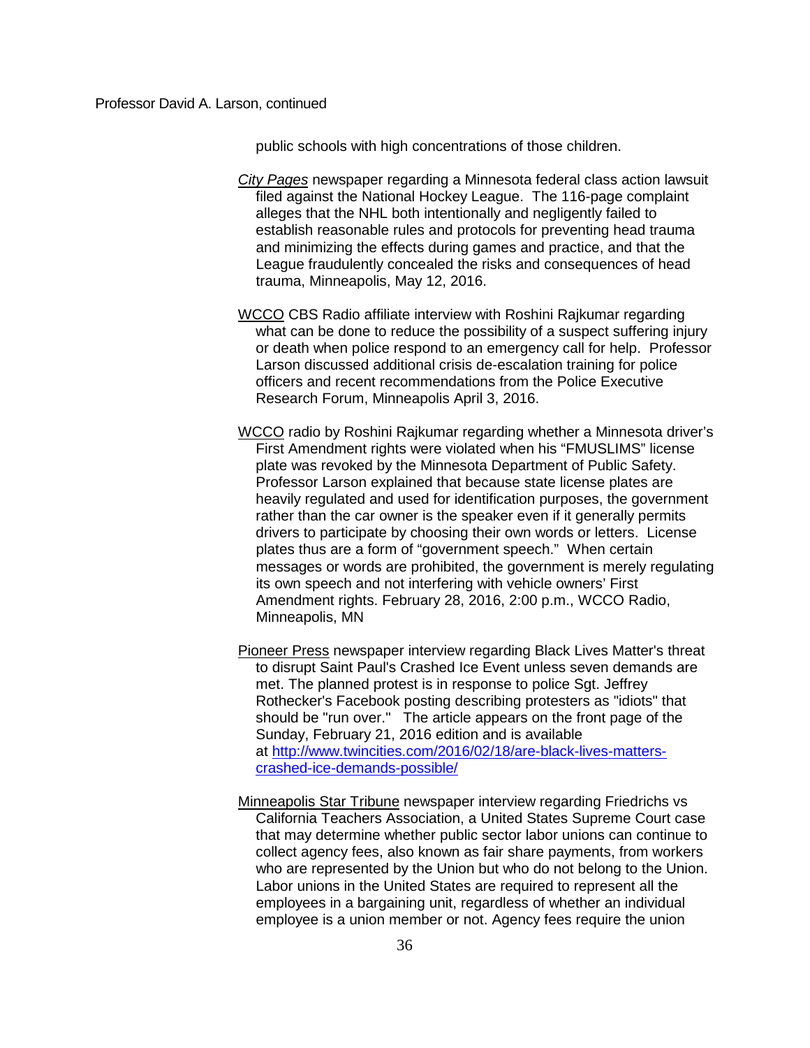public schools with high concentrations of those children.

*City Pages* newspaper regarding a Minnesota federal class action lawsuit filed against the National Hockey League. The 116-page complaint alleges that the NHL both intentionally and negligently failed to establish reasonable rules and protocols for preventing head trauma and minimizing the effects during games and practice, and that the League fraudulently concealed the risks and consequences of head trauma, Minneapolis, May 12, 2016.

WCCO CBS Radio affiliate interview with Roshini Rajkumar regarding what can be done to reduce the possibility of a suspect suffering injury or death when police respond to an emergency call for help. Professor Larson discussed additional crisis de-escalation training for police officers and recent recommendations from the Police Executive Research Forum, Minneapolis April 3, 2016.

WCCO radio by Roshini Rajkumar regarding whether a Minnesota driver's First Amendment rights were violated when his "FMUSLIMS" license plate was revoked by the Minnesota Department of Public Safety. Professor Larson explained that because state license plates are heavily regulated and used for identification purposes, the government rather than the car owner is the speaker even if it generally permits drivers to participate by choosing their own words or letters. License plates thus are a form of "government speech." When certain messages or words are prohibited, the government is merely regulating its own speech and not interfering with vehicle owners' First Amendment rights. February 28, 2016, 2:00 p.m., WCCO Radio, Minneapolis, MN

Pioneer Press newspaper interview regarding Black Lives Matter's threat to disrupt Saint Paul's Crashed Ice Event unless seven demands are met. The planned protest is in response to police Sgt. Jeffrey Rothecker's Facebook posting describing protesters as "idiots" that should be "run over." The article appears on the front page of the Sunday, February 21, 2016 edition and is available at http://www.twincities.com/2016/02/18/are-black-lives-matters-crashed-ice-demands-possible/

Minneapolis Star Tribune newspaper interview regarding Friedrichs vs California Teachers Association, a United States Supreme Court case that may determine whether public sector labor unions can continue to collect agency fees, also known as fair share payments, from workers who are represented by the Union but who do not belong to the Union. Labor unions in the United States are required to represent all the employees in a bargaining unit, regardless of whether an individual employee is a union member or not. Agency fees require the union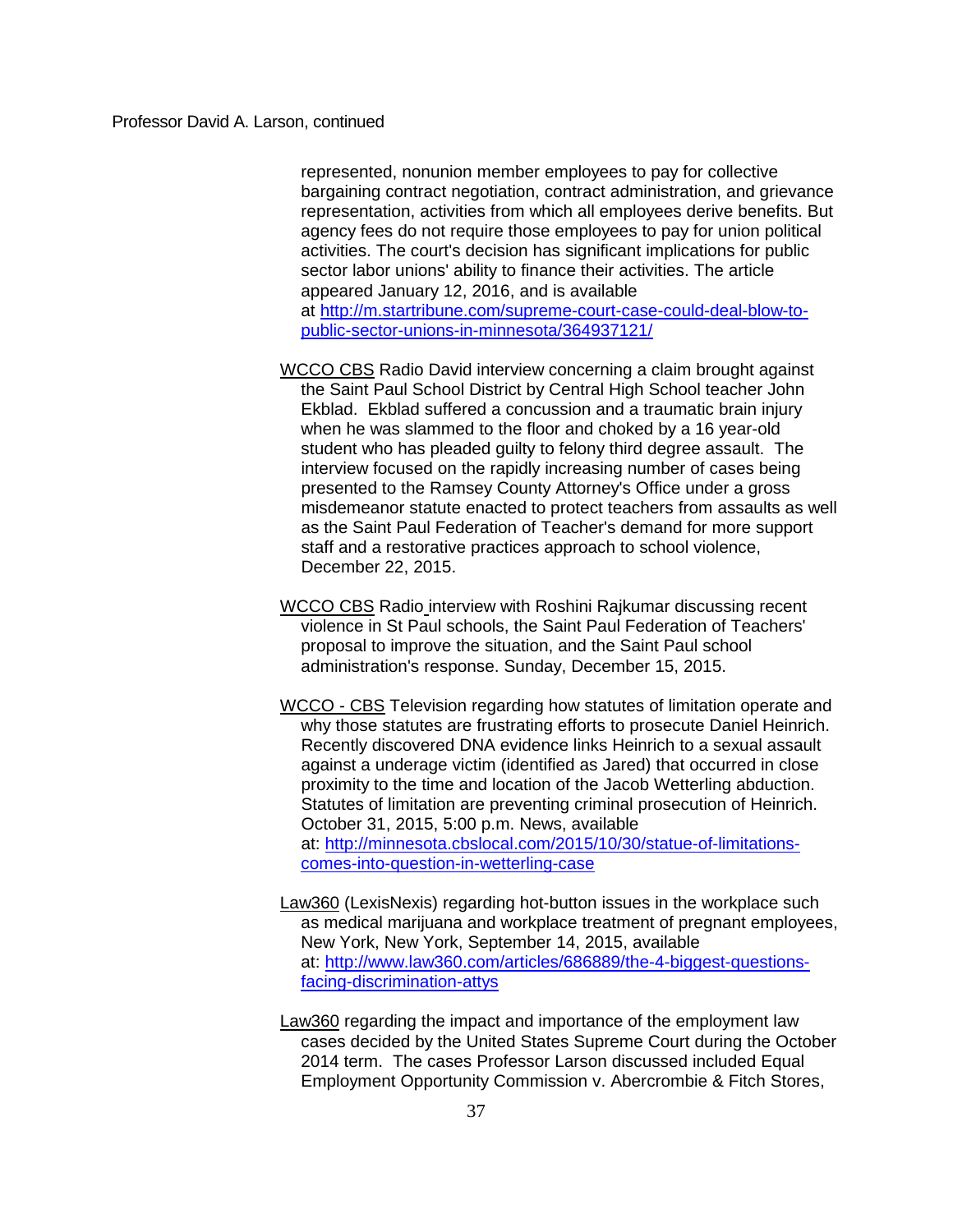represented, nonunion member employees to pay for collective bargaining contract negotiation, contract administration, and grievance representation, activities from which all employees derive benefits. But agency fees do not require those employees to pay for union political activities. The court's decision has significant implications for public sector labor unions' ability to finance their activities. The article appeared January 12, 2016, and is available at http://m.startribune.com/supreme-court-case-could-deal-blow-to-public-sector-unions-in-minnesota/364937121/

WCCO CBS Radio David interview concerning a claim brought against the Saint Paul School District by Central High School teacher John Ekblad. Ekblad suffered a concussion and a traumatic brain injury when he was slammed to the floor and choked by a 16 year-old student who has pleaded guilty to felony third degree assault. The interview focused on the rapidly increasing number of cases being presented to the Ramsey County Attorney's Office under a gross misdemeanor statute enacted to protect teachers from assaults as well as the Saint Paul Federation of Teacher's demand for more support staff and a restorative practices approach to school violence, December 22, 2015.

WCCO CBS Radio interview with Roshini Rajkumar discussing recent violence in St Paul schools, the Saint Paul Federation of Teachers' proposal to improve the situation, and the Saint Paul school administration's response. Sunday, December 15, 2015.

WCCO - CBS Television regarding how statutes of limitation operate and why those statutes are frustrating efforts to prosecute Daniel Heinrich. Recently discovered DNA evidence links Heinrich to a sexual assault against a underage victim (identified as Jared) that occurred in close proximity to the time and location of the Jacob Wetterling abduction. Statutes of limitation are preventing criminal prosecution of Heinrich. October 31, 2015, 5:00 p.m. News, available at: http://minnesota.cbslocal.com/2015/10/30/statue-of-limitations-comes-into-question-in-wetterling-case

Law360 (LexisNexis) regarding hot-button issues in the workplace such as medical marijuana and workplace treatment of pregnant employees, New York, New York, September 14, 2015, available at: http://www.law360.com/articles/686889/the-4-biggest-questions-facing-discrimination-attys

Law360 regarding the impact and importance of the employment law cases decided by the United States Supreme Court during the October 2014 term. The cases Professor Larson discussed included Equal Employment Opportunity Commission v. Abercrombie & Fitch Stores,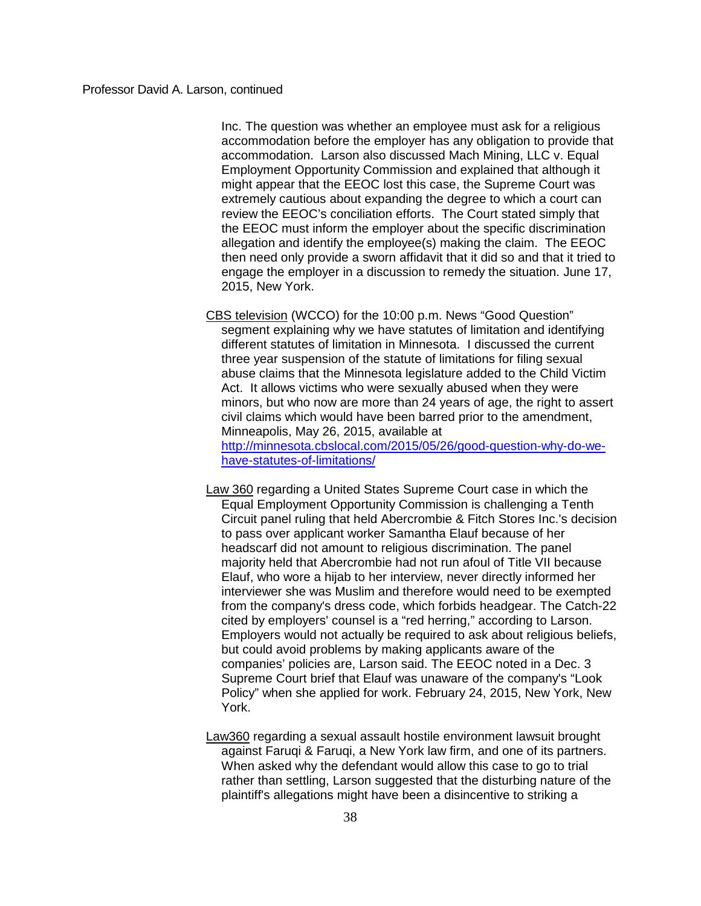Inc. The question was whether an employee must ask for a religious accommodation before the employer has any obligation to provide that accommodation. Larson also discussed Mach Mining, LLC v. Equal Employment Opportunity Commission and explained that although it might appear that the EEOC lost this case, the Supreme Court was extremely cautious about expanding the degree to which a court can review the EEOC's conciliation efforts. The Court stated simply that the EEOC must inform the employer about the specific discrimination allegation and identify the employee(s) making the claim. The EEOC then need only provide a sworn affidavit that it did so and that it tried to engage the employer in a discussion to remedy the situation. June 17, 2015, New York.

CBS television (WCCO) for the 10:00 p.m. News "Good Question" segment explaining why we have statutes of limitation and identifying different statutes of limitation in Minnesota. I discussed the current three year suspension of the statute of limitations for filing sexual abuse claims that the Minnesota legislature added to the Child Victim Act. It allows victims who were sexually abused when they were minors, but who now are more than 24 years of age, the right to assert civil claims which would have been barred prior to the amendment, Minneapolis, May 26, 2015, available at [http://minnesota.cbslocal.com/2015/05/26/good-question-why-do-we-have-statutes-of-limitations/](http://minnesota.cbslocal.com/2015/05/26/good-question-why-do-we-have-statutes-of-limitations/)

Law 360 regarding a United States Supreme Court case in which the Equal Employment Opportunity Commission is challenging a Tenth Circuit panel ruling that held Abercrombie & Fitch Stores Inc.'s decision to pass over applicant worker Samantha Elauf because of her headscarf did not amount to religious discrimination. The panel majority held that Abercrombie had not run afoul of Title VII because Elauf, who wore a hijab to her interview, never directly informed her interviewer she was Muslim and therefore would need to be exempted from the company's dress code, which forbids headgear. The Catch-22 cited by employers' counsel is a "red herring," according to Larson. Employers would not actually be required to ask about religious beliefs, but could avoid problems by making applicants aware of the companies' policies are, Larson said. The EEOC noted in a Dec. 3 Supreme Court brief that Elauf was unaware of the company's "Look Policy" when she applied for work. February 24, 2015, New York, New York.

Law360 regarding a sexual assault hostile environment lawsuit brought against Faruqi & Faruqi, a New York law firm, and one of its partners. When asked why the defendant would allow this case to go to trial rather than settling, Larson suggested that the disturbing nature of the plaintiff's allegations might have been a disincentive to striking a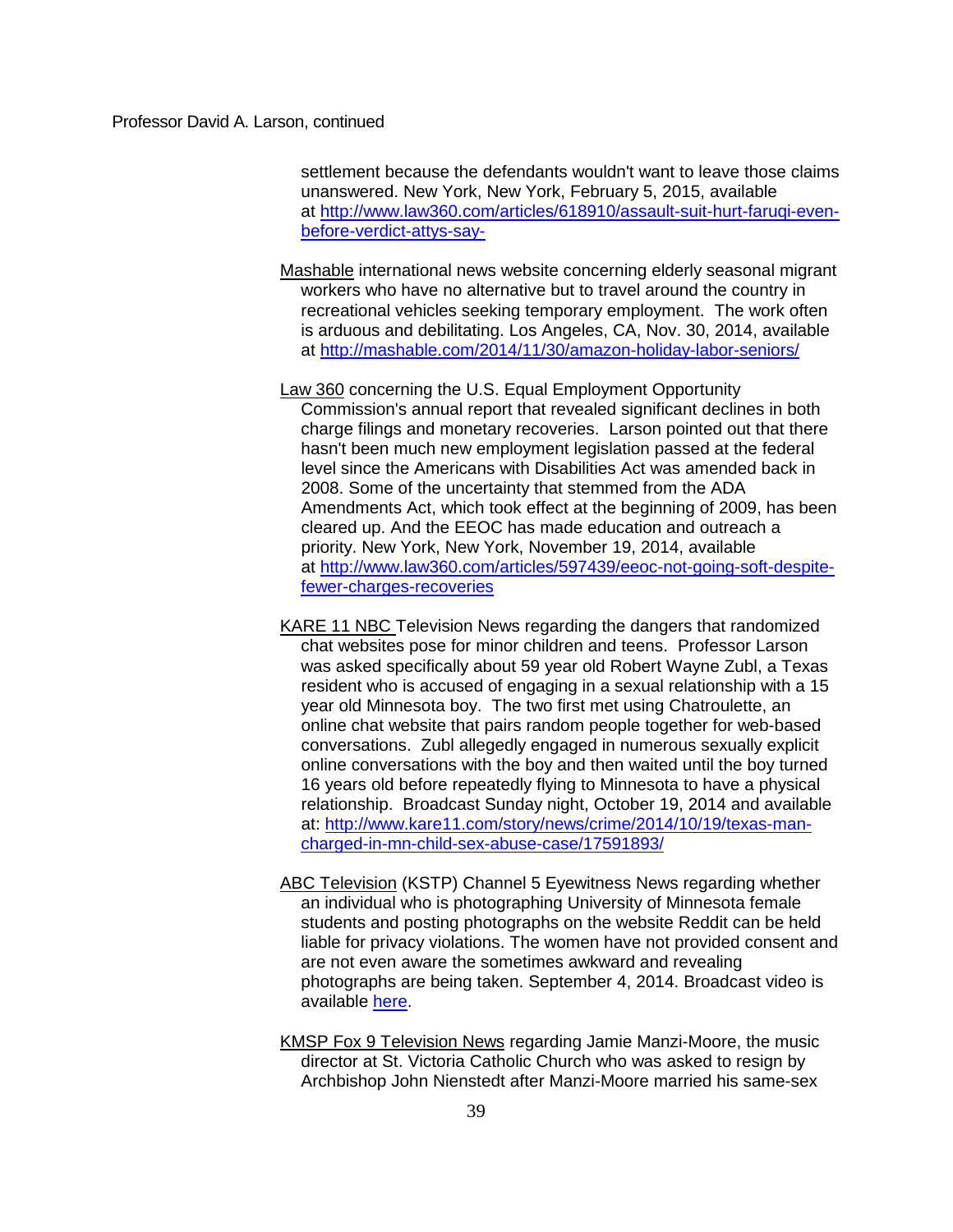settlement because the defendants wouldn't want to leave those claims unanswered. New York, New York, February 5, 2015, available at http://www.law360.com/articles/618910/assault-suit-hurt-faruqi-even-before-verdict-attys-say-

Mashable international news website concerning elderly seasonal migrant workers who have no alternative but to travel around the country in recreational vehicles seeking temporary employment. The work often is arduous and debilitating. Los Angeles, CA, Nov. 30, 2014, available at http://mashable.com/2014/11/30/amazon-holiday-labor-seniors/

Law 360 concerning the U.S. Equal Employment Opportunity Commission's annual report that revealed significant declines in both charge filings and monetary recoveries. Larson pointed out that there hasn't been much new employment legislation passed at the federal level since the Americans with Disabilities Act was amended back in 2008. Some of the uncertainty that stemmed from the ADA Amendments Act, which took effect at the beginning of 2009, has been cleared up. And the EEOC has made education and outreach a priority. New York, New York, November 19, 2014, available at http://www.law360.com/articles/597439/eeoc-not-going-soft-despite-fewer-charges-recoveries

KARE 11 NBC Television News regarding the dangers that randomized chat websites pose for minor children and teens. Professor Larson was asked specifically about 59 year old Robert Wayne Zubl, a Texas resident who is accused of engaging in a sexual relationship with a 15 year old Minnesota boy. The two first met using Chatroulette, an online chat website that pairs random people together for web-based conversations. Zubl allegedly engaged in numerous sexually explicit online conversations with the boy and then waited until the boy turned 16 years old before repeatedly flying to Minnesota to have a physical relationship. Broadcast Sunday night, October 19, 2014 and available at: http://www.kare11.com/story/news/crime/2014/10/19/texas-man-charged-in-mn-child-sex-abuse-case/17591893/

ABC Television (KSTP) Channel 5 Eyewitness News regarding whether an individual who is photographing University of Minnesota female students and posting photographs on the website Reddit can be held liable for privacy violations. The women have not provided consent and are not even aware the sometimes awkward and revealing photographs are being taken. September 4, 2014. Broadcast video is available here.

KMSP Fox 9 Television News regarding Jamie Manzi-Moore, the music director at St. Victoria Catholic Church who was asked to resign by Archbishop John Nienstedt after Manzi-Moore married his same-sex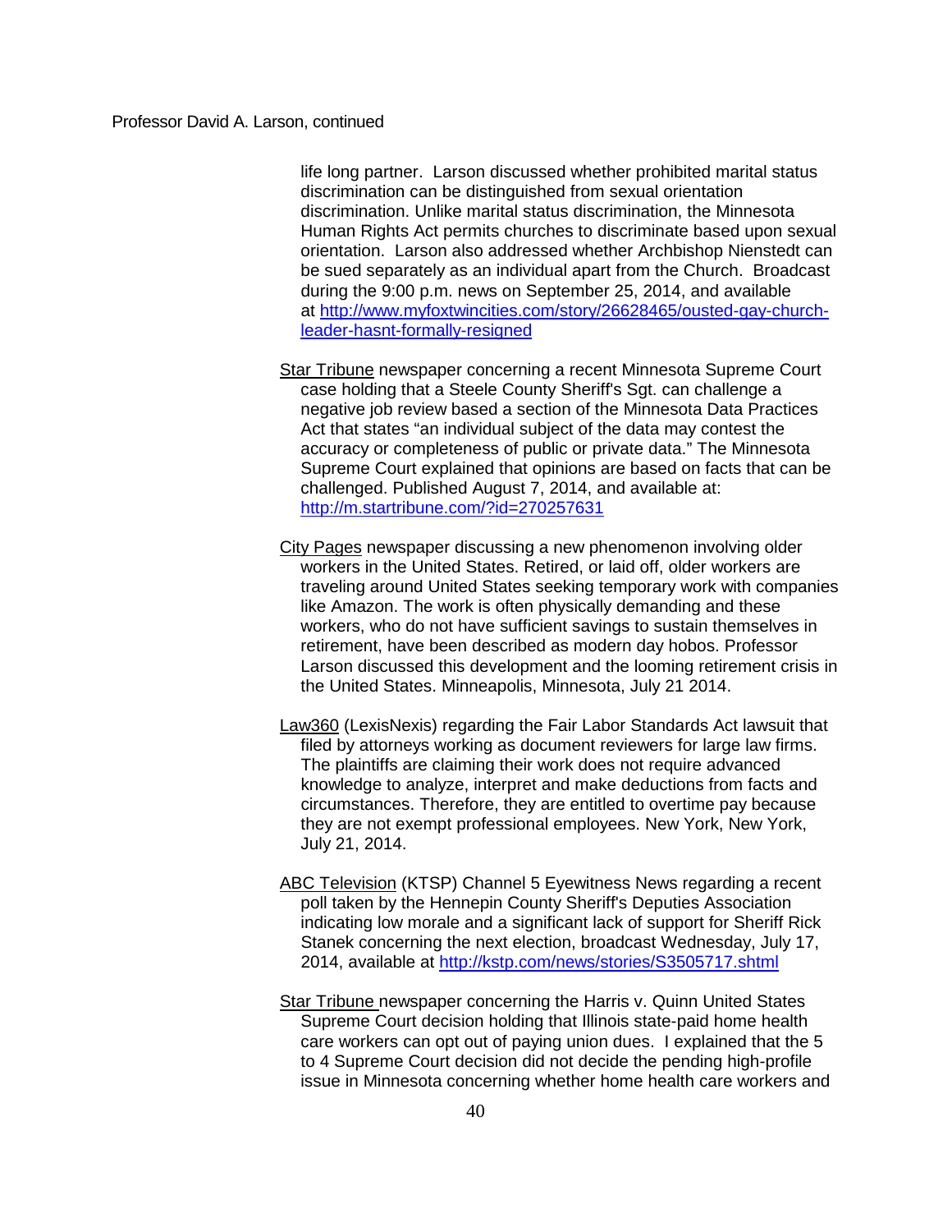life long partner. Larson discussed whether prohibited marital status discrimination can be distinguished from sexual orientation discrimination. Unlike marital status discrimination, the Minnesota Human Rights Act permits churches to discriminate based upon sexual orientation. Larson also addressed whether Archbishop Nienstedt can be sued separately as an individual apart from the Church. Broadcast during the 9:00 p.m. news on September 25, 2014, and available at [http://www.myfoxtwincities.com/story/26628465/ousted-gay-church-leader-hasnt-formally-resigned](http://www.myfoxtwincities.com/story/26628465/ousted-gay-church-leader-hasnt-formally-resigned)

Star Tribune newspaper concerning a recent Minnesota Supreme Court case holding that a Steele County Sheriff's Sgt. can challenge a negative job review based a section of the Minnesota Data Practices Act that states “an individual subject of the data may contest the accuracy or completeness of public or private data.” The Minnesota Supreme Court explained that opinions are based on facts that can be challenged. Published August 7, 2014, and available at: [http://m.startribune.com/?id=270257631](http://m.startribune.com/?id=270257631)

City Pages newspaper discussing a new phenomenon involving older workers in the United States. Retired, or laid off, older workers are traveling around United States seeking temporary work with companies like Amazon. The work is often physically demanding and these workers, who do not have sufficient savings to sustain themselves in retirement, have been described as modern day hobos. Professor Larson discussed this development and the looming retirement crisis in the United States. Minneapolis, Minnesota, July 21 2014.

Law360 (LexisNexis) regarding the Fair Labor Standards Act lawsuit that filed by attorneys working as document reviewers for large law firms. The plaintiffs are claiming their work does not require advanced knowledge to analyze, interpret and make deductions from facts and circumstances. Therefore, they are entitled to overtime pay because they are not exempt professional employees. New York, New York, July 21, 2014.

ABC Television (KTSP) Channel 5 Eyewitness News regarding a recent poll taken by the Hennepin County Sheriff's Deputies Association indicating low morale and a significant lack of support for Sheriff Rick Stanek concerning the next election, broadcast Wednesday, July 17, 2014, available at [http://kstp.com/news/stories/S3505717.shtml](http://kstp.com/news/stories/S3505717.shtml)

Star Tribune newspaper concerning the Harris v. Quinn United States Supreme Court decision holding that Illinois state-paid home health care workers can opt out of paying union dues. I explained that the 5 to 4 Supreme Court decision did not decide the pending high-profile issue in Minnesota concerning whether home health care workers and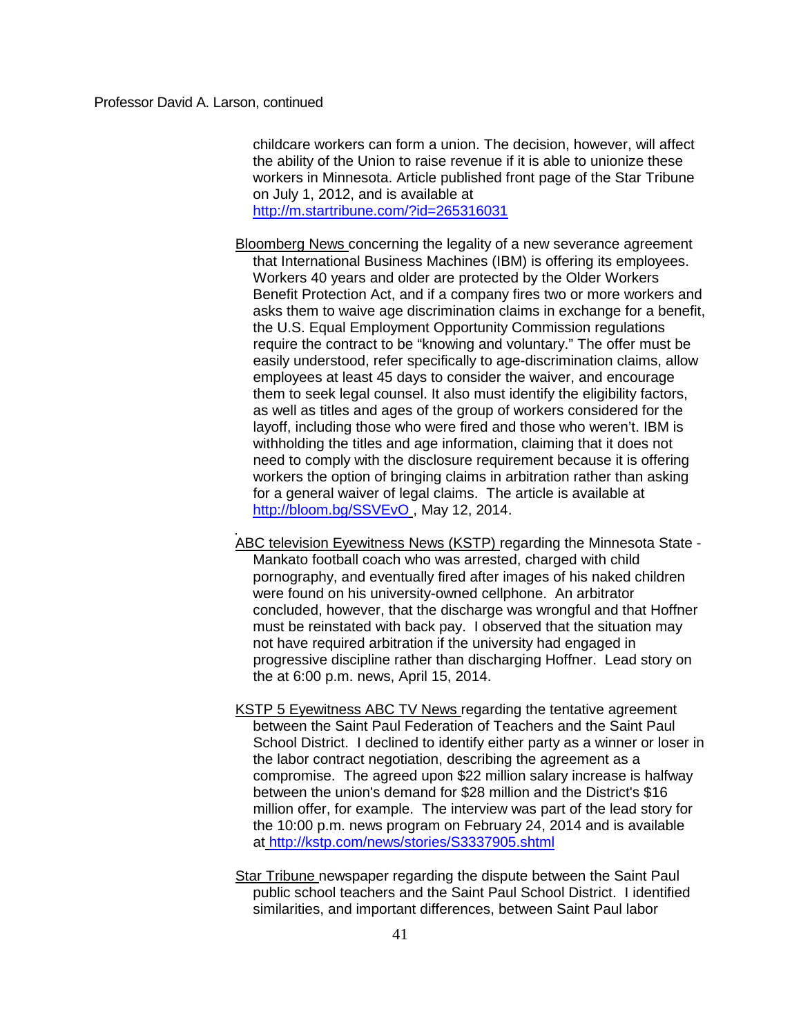childcare workers can form a union. The decision, however, will affect the ability of the Union to raise revenue if it is able to unionize these workers in Minnesota. Article published front page of the Star Tribune on July 1, 2012, and is available at http://m.startribune.com/?id=265316031

Bloomberg News concerning the legality of a new severance agreement that International Business Machines (IBM) is offering its employees. Workers 40 years and older are protected by the Older Workers Benefit Protection Act, and if a company fires two or more workers and asks them to waive age discrimination claims in exchange for a benefit, the U.S. Equal Employment Opportunity Commission regulations require the contract to be "knowing and voluntary." The offer must be easily understood, refer specifically to age-discrimination claims, allow employees at least 45 days to consider the waiver, and encourage them to seek legal counsel. It also must identify the eligibility factors, as well as titles and ages of the group of workers considered for the layoff, including those who were fired and those who weren't. IBM is withholding the titles and age information, claiming that it does not need to comply with the disclosure requirement because it is offering workers the option of bringing claims in arbitration rather than asking for a general waiver of legal claims. The article is available at http://bloom.bg/SSVEvO , May 12, 2014.

ABC television Eyewitness News (KSTP) regarding the Minnesota State - Mankato football coach who was arrested, charged with child pornography, and eventually fired after images of his naked children were found on his university-owned cellphone. An arbitrator concluded, however, that the discharge was wrongful and that Hoffner must be reinstated with back pay. I observed that the situation may not have required arbitration if the university had engaged in progressive discipline rather than discharging Hoffner. Lead story on the at 6:00 p.m. news, April 15, 2014.

KSTP 5 Eyewitness ABC TV News regarding the tentative agreement between the Saint Paul Federation of Teachers and the Saint Paul School District. I declined to identify either party as a winner or loser in the labor contract negotiation, describing the agreement as a compromise. The agreed upon $22 million salary increase is halfway between the union's demand for $28 million and the District's $16 million offer, for example. The interview was part of the lead story for the 10:00 p.m. news program on February 24, 2014 and is available at http://kstp.com/news/stories/S3337905.shtml

Star Tribune newspaper regarding the dispute between the Saint Paul public school teachers and the Saint Paul School District. I identified similarities, and important differences, between Saint Paul labor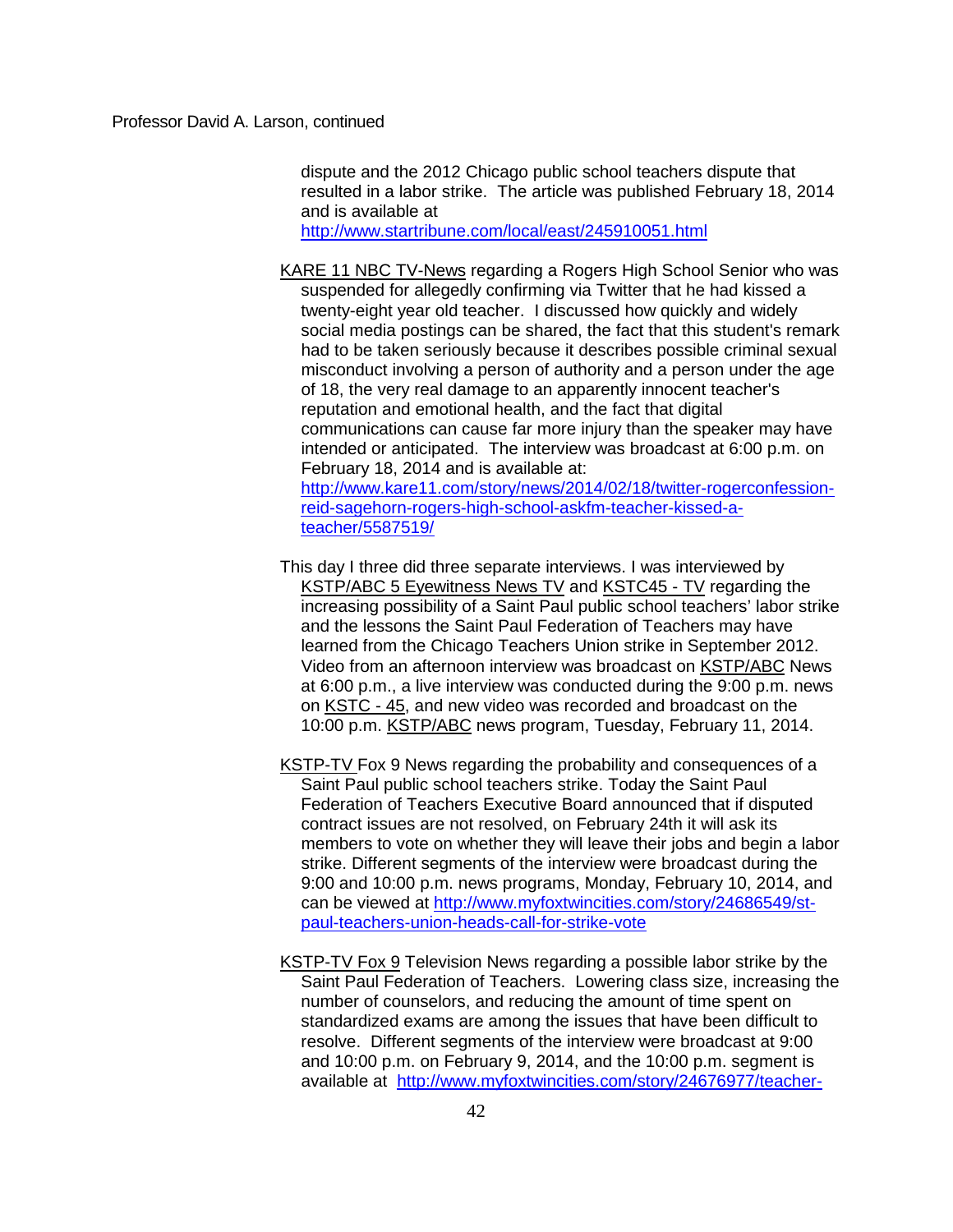dispute and the 2012 Chicago public school teachers dispute that resulted in a labor strike. The article was published February 18, 2014 and is available at http://www.startribune.com/local/east/245910051.html

KARE 11 NBC TV-News regarding a Rogers High School Senior who was suspended for allegedly confirming via Twitter that he had kissed a twenty-eight year old teacher. I discussed how quickly and widely social media postings can be shared, the fact that this student's remark had to be taken seriously because it describes possible criminal sexual misconduct involving a person of authority and a person under the age of 18, the very real damage to an apparently innocent teacher's reputation and emotional health, and the fact that digital communications can cause far more injury than the speaker may have intended or anticipated. The interview was broadcast at 6:00 p.m. on February 18, 2014 and is available at: http://www.kare11.com/story/news/2014/02/18/twitter-rogerconfession-reid-sagehorn-rogers-high-school-askfm-teacher-kissed-a-teacher/5587519/

This day I three did three separate interviews. I was interviewed by KSTP/ABC 5 Eyewitness News TV and KSTC45 - TV regarding the increasing possibility of a Saint Paul public school teachers' labor strike and the lessons the Saint Paul Federation of Teachers may have learned from the Chicago Teachers Union strike in September 2012. Video from an afternoon interview was broadcast on KSTP/ABC News at 6:00 p.m., a live interview was conducted during the 9:00 p.m. news on KSTC - 45, and new video was recorded and broadcast on the 10:00 p.m. KSTP/ABC news program, Tuesday, February 11, 2014.

KSTP-TV Fox 9 News regarding the probability and consequences of a Saint Paul public school teachers strike. Today the Saint Paul Federation of Teachers Executive Board announced that if disputed contract issues are not resolved, on February 24th it will ask its members to vote on whether they will leave their jobs and begin a labor strike. Different segments of the interview were broadcast during the 9:00 and 10:00 p.m. news programs, Monday, February 10, 2014, and can be viewed at http://www.myfoxtwincities.com/story/24686549/st-paul-teachers-union-heads-call-for-strike-vote

KSTP-TV Fox 9 Television News regarding a possible labor strike by the Saint Paul Federation of Teachers. Lowering class size, increasing the number of counselors, and reducing the amount of time spent on standardized exams are among the issues that have been difficult to resolve. Different segments of the interview were broadcast at 9:00 and 10:00 p.m. on February 9, 2014, and the 10:00 p.m. segment is available at http://www.myfoxtwincities.com/story/24676977/teacher-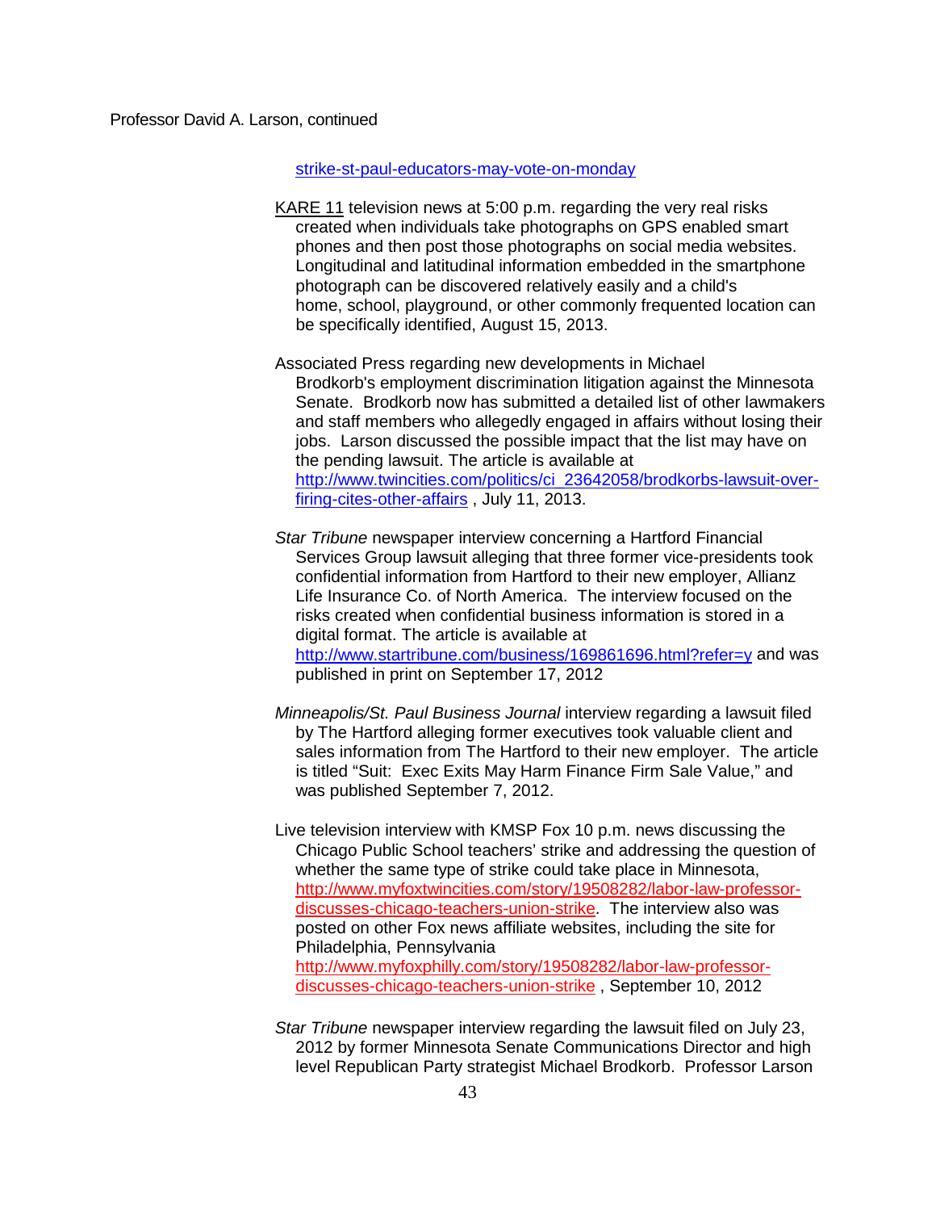strike-st-paul-educators-may-vote-on-monday

KARE 11 television news at 5:00 p.m. regarding the very real risks created when individuals take photographs on GPS enabled smart phones and then post those photographs on social media websites. Longitudinal and latitudinal information embedded in the smartphone photograph can be discovered relatively easily and a child's home, school, playground, or other commonly frequented location can be specifically identified, August 15, 2013.

Associated Press regarding new developments in Michael Brodkorb's employment discrimination litigation against the Minnesota Senate. Brodkorb now has submitted a detailed list of other lawmakers and staff members who allegedly engaged in affairs without losing their jobs. Larson discussed the possible impact that the list may have on the pending lawsuit. The article is available at http://www.twincities.com/politics/ci_23642058/brodkorbs-lawsuit-over-firing-cites-other-affairs , July 11, 2013.

*Star Tribune* newspaper interview concerning a Hartford Financial Services Group lawsuit alleging that three former vice-presidents took confidential information from Hartford to their new employer, Allianz Life Insurance Co. of North America. The interview focused on the risks created when confidential business information is stored in a digital format. The article is available at http://www.startribune.com/business/169861696.html?refer=y and was published in print on September 17, 2012

*Minneapolis/St. Paul Business Journal* interview regarding a lawsuit filed by The Hartford alleging former executives took valuable client and sales information from The Hartford to their new employer. The article is titled "Suit: Exec Exits May Harm Finance Firm Sale Value," and was published September 7, 2012.

Live television interview with KMSP Fox 10 p.m. news discussing the Chicago Public School teachers' strike and addressing the question of whether the same type of strike could take place in Minnesota, http://www.myfoxtwincities.com/story/19508282/labor-law-professor-discusses-chicago-teachers-union-strike. The interview also was posted on other Fox news affiliate websites, including the site for Philadelphia, Pennsylvania http://www.myfoxphilly.com/story/19508282/labor-law-professor-discusses-chicago-teachers-union-strike , September 10, 2012

*Star Tribune* newspaper interview regarding the lawsuit filed on July 23, 2012 by former Minnesota Senate Communications Director and high level Republican Party strategist Michael Brodkorb. Professor Larson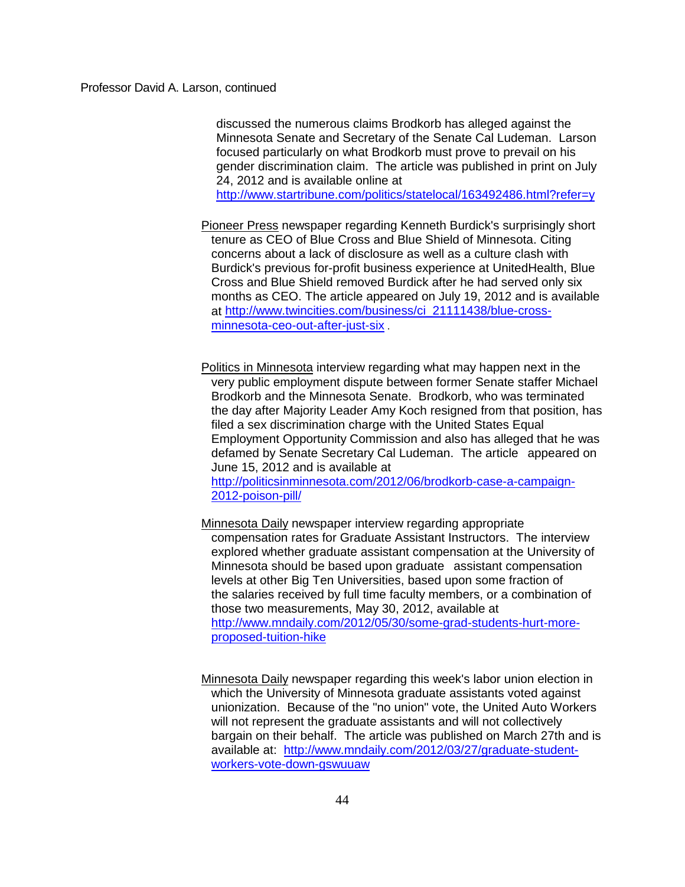discussed the numerous claims Brodkorb has alleged against the Minnesota Senate and Secretary of the Senate Cal Ludeman. Larson focused particularly on what Brodkorb must prove to prevail on his gender discrimination claim. The article was published in print on July 24, 2012 and is available online at http://www.startribune.com/politics/statelocal/163492486.html?refer=y

Pioneer Press newspaper regarding Kenneth Burdick's surprisingly short tenure as CEO of Blue Cross and Blue Shield of Minnesota. Citing concerns about a lack of disclosure as well as a culture clash with Burdick's previous for-profit business experience at UnitedHealth, Blue Cross and Blue Shield removed Burdick after he had served only six months as CEO. The article appeared on July 19, 2012 and is available at http://www.twincities.com/business/ci_21111438/blue-cross-minnesota-ceo-out-after-just-six .

Politics in Minnesota interview regarding what may happen next in the very public employment dispute between former Senate staffer Michael Brodkorb and the Minnesota Senate. Brodkorb, who was terminated the day after Majority Leader Amy Koch resigned from that position, has filed a sex discrimination charge with the United States Equal Employment Opportunity Commission and also has alleged that he was defamed by Senate Secretary Cal Ludeman. The article appeared on June 15, 2012 and is available at http://politicsinminnesota.com/2012/06/brodkorb-case-a-campaign-2012-poison-pill/

Minnesota Daily newspaper interview regarding appropriate compensation rates for Graduate Assistant Instructors. The interview explored whether graduate assistant compensation at the University of Minnesota should be based upon graduate assistant compensation levels at other Big Ten Universities, based upon some fraction of the salaries received by full time faculty members, or a combination of those two measurements, May 30, 2012, available at http://www.mndaily.com/2012/05/30/some-grad-students-hurt-more-proposed-tuition-hike

Minnesota Daily newspaper regarding this week's labor union election in which the University of Minnesota graduate assistants voted against unionization. Because of the "no union" vote, the United Auto Workers will not represent the graduate assistants and will not collectively bargain on their behalf. The article was published on March 27th and is available at: http://www.mndaily.com/2012/03/27/graduate-student-workers-vote-down-gswuuaw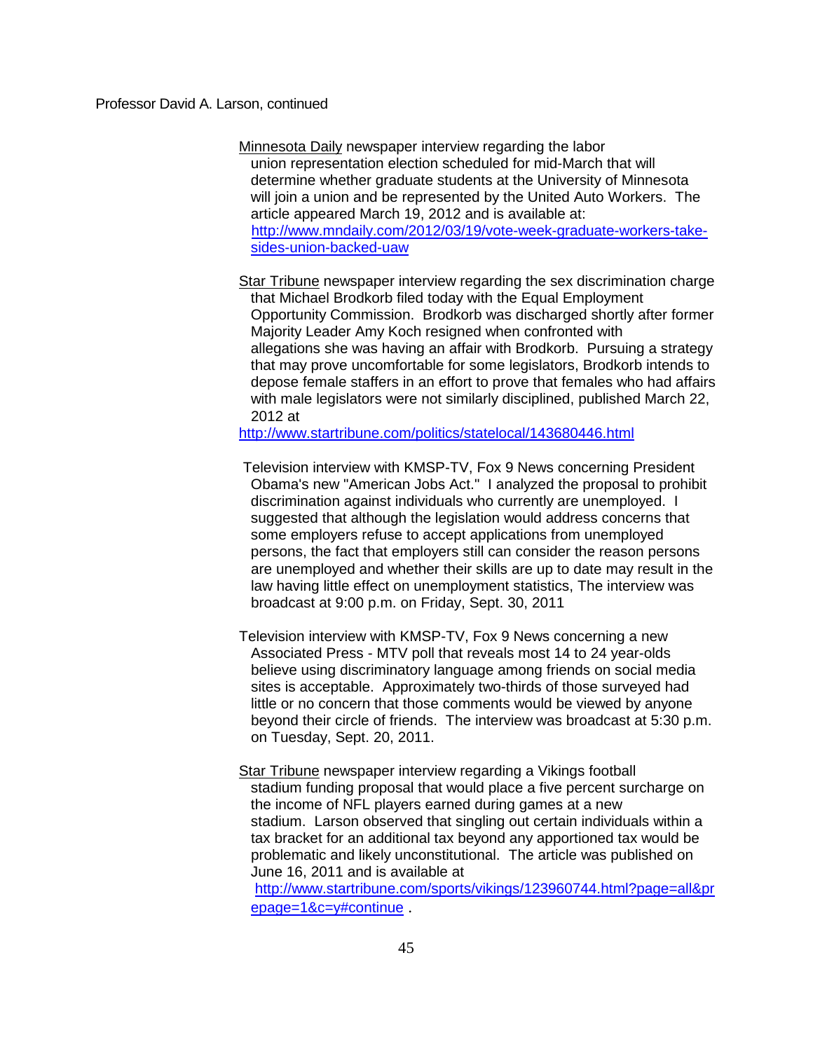Professor David A. Larson, continued

Minnesota Daily newspaper interview regarding the labor union representation election scheduled for mid-March that will determine whether graduate students at the University of Minnesota will join a union and be represented by the United Auto Workers. The article appeared March 19, 2012 and is available at: http://www.mndaily.com/2012/03/19/vote-week-graduate-workers-take-sides-union-backed-uaw

Star Tribune newspaper interview regarding the sex discrimination charge that Michael Brodkorb filed today with the Equal Employment Opportunity Commission. Brodkorb was discharged shortly after former Majority Leader Amy Koch resigned when confronted with allegations she was having an affair with Brodkorb. Pursuing a strategy that may prove uncomfortable for some legislators, Brodkorb intends to depose female staffers in an effort to prove that females who had affairs with male legislators were not similarly disciplined, published March 22, 2012 at http://www.startribune.com/politics/statelocal/143680446.html

Television interview with KMSP-TV, Fox 9 News concerning President Obama's new "American Jobs Act." I analyzed the proposal to prohibit discrimination against individuals who currently are unemployed. I suggested that although the legislation would address concerns that some employers refuse to accept applications from unemployed persons, the fact that employers still can consider the reason persons are unemployed and whether their skills are up to date may result in the law having little effect on unemployment statistics, The interview was broadcast at 9:00 p.m. on Friday, Sept. 30, 2011

Television interview with KMSP-TV, Fox 9 News concerning a new Associated Press - MTV poll that reveals most 14 to 24 year-olds believe using discriminatory language among friends on social media sites is acceptable. Approximately two-thirds of those surveyed had little or no concern that those comments would be viewed by anyone beyond their circle of friends. The interview was broadcast at 5:30 p.m. on Tuesday, Sept. 20, 2011.

Star Tribune newspaper interview regarding a Vikings football stadium funding proposal that would place a five percent surcharge on the income of NFL players earned during games at a new stadium. Larson observed that singling out certain individuals within a tax bracket for an additional tax beyond any apportioned tax would be problematic and likely unconstitutional. The article was published on June 16, 2011 and is available at http://www.startribune.com/sports/vikings/123960744.html?page=all&prepage=1&c=y#continue .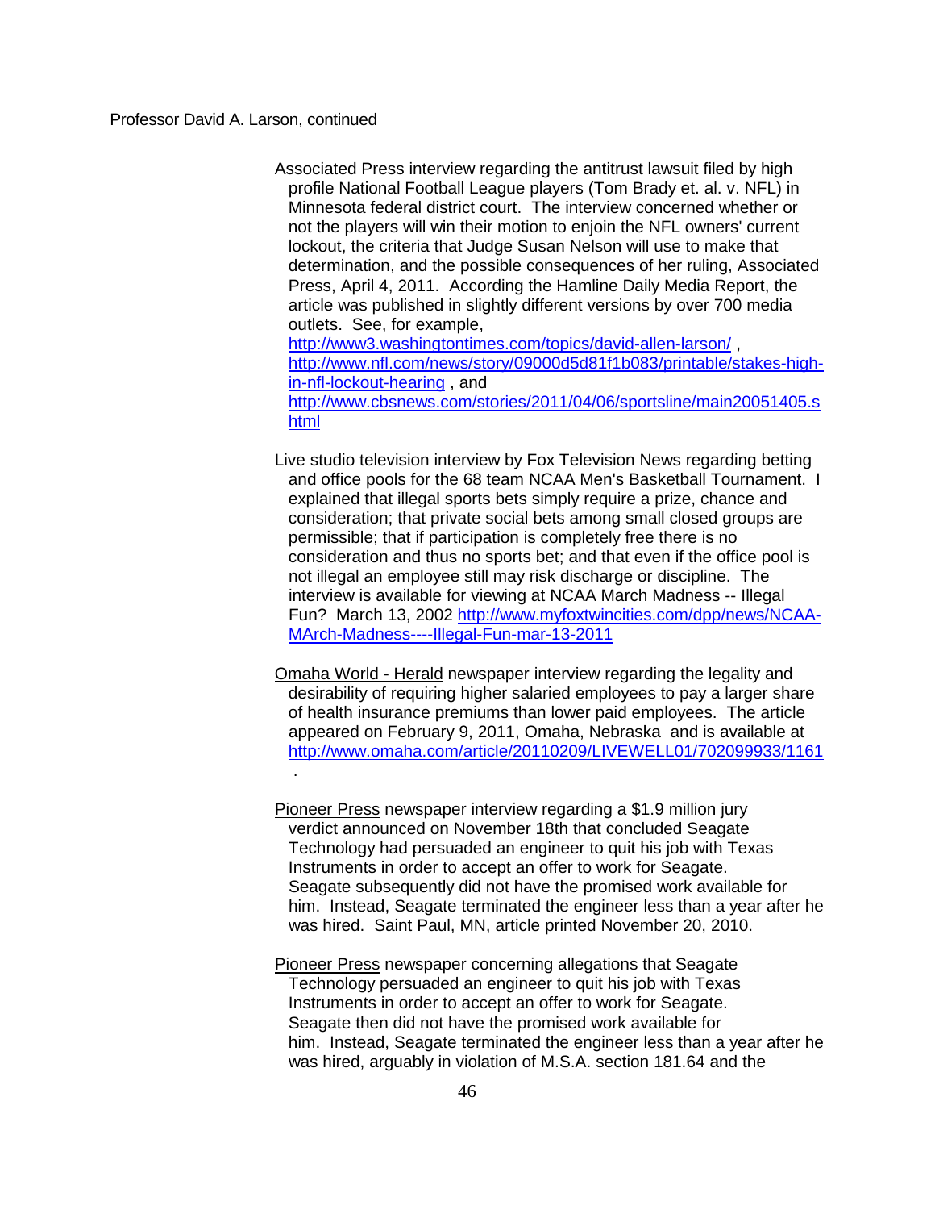Professor David A. Larson, continued

Associated Press interview regarding the antitrust lawsuit filed by high profile National Football League players (Tom Brady et. al. v. NFL) in Minnesota federal district court. The interview concerned whether or not the players will win their motion to enjoin the NFL owners' current lockout, the criteria that Judge Susan Nelson will use to make that determination, and the possible consequences of her ruling, Associated Press, April 4, 2011. According the Hamline Daily Media Report, the article was published in slightly different versions by over 700 media outlets. See, for example, http://www3.washingtontimes.com/topics/david-allen-larson/ , http://www.nfl.com/news/story/09000d5d81f1b083/printable/stakes-high-in-nfl-lockout-hearing , and http://www.cbsnews.com/stories/2011/04/06/sportsline/main20051405.shtml

Live studio television interview by Fox Television News regarding betting and office pools for the 68 team NCAA Men's Basketball Tournament. I explained that illegal sports bets simply require a prize, chance and consideration; that private social bets among small closed groups are permissible; that if participation is completely free there is no consideration and thus no sports bet; and that even if the office pool is not illegal an employee still may risk discharge or discipline. The interview is available for viewing at NCAA March Madness -- Illegal Fun? March 13, 2002 http://www.myfoxtwincities.com/dpp/news/NCAA-MArch-Madness----Illegal-Fun-mar-13-2011

<u>Omaha World - Herald</u> newspaper interview regarding the legality and desirability of requiring higher salaried employees to pay a larger share of health insurance premiums than lower paid employees. The article appeared on February 9, 2011, Omaha, Nebraska and is available at http://www.omaha.com/article/20110209/LIVEWELL01/702099933/1161 .

<u>Pioneer Press</u> newspaper interview regarding a $1.9 million jury verdict announced on November 18th that concluded Seagate Technology had persuaded an engineer to quit his job with Texas Instruments in order to accept an offer to work for Seagate. Seagate subsequently did not have the promised work available for him. Instead, Seagate terminated the engineer less than a year after he was hired. Saint Paul, MN, article printed November 20, 2010.

<u>Pioneer Press</u> newspaper concerning allegations that Seagate Technology persuaded an engineer to quit his job with Texas Instruments in order to accept an offer to work for Seagate. Seagate then did not have the promised work available for him. Instead, Seagate terminated the engineer less than a year after he was hired, arguably in violation of M.S.A. section 181.64 and the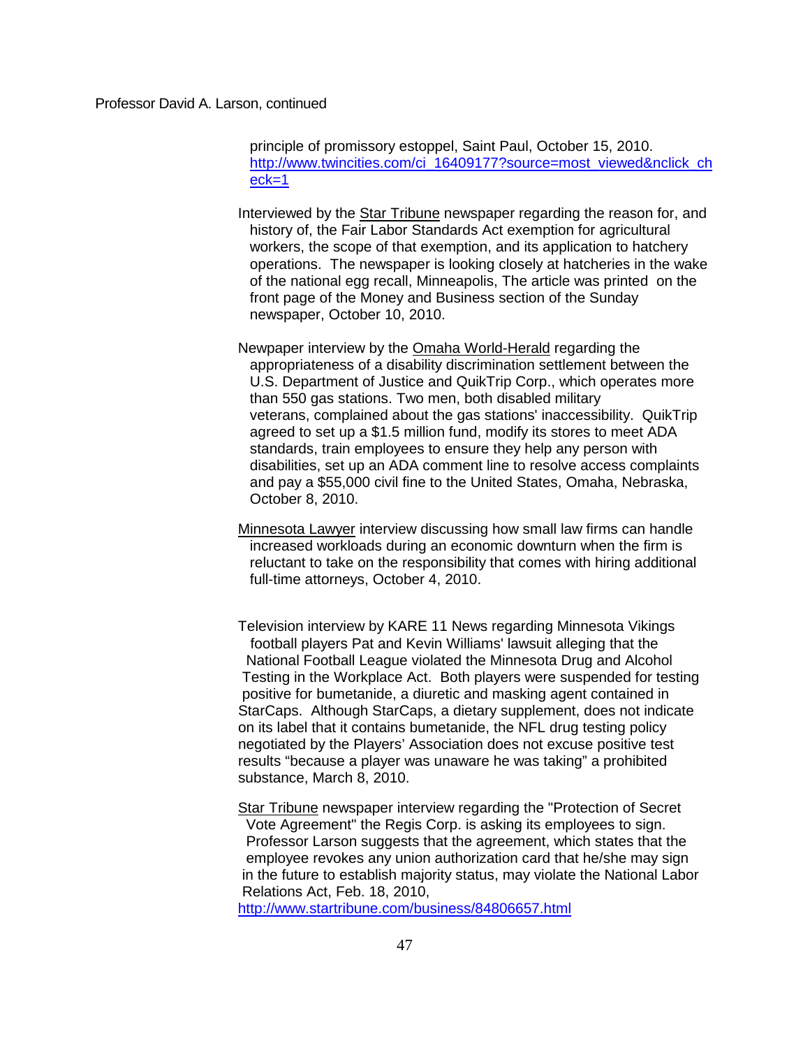Professor David A. Larson, continued

principle of promissory estoppel, Saint Paul, October 15, 2010. http://www.twincities.com/ci_16409177?source=most_viewed&nclick_check=1

Interviewed by the Star Tribune newspaper regarding the reason for, and history of, the Fair Labor Standards Act exemption for agricultural workers, the scope of that exemption, and its application to hatchery operations. The newspaper is looking closely at hatcheries in the wake of the national egg recall, Minneapolis, The article was printed on the front page of the Money and Business section of the Sunday newspaper, October 10, 2010.

Newpaper interview by the Omaha World-Herald regarding the appropriateness of a disability discrimination settlement between the U.S. Department of Justice and QuikTrip Corp., which operates more than 550 gas stations. Two men, both disabled military veterans, complained about the gas stations' inaccessibility. QuikTrip agreed to set up a $1.5 million fund, modify its stores to meet ADA standards, train employees to ensure they help any person with disabilities, set up an ADA comment line to resolve access complaints and pay a $55,000 civil fine to the United States, Omaha, Nebraska, October 8, 2010.

Minnesota Lawyer interview discussing how small law firms can handle increased workloads during an economic downturn when the firm is reluctant to take on the responsibility that comes with hiring additional full-time attorneys, October 4, 2010.

Television interview by KARE 11 News regarding Minnesota Vikings football players Pat and Kevin Williams' lawsuit alleging that the National Football League violated the Minnesota Drug and Alcohol Testing in the Workplace Act. Both players were suspended for testing positive for bumetanide, a diuretic and masking agent contained in StarCaps. Although StarCaps, a dietary supplement, does not indicate on its label that it contains bumetanide, the NFL drug testing policy negotiated by the Players' Association does not excuse positive test results "because a player was unaware he was taking" a prohibited substance, March 8, 2010.

Star Tribune newspaper interview regarding the "Protection of Secret Vote Agreement" the Regis Corp. is asking its employees to sign. Professor Larson suggests that the agreement, which states that the employee revokes any union authorization card that he/she may sign in the future to establish majority status, may violate the National Labor Relations Act, Feb. 18, 2010, http://www.startribune.com/business/84806657.html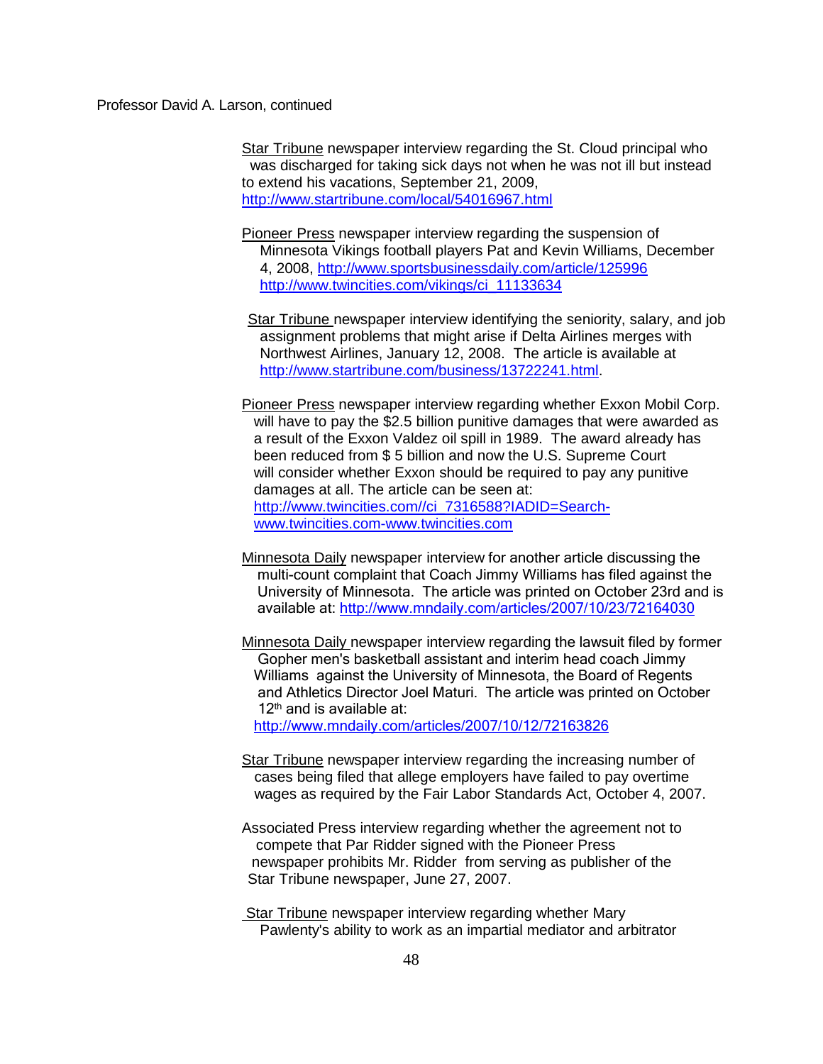Professor David A. Larson, continued

Star Tribune newspaper interview regarding the St. Cloud principal who was discharged for taking sick days not when he was not ill but instead to extend his vacations, September 21, 2009, http://www.startribune.com/local/54016967.html

Pioneer Press newspaper interview regarding the suspension of Minnesota Vikings football players Pat and Kevin Williams, December 4, 2008, http://www.sportsbusinessdaily.com/article/125996 http://www.twincities.com/vikings/ci_11133634

Star Tribune newspaper interview identifying the seniority, salary, and job assignment problems that might arise if Delta Airlines merges with Northwest Airlines, January 12, 2008. The article is available at http://www.startribune.com/business/13722241.html.

Pioneer Press newspaper interview regarding whether Exxon Mobil Corp. will have to pay the $2.5 billion punitive damages that were awarded as a result of the Exxon Valdez oil spill in 1989. The award already has been reduced from $ 5 billion and now the U.S. Supreme Court will consider whether Exxon should be required to pay any punitive damages at all. The article can be seen at: http://www.twincities.com//ci_7316588?IADID=Search-www.twincities.com-www.twincities.com

Minnesota Daily newspaper interview for another article discussing the multi-count complaint that Coach Jimmy Williams has filed against the University of Minnesota. The article was printed on October 23rd and is available at: http://www.mndaily.com/articles/2007/10/23/72164030

Minnesota Daily newspaper interview regarding the lawsuit filed by former Gopher men's basketball assistant and interim head coach Jimmy Williams against the University of Minnesota, the Board of Regents and Athletics Director Joel Maturi. The article was printed on October 12th and is available at: http://www.mndaily.com/articles/2007/10/12/72163826

Star Tribune newspaper interview regarding the increasing number of cases being filed that allege employers have failed to pay overtime wages as required by the Fair Labor Standards Act, October 4, 2007.

Associated Press interview regarding whether the agreement not to compete that Par Ridder signed with the Pioneer Press newspaper prohibits Mr. Ridder from serving as publisher of the Star Tribune newspaper, June 27, 2007.

Star Tribune newspaper interview regarding whether Mary Pawlenty's ability to work as an impartial mediator and arbitrator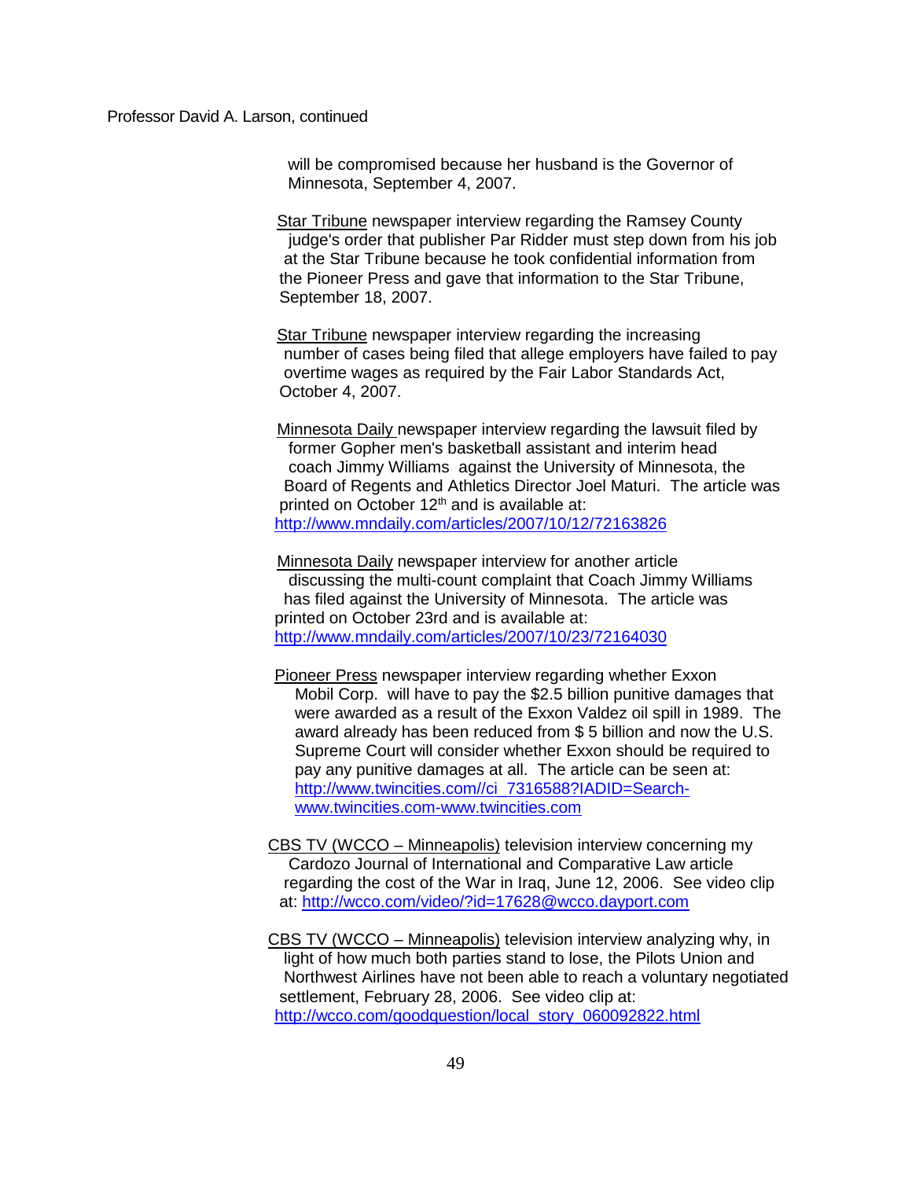will be compromised because her husband is the Governor of Minnesota, September 4, 2007.

Star Tribune newspaper interview regarding the Ramsey County judge's order that publisher Par Ridder must step down from his job at the Star Tribune because he took confidential information from the Pioneer Press and gave that information to the Star Tribune, September 18, 2007.

Star Tribune newspaper interview regarding the increasing number of cases being filed that allege employers have failed to pay overtime wages as required by the Fair Labor Standards Act, October 4, 2007.

Minnesota Daily newspaper interview regarding the lawsuit filed by former Gopher men's basketball assistant and interim head coach Jimmy Williams against the University of Minnesota, the Board of Regents and Athletics Director Joel Maturi. The article was printed on October 12th and is available at: http://www.mndaily.com/articles/2007/10/12/72163826

Minnesota Daily newspaper interview for another article discussing the multi-count complaint that Coach Jimmy Williams has filed against the University of Minnesota. The article was printed on October 23rd and is available at: http://www.mndaily.com/articles/2007/10/23/72164030

Pioneer Press newspaper interview regarding whether Exxon Mobil Corp. will have to pay the $2.5 billion punitive damages that were awarded as a result of the Exxon Valdez oil spill in 1989. The award already has been reduced from $ 5 billion and now the U.S. Supreme Court will consider whether Exxon should be required to pay any punitive damages at all. The article can be seen at: http://www.twincities.com//ci_7316588?IADID=Search-www.twincities.com-www.twincities.com

CBS TV (WCCO – Minneapolis) television interview concerning my Cardozo Journal of International and Comparative Law article regarding the cost of the War in Iraq, June 12, 2006. See video clip at: http://wcco.com/video/?id=17628@wcco.dayport.com

CBS TV (WCCO – Minneapolis) television interview analyzing why, in light of how much both parties stand to lose, the Pilots Union and Northwest Airlines have not been able to reach a voluntary negotiated settlement, February 28, 2006. See video clip at: http://wcco.com/goodquestion/local_story_060092822.html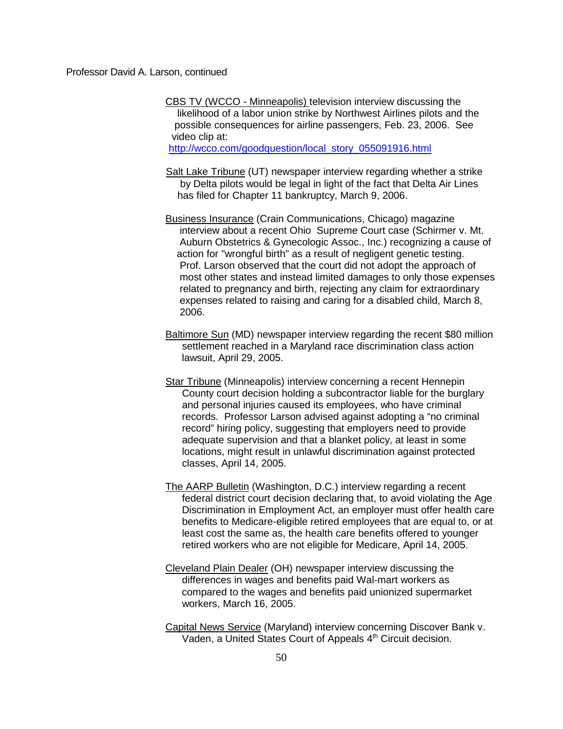Professor David A. Larson, continued

CBS TV (WCCO - Minneapolis) television interview discussing the likelihood of a labor union strike by Northwest Airlines pilots and the possible consequences for airline passengers, Feb. 23, 2006. See video clip at: http://wcco.com/goodquestion/local_story_055091916.html

Salt Lake Tribune (UT) newspaper interview regarding whether a strike by Delta pilots would be legal in light of the fact that Delta Air Lines has filed for Chapter 11 bankruptcy, March 9, 2006.

Business Insurance (Crain Communications, Chicago) magazine interview about a recent Ohio Supreme Court case (Schirmer v. Mt. Auburn Obstetrics & Gynecologic Assoc., Inc.) recognizing a cause of action for "wrongful birth" as a result of negligent genetic testing. Prof. Larson observed that the court did not adopt the approach of most other states and instead limited damages to only those expenses related to pregnancy and birth, rejecting any claim for extraordinary expenses related to raising and caring for a disabled child, March 8, 2006.

Baltimore Sun (MD) newspaper interview regarding the recent $80 million settlement reached in a Maryland race discrimination class action lawsuit, April 29, 2005.

Star Tribune (Minneapolis) interview concerning a recent Hennepin County court decision holding a subcontractor liable for the burglary and personal injuries caused its employees, who have criminal records. Professor Larson advised against adopting a "no criminal record" hiring policy, suggesting that employers need to provide adequate supervision and that a blanket policy, at least in some locations, might result in unlawful discrimination against protected classes, April 14, 2005.

The AARP Bulletin (Washington, D.C.) interview regarding a recent federal district court decision declaring that, to avoid violating the Age Discrimination in Employment Act, an employer must offer health care benefits to Medicare-eligible retired employees that are equal to, or at least cost the same as, the health care benefits offered to younger retired workers who are not eligible for Medicare, April 14, 2005.

Cleveland Plain Dealer (OH) newspaper interview discussing the differences in wages and benefits paid Wal-mart workers as compared to the wages and benefits paid unionized supermarket workers, March 16, 2005.

Capital News Service (Maryland) interview concerning Discover Bank v. Vaden, a United States Court of Appeals 4th Circuit decision.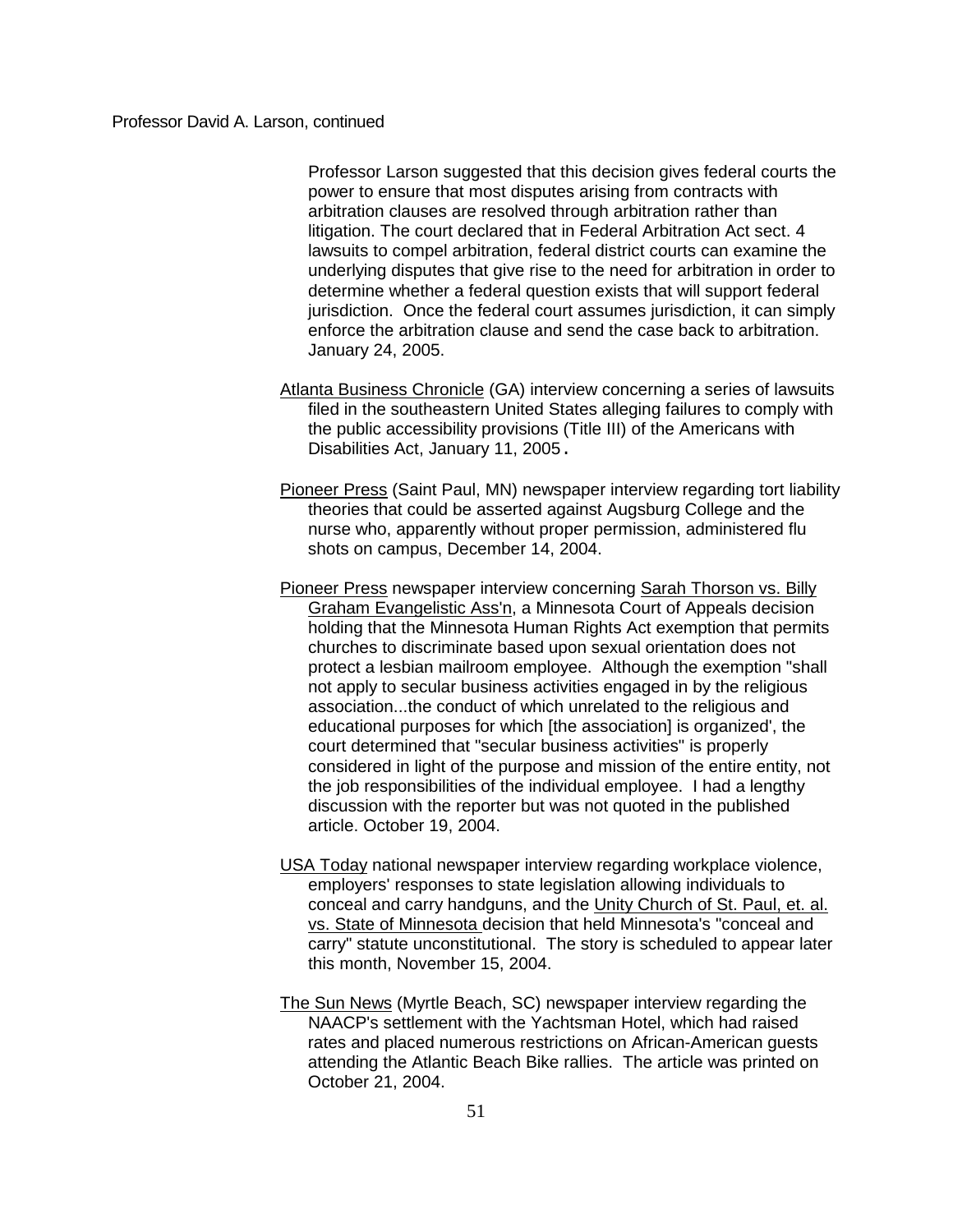Professor David A. Larson, continued

Professor Larson suggested that this decision gives federal courts the power to ensure that most disputes arising from contracts with arbitration clauses are resolved through arbitration rather than litigation. The court declared that in Federal Arbitration Act sect. 4 lawsuits to compel arbitration, federal district courts can examine the underlying disputes that give rise to the need for arbitration in order to determine whether a federal question exists that will support federal jurisdiction. Once the federal court assumes jurisdiction, it can simply enforce the arbitration clause and send the case back to arbitration. January 24, 2005.

Atlanta Business Chronicle (GA) interview concerning a series of lawsuits filed in the southeastern United States alleging failures to comply with the public accessibility provisions (Title III) of the Americans with Disabilities Act, January 11, 2005.

Pioneer Press (Saint Paul, MN) newspaper interview regarding tort liability theories that could be asserted against Augsburg College and the nurse who, apparently without proper permission, administered flu shots on campus, December 14, 2004.

Pioneer Press newspaper interview concerning Sarah Thorson vs. Billy Graham Evangelistic Ass'n, a Minnesota Court of Appeals decision holding that the Minnesota Human Rights Act exemption that permits churches to discriminate based upon sexual orientation does not protect a lesbian mailroom employee. Although the exemption "shall not apply to secular business activities engaged in by the religious association...the conduct of which unrelated to the religious and educational purposes for which [the association] is organized', the court determined that "secular business activities" is properly considered in light of the purpose and mission of the entire entity, not the job responsibilities of the individual employee. I had a lengthy discussion with the reporter but was not quoted in the published article. October 19, 2004.

USA Today national newspaper interview regarding workplace violence, employers' responses to state legislation allowing individuals to conceal and carry handguns, and the Unity Church of St. Paul, et. al. vs. State of Minnesota decision that held Minnesota's "conceal and carry" statute unconstitutional. The story is scheduled to appear later this month, November 15, 2004.

The Sun News (Myrtle Beach, SC) newspaper interview regarding the NAACP's settlement with the Yachtsman Hotel, which had raised rates and placed numerous restrictions on African-American guests attending the Atlantic Beach Bike rallies. The article was printed on October 21, 2004.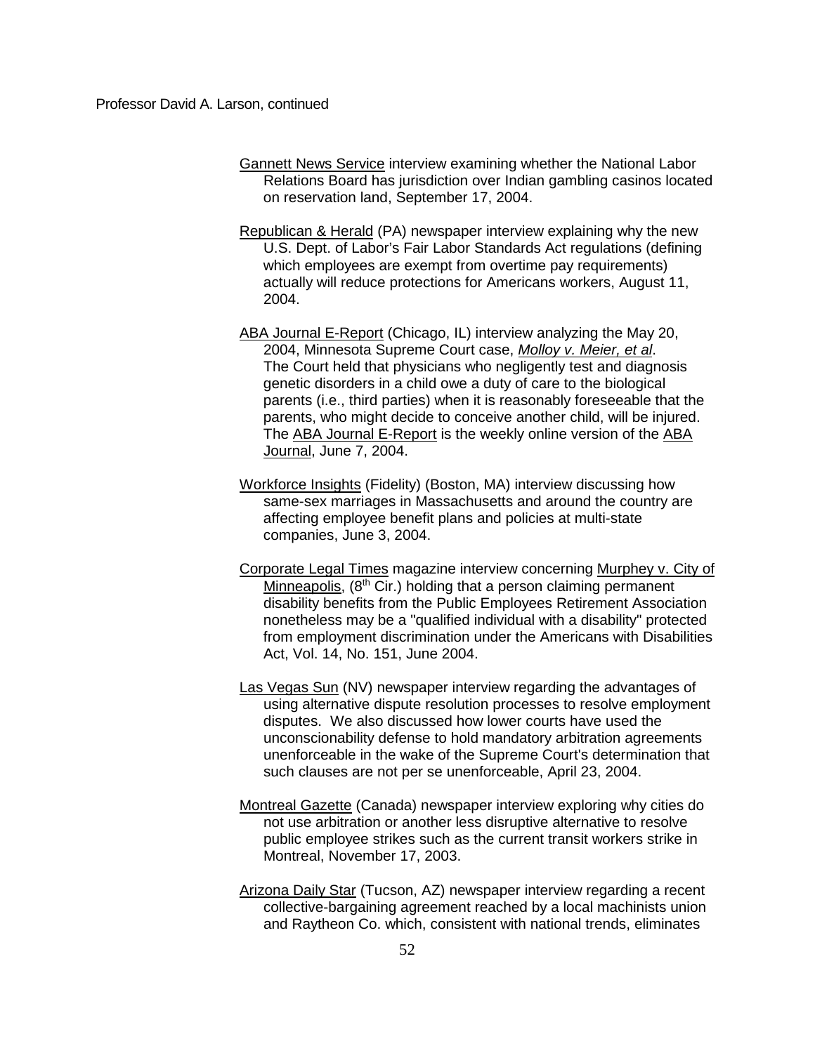Gannett News Service interview examining whether the National Labor Relations Board has jurisdiction over Indian gambling casinos located on reservation land, September 17, 2004.

Republican & Herald (PA) newspaper interview explaining why the new U.S. Dept. of Labor's Fair Labor Standards Act regulations (defining which employees are exempt from overtime pay requirements) actually will reduce protections for Americans workers, August 11, 2004.

ABA Journal E-Report (Chicago, IL) interview analyzing the May 20, 2004, Minnesota Supreme Court case, *Molloy v. Meier, et al*. The Court held that physicians who negligently test and diagnosis genetic disorders in a child owe a duty of care to the biological parents (i.e., third parties) when it is reasonably foreseeable that the parents, who might decide to conceive another child, will be injured. The ABA Journal E-Report is the weekly online version of the ABA Journal, June 7, 2004.

Workforce Insights (Fidelity) (Boston, MA) interview discussing how same-sex marriages in Massachusetts and around the country are affecting employee benefit plans and policies at multi-state companies, June 3, 2004.

Corporate Legal Times magazine interview concerning Murphey v. City of Minneapolis, (8th Cir.) holding that a person claiming permanent disability benefits from the Public Employees Retirement Association nonetheless may be a "qualified individual with a disability" protected from employment discrimination under the Americans with Disabilities Act, Vol. 14, No. 151, June 2004.

Las Vegas Sun (NV) newspaper interview regarding the advantages of using alternative dispute resolution processes to resolve employment disputes. We also discussed how lower courts have used the unconscionability defense to hold mandatory arbitration agreements unenforceable in the wake of the Supreme Court's determination that such clauses are not per se unenforceable, April 23, 2004.

Montreal Gazette (Canada) newspaper interview exploring why cities do not use arbitration or another less disruptive alternative to resolve public employee strikes such as the current transit workers strike in Montreal, November 17, 2003.

Arizona Daily Star (Tucson, AZ) newspaper interview regarding a recent collective-bargaining agreement reached by a local machinists union and Raytheon Co. which, consistent with national trends, eliminates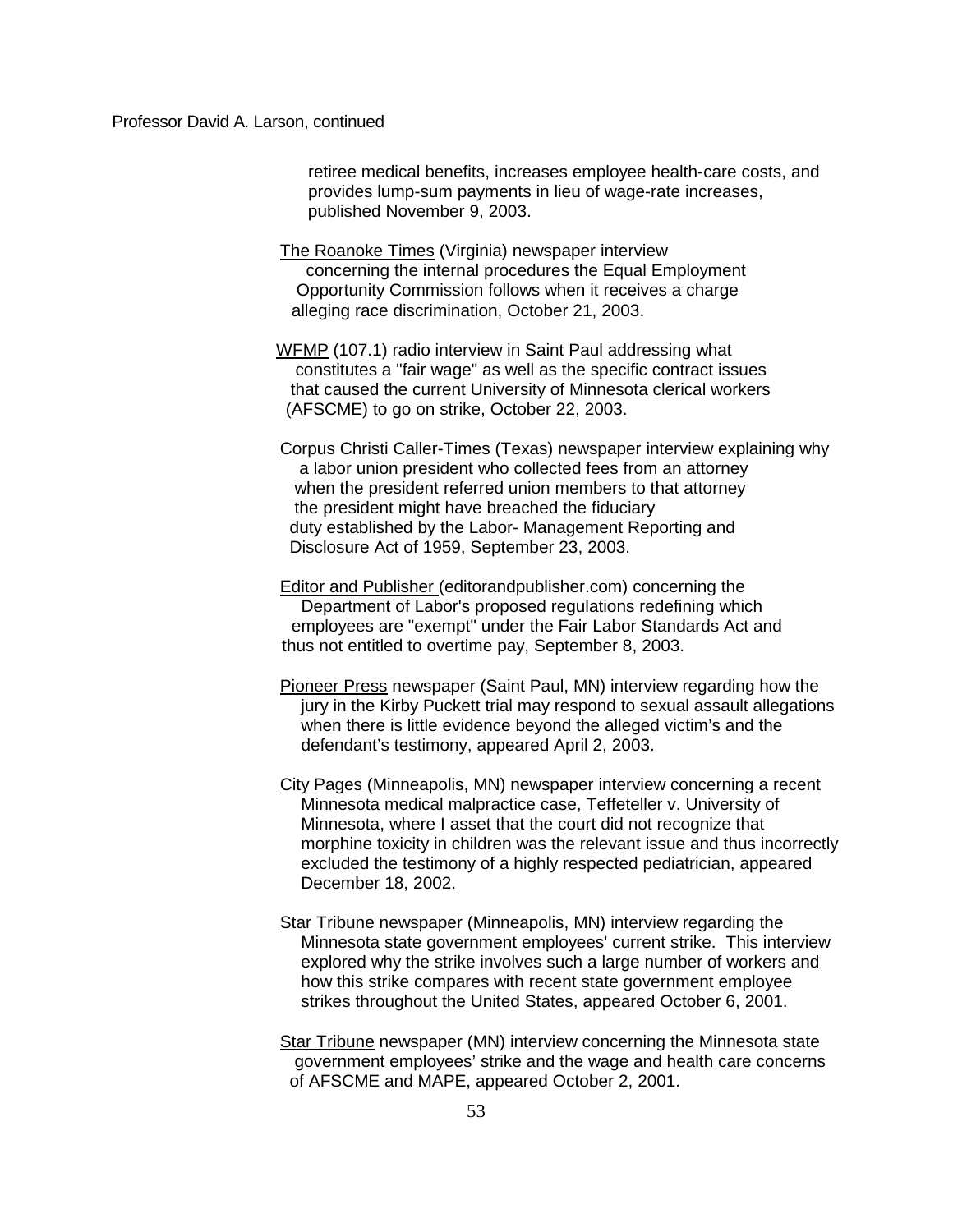retiree medical benefits, increases employee health-care costs, and provides lump-sum payments in lieu of wage-rate increases, published November 9, 2003.

The Roanoke Times (Virginia) newspaper interview concerning the internal procedures the Equal Employment Opportunity Commission follows when it receives a charge alleging race discrimination, October 21, 2003.

WFMP (107.1) radio interview in Saint Paul addressing what constitutes a "fair wage" as well as the specific contract issues that caused the current University of Minnesota clerical workers (AFSCME) to go on strike, October 22, 2003.

Corpus Christi Caller-Times (Texas) newspaper interview explaining why a labor union president who collected fees from an attorney when the president referred union members to that attorney the president might have breached the fiduciary duty established by the Labor- Management Reporting and Disclosure Act of 1959, September 23, 2003.

Editor and Publisher (editorandpublisher.com) concerning the Department of Labor's proposed regulations redefining which employees are "exempt" under the Fair Labor Standards Act and thus not entitled to overtime pay, September 8, 2003.

Pioneer Press newspaper (Saint Paul, MN) interview regarding how the jury in the Kirby Puckett trial may respond to sexual assault allegations when there is little evidence beyond the alleged victim's and the defendant's testimony, appeared April 2, 2003.

City Pages (Minneapolis, MN) newspaper interview concerning a recent Minnesota medical malpractice case, Teffeteller v. University of Minnesota, where I asset that the court did not recognize that morphine toxicity in children was the relevant issue and thus incorrectly excluded the testimony of a highly respected pediatrician, appeared December 18, 2002.

Star Tribune newspaper (Minneapolis, MN) interview regarding the Minnesota state government employees' current strike. This interview explored why the strike involves such a large number of workers and how this strike compares with recent state government employee strikes throughout the United States, appeared October 6, 2001.

Star Tribune newspaper (MN) interview concerning the Minnesota state government employees' strike and the wage and health care concerns of AFSCME and MAPE, appeared October 2, 2001.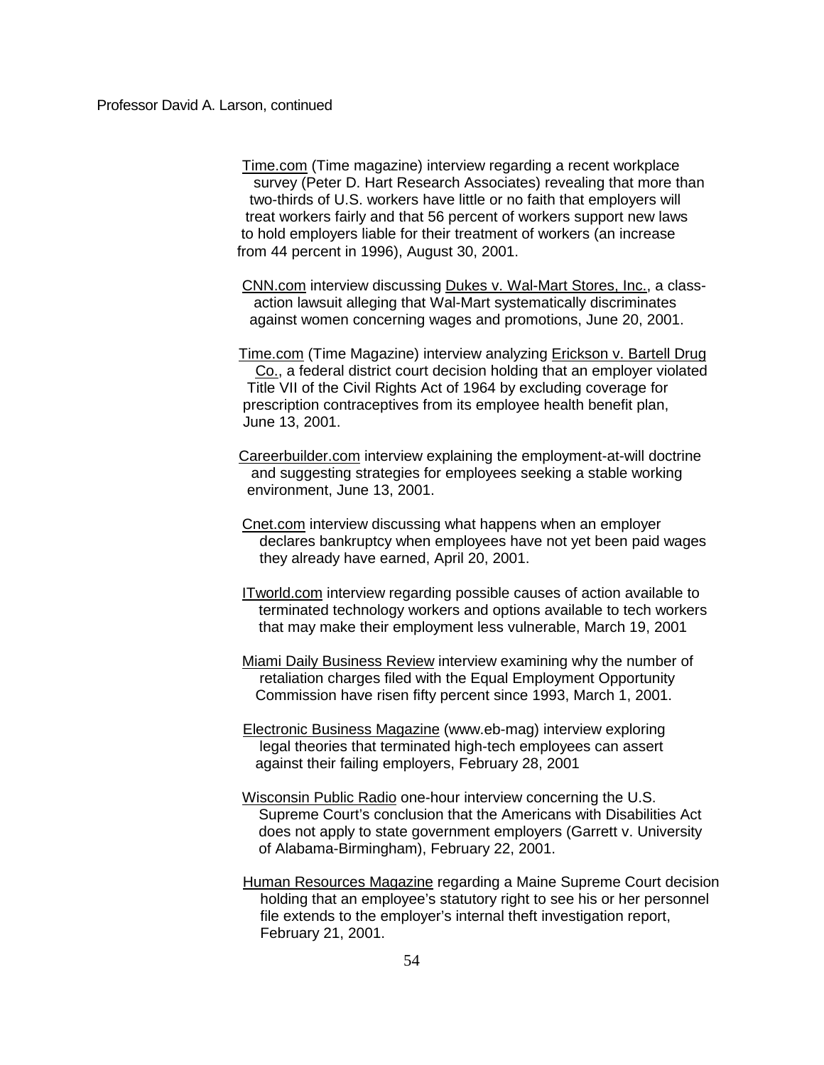Time.com (Time magazine) interview regarding a recent workplace survey (Peter D. Hart Research Associates) revealing that more than two-thirds of U.S. workers have little or no faith that employers will treat workers fairly and that 56 percent of workers support new laws to hold employers liable for their treatment of workers (an increase from 44 percent in 1996), August 30, 2001.

CNN.com interview discussing Dukes v. Wal-Mart Stores, Inc., a class-action lawsuit alleging that Wal-Mart systematically discriminates against women concerning wages and promotions, June 20, 2001.

Time.com (Time Magazine) interview analyzing Erickson v. Bartell Drug Co., a federal district court decision holding that an employer violated Title VII of the Civil Rights Act of 1964 by excluding coverage for prescription contraceptives from its employee health benefit plan, June 13, 2001.

Careerbuilder.com interview explaining the employment-at-will doctrine and suggesting strategies for employees seeking a stable working environment, June 13, 2001.

Cnet.com interview discussing what happens when an employer declares bankruptcy when employees have not yet been paid wages they already have earned, April 20, 2001.

ITworld.com interview regarding possible causes of action available to terminated technology workers and options available to tech workers that may make their employment less vulnerable, March 19, 2001

Miami Daily Business Review interview examining why the number of retaliation charges filed with the Equal Employment Opportunity Commission have risen fifty percent since 1993, March 1, 2001.

Electronic Business Magazine (www.eb-mag) interview exploring legal theories that terminated high-tech employees can assert against their failing employers, February 28, 2001

Wisconsin Public Radio one-hour interview concerning the U.S. Supreme Court's conclusion that the Americans with Disabilities Act does not apply to state government employers (Garrett v. University of Alabama-Birmingham), February 22, 2001.

Human Resources Magazine regarding a Maine Supreme Court decision holding that an employee's statutory right to see his or her personnel file extends to the employer's internal theft investigation report, February 21, 2001.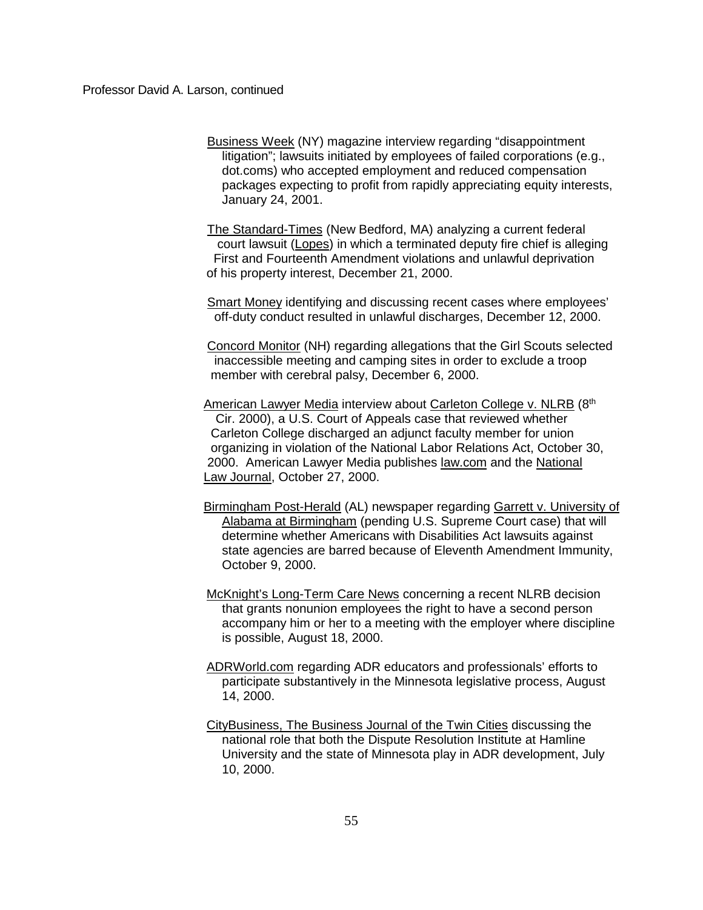Business Week (NY) magazine interview regarding "disappointment litigation"; lawsuits initiated by employees of failed corporations (e.g., dot.coms) who accepted employment and reduced compensation packages expecting to profit from rapidly appreciating equity interests, January 24, 2001.

The Standard-Times (New Bedford, MA) analyzing a current federal court lawsuit (Lopes) in which a terminated deputy fire chief is alleging First and Fourteenth Amendment violations and unlawful deprivation of his property interest, December 21, 2000.

Smart Money identifying and discussing recent cases where employees' off-duty conduct resulted in unlawful discharges, December 12, 2000.

Concord Monitor (NH) regarding allegations that the Girl Scouts selected inaccessible meeting and camping sites in order to exclude a troop member with cerebral palsy, December 6, 2000.

American Lawyer Media interview about Carleton College v. NLRB (8th Cir. 2000), a U.S. Court of Appeals case that reviewed whether Carleton College discharged an adjunct faculty member for union organizing in violation of the National Labor Relations Act, October 30, 2000. American Lawyer Media publishes law.com and the National Law Journal, October 27, 2000.

Birmingham Post-Herald (AL) newspaper regarding Garrett v. University of Alabama at Birmingham (pending U.S. Supreme Court case) that will determine whether Americans with Disabilities Act lawsuits against state agencies are barred because of Eleventh Amendment Immunity, October 9, 2000.

McKnight's Long-Term Care News concerning a recent NLRB decision that grants nonunion employees the right to have a second person accompany him or her to a meeting with the employer where discipline is possible, August 18, 2000.

ADRWorld.com regarding ADR educators and professionals' efforts to participate substantively in the Minnesota legislative process, August 14, 2000.

CityBusiness, The Business Journal of the Twin Cities discussing the national role that both the Dispute Resolution Institute at Hamline University and the state of Minnesota play in ADR development, July 10, 2000.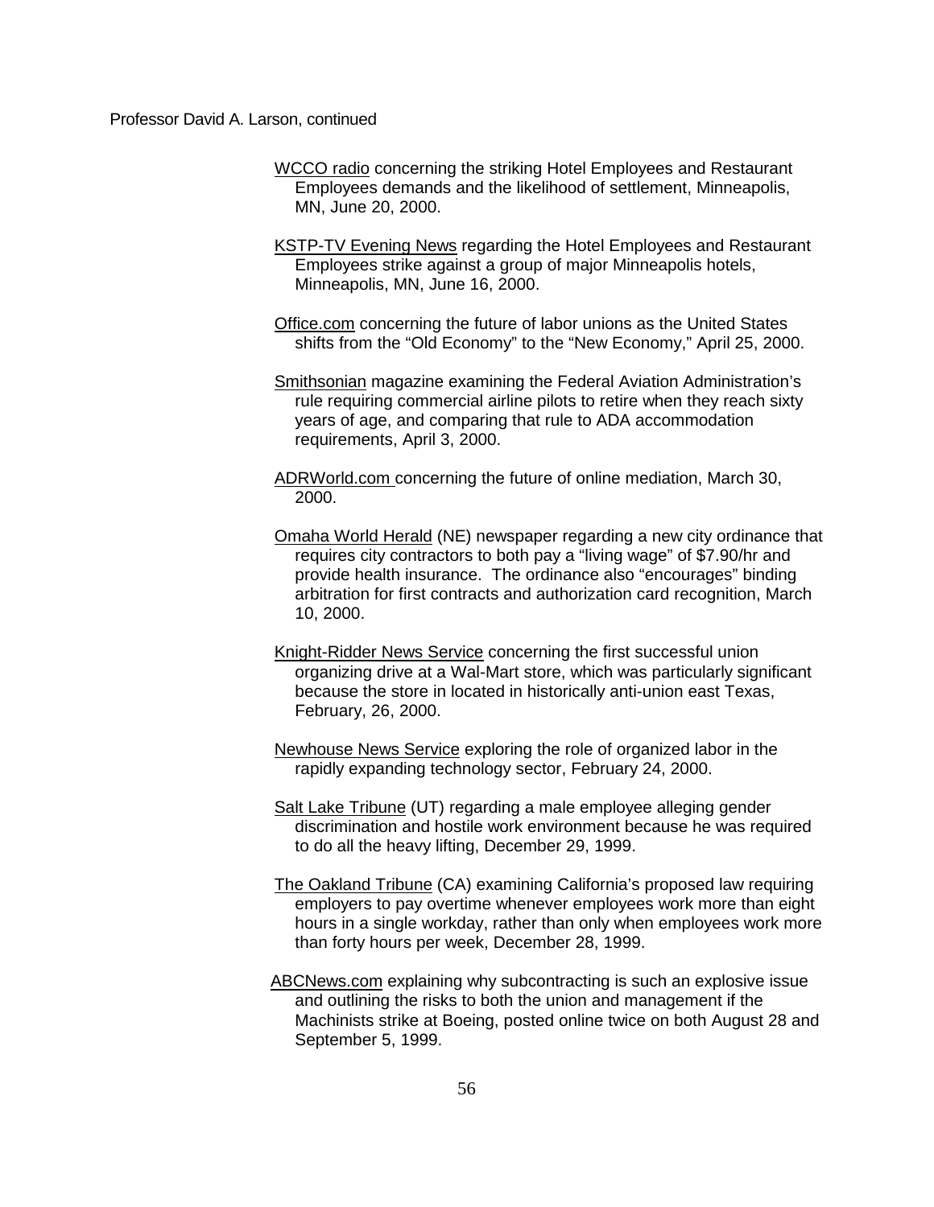Professor David A. Larson, continued

<u>WCCO radio</u> concerning the striking Hotel Employees and Restaurant Employees demands and the likelihood of settlement, Minneapolis, MN, June 20, 2000.

<u>KSTP-TV Evening News</u> regarding the Hotel Employees and Restaurant Employees strike against a group of major Minneapolis hotels, Minneapolis, MN, June 16, 2000.

<u>Office.com</u> concerning the future of labor unions as the United States shifts from the "Old Economy" to the "New Economy," April 25, 2000.

<u>Smithsonian</u> magazine examining the Federal Aviation Administration's rule requiring commercial airline pilots to retire when they reach sixty years of age, and comparing that rule to ADA accommodation requirements, April 3, 2000.

<u>ADRWorld.com</u> concerning the future of online mediation, March 30, 2000.

<u>Omaha World Herald</u> (NE) newspaper regarding a new city ordinance that requires city contractors to both pay a "living wage" of $7.90/hr and provide health insurance. The ordinance also "encourages" binding arbitration for first contracts and authorization card recognition, March 10, 2000.

<u>Knight-Ridder News Service</u> concerning the first successful union organizing drive at a Wal-Mart store, which was particularly significant because the store in located in historically anti-union east Texas, February, 26, 2000.

<u>Newhouse News Service</u> exploring the role of organized labor in the rapidly expanding technology sector, February 24, 2000.

<u>Salt Lake Tribune</u> (UT) regarding a male employee alleging gender discrimination and hostile work environment because he was required to do all the heavy lifting, December 29, 1999.

<u>The Oakland Tribune</u> (CA) examining California's proposed law requiring employers to pay overtime whenever employees work more than eight hours in a single workday, rather than only when employees work more than forty hours per week, December 28, 1999.

<u>ABCNews.com</u> explaining why subcontracting is such an explosive issue and outlining the risks to both the union and management if the Machinists strike at Boeing, posted online twice on both August 28 and September 5, 1999.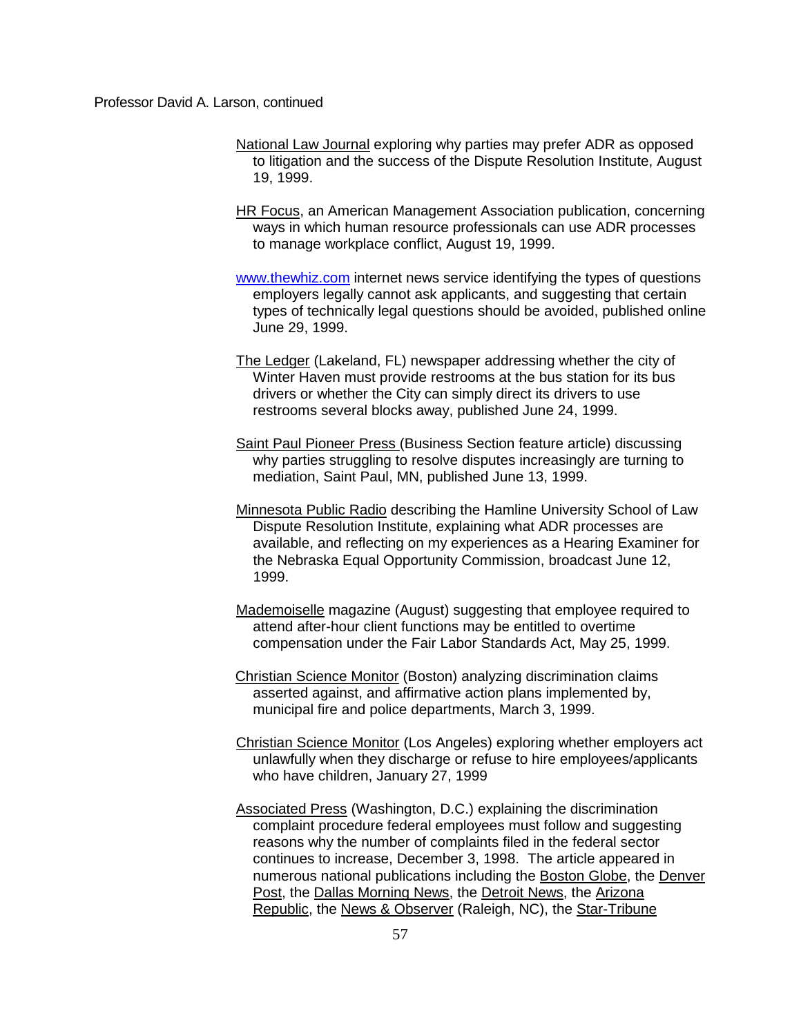Professor David A. Larson, continued

National Law Journal exploring why parties may prefer ADR as opposed to litigation and the success of the Dispute Resolution Institute, August 19, 1999.

HR Focus, an American Management Association publication, concerning ways in which human resource professionals can use ADR processes to manage workplace conflict, August 19, 1999.

www.thewhiz.com internet news service identifying the types of questions employers legally cannot ask applicants, and suggesting that certain types of technically legal questions should be avoided, published online June 29, 1999.

The Ledger (Lakeland, FL) newspaper addressing whether the city of Winter Haven must provide restrooms at the bus station for its bus drivers or whether the City can simply direct its drivers to use restrooms several blocks away, published June 24, 1999.

Saint Paul Pioneer Press (Business Section feature article) discussing why parties struggling to resolve disputes increasingly are turning to mediation, Saint Paul, MN, published June 13, 1999.

Minnesota Public Radio describing the Hamline University School of Law Dispute Resolution Institute, explaining what ADR processes are available, and reflecting on my experiences as a Hearing Examiner for the Nebraska Equal Opportunity Commission, broadcast June 12, 1999.

Mademoiselle magazine (August) suggesting that employee required to attend after-hour client functions may be entitled to overtime compensation under the Fair Labor Standards Act, May 25, 1999.

Christian Science Monitor (Boston) analyzing discrimination claims asserted against, and affirmative action plans implemented by, municipal fire and police departments, March 3, 1999.

Christian Science Monitor (Los Angeles) exploring whether employers act unlawfully when they discharge or refuse to hire employees/applicants who have children, January 27, 1999

Associated Press (Washington, D.C.) explaining the discrimination complaint procedure federal employees must follow and suggesting reasons why the number of complaints filed in the federal sector continues to increase, December 3, 1998. The article appeared in numerous national publications including the Boston Globe, the Denver Post, the Dallas Morning News, the Detroit News, the Arizona Republic, the News & Observer (Raleigh, NC), the Star-Tribune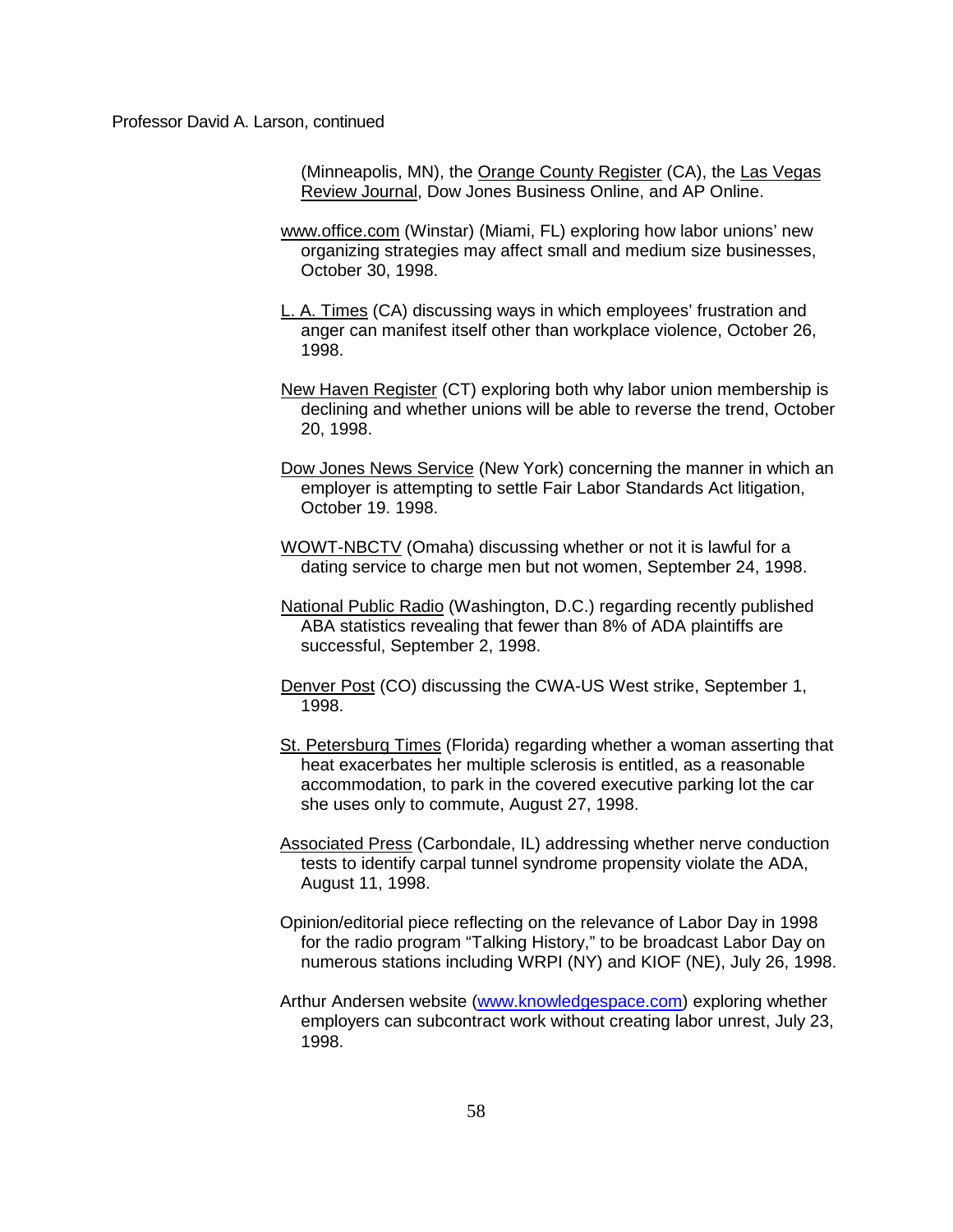(Minneapolis, MN), the Orange County Register (CA), the Las Vegas Review Journal, Dow Jones Business Online, and AP Online.

www.office.com (Winstar) (Miami, FL) exploring how labor unions' new organizing strategies may affect small and medium size businesses, October 30, 1998.

L. A. Times (CA) discussing ways in which employees' frustration and anger can manifest itself other than workplace violence, October 26, 1998.

New Haven Register (CT) exploring both why labor union membership is declining and whether unions will be able to reverse the trend, October 20, 1998.

Dow Jones News Service (New York) concerning the manner in which an employer is attempting to settle Fair Labor Standards Act litigation, October 19. 1998.

WOWT-NBCTV (Omaha) discussing whether or not it is lawful for a dating service to charge men but not women, September 24, 1998.

National Public Radio (Washington, D.C.) regarding recently published ABA statistics revealing that fewer than 8% of ADA plaintiffs are successful, September 2, 1998.

Denver Post (CO) discussing the CWA-US West strike, September 1, 1998.

St. Petersburg Times (Florida) regarding whether a woman asserting that heat exacerbates her multiple sclerosis is entitled, as a reasonable accommodation, to park in the covered executive parking lot the car she uses only to commute, August 27, 1998.

Associated Press (Carbondale, IL) addressing whether nerve conduction tests to identify carpal tunnel syndrome propensity violate the ADA, August 11, 1998.

Opinion/editorial piece reflecting on the relevance of Labor Day in 1998 for the radio program "Talking History," to be broadcast Labor Day on numerous stations including WRPI (NY) and KIOF (NE), July 26, 1998.

Arthur Andersen website (www.knowledgespace.com) exploring whether employers can subcontract work without creating labor unrest, July 23, 1998.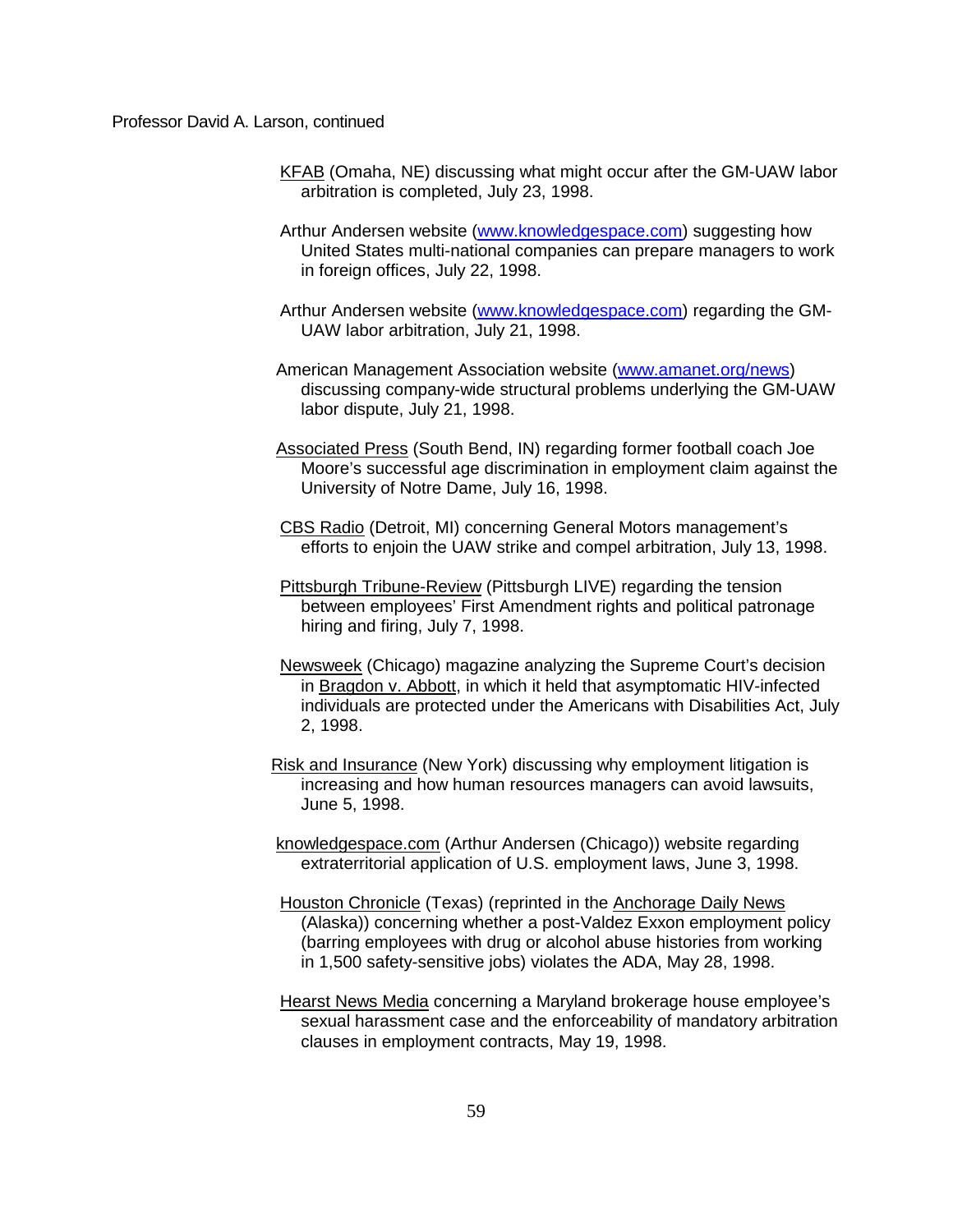KFAB (Omaha, NE) discussing what might occur after the GM-UAW labor arbitration is completed, July 23, 1998.

Arthur Andersen website (www.knowledgespace.com) suggesting how United States multi-national companies can prepare managers to work in foreign offices, July 22, 1998.

Arthur Andersen website (www.knowledgespace.com) regarding the GM-UAW labor arbitration, July 21, 1998.

American Management Association website (www.amanet.org/news) discussing company-wide structural problems underlying the GM-UAW labor dispute, July 21, 1998.

Associated Press (South Bend, IN) regarding former football coach Joe Moore's successful age discrimination in employment claim against the University of Notre Dame, July 16, 1998.

CBS Radio (Detroit, MI) concerning General Motors management's efforts to enjoin the UAW strike and compel arbitration, July 13, 1998.

Pittsburgh Tribune-Review (Pittsburgh LIVE) regarding the tension between employees' First Amendment rights and political patronage hiring and firing, July 7, 1998.

Newsweek (Chicago) magazine analyzing the Supreme Court's decision in Bragdon v. Abbott, in which it held that asymptomatic HIV-infected individuals are protected under the Americans with Disabilities Act, July 2, 1998.

Risk and Insurance (New York) discussing why employment litigation is increasing and how human resources managers can avoid lawsuits, June 5, 1998.

knowledgespace.com (Arthur Andersen (Chicago)) website regarding extraterritorial application of U.S. employment laws, June 3, 1998.

Houston Chronicle (Texas) (reprinted in the Anchorage Daily News (Alaska)) concerning whether a post-Valdez Exxon employment policy (barring employees with drug or alcohol abuse histories from working in 1,500 safety-sensitive jobs) violates the ADA, May 28, 1998.

Hearst News Media concerning a Maryland brokerage house employee's sexual harassment case and the enforceability of mandatory arbitration clauses in employment contracts, May 19, 1998.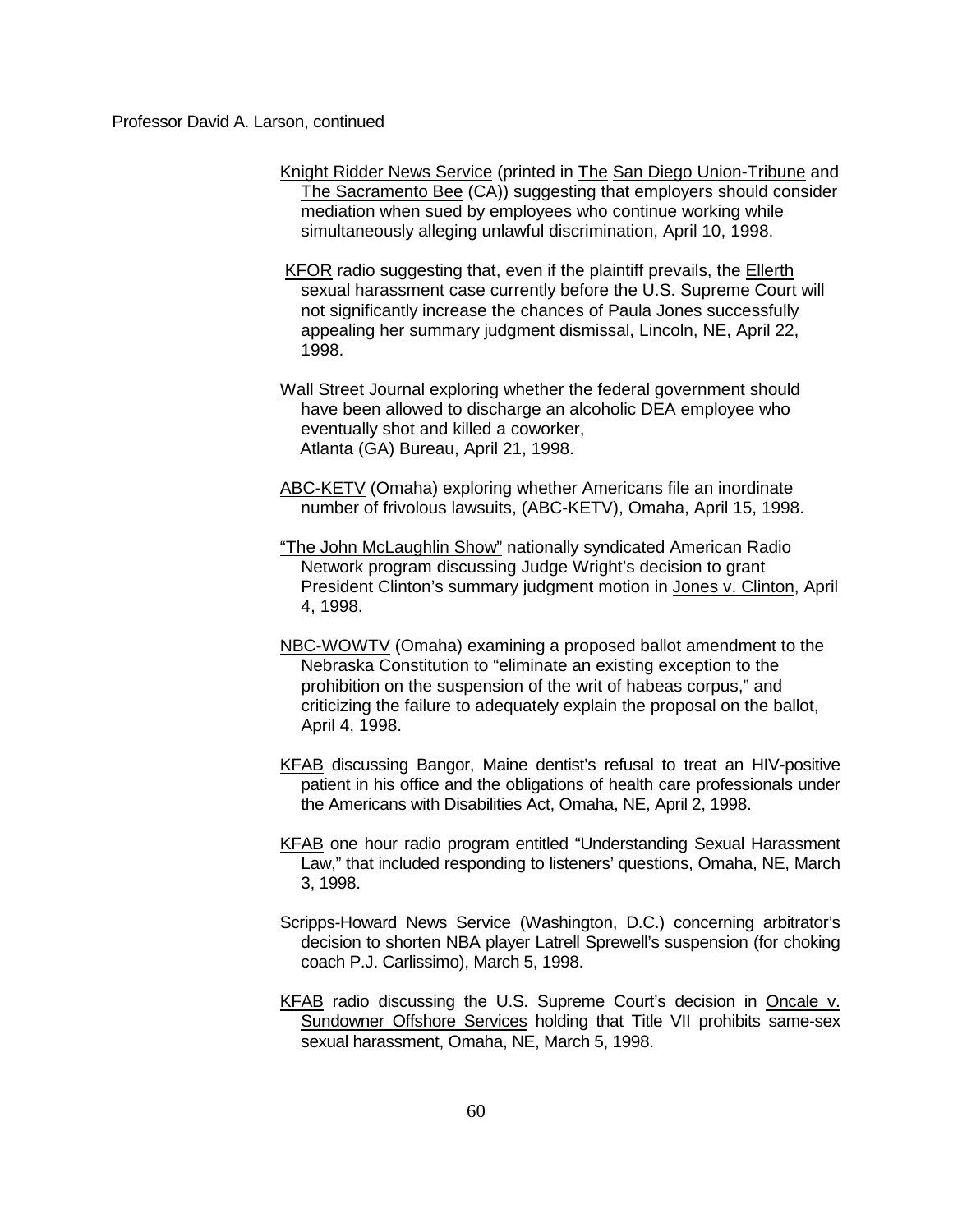Professor David A. Larson, continued

Knight Ridder News Service (printed in The San Diego Union-Tribune and The Sacramento Bee (CA)) suggesting that employers should consider mediation when sued by employees who continue working while simultaneously alleging unlawful discrimination, April 10, 1998.

KFOR radio suggesting that, even if the plaintiff prevails, the Ellerth sexual harassment case currently before the U.S. Supreme Court will not significantly increase the chances of Paula Jones successfully appealing her summary judgment dismissal, Lincoln, NE, April 22, 1998.

Wall Street Journal exploring whether the federal government should have been allowed to discharge an alcoholic DEA employee who eventually shot and killed a coworker, Atlanta (GA) Bureau, April 21, 1998.

ABC-KETV (Omaha) exploring whether Americans file an inordinate number of frivolous lawsuits, (ABC-KETV), Omaha, April 15, 1998.

"The John McLaughlin Show" nationally syndicated American Radio Network program discussing Judge Wright's decision to grant President Clinton's summary judgment motion in Jones v. Clinton, April 4, 1998.

NBC-WOWTV (Omaha) examining a proposed ballot amendment to the Nebraska Constitution to "eliminate an existing exception to the prohibition on the suspension of the writ of habeas corpus," and criticizing the failure to adequately explain the proposal on the ballot, April 4, 1998.

KFAB discussing Bangor, Maine dentist's refusal to treat an HIV-positive patient in his office and the obligations of health care professionals under the Americans with Disabilities Act, Omaha, NE, April 2, 1998.

KFAB one hour radio program entitled "Understanding Sexual Harassment Law," that included responding to listeners' questions, Omaha, NE, March 3, 1998.

Scripps-Howard News Service (Washington, D.C.) concerning arbitrator's decision to shorten NBA player Latrell Sprewell's suspension (for choking coach P.J. Carlissimo), March 5, 1998.

KFAB radio discussing the U.S. Supreme Court's decision in Oncale v. Sundowner Offshore Services holding that Title VII prohibits same-sex sexual harassment, Omaha, NE, March 5, 1998.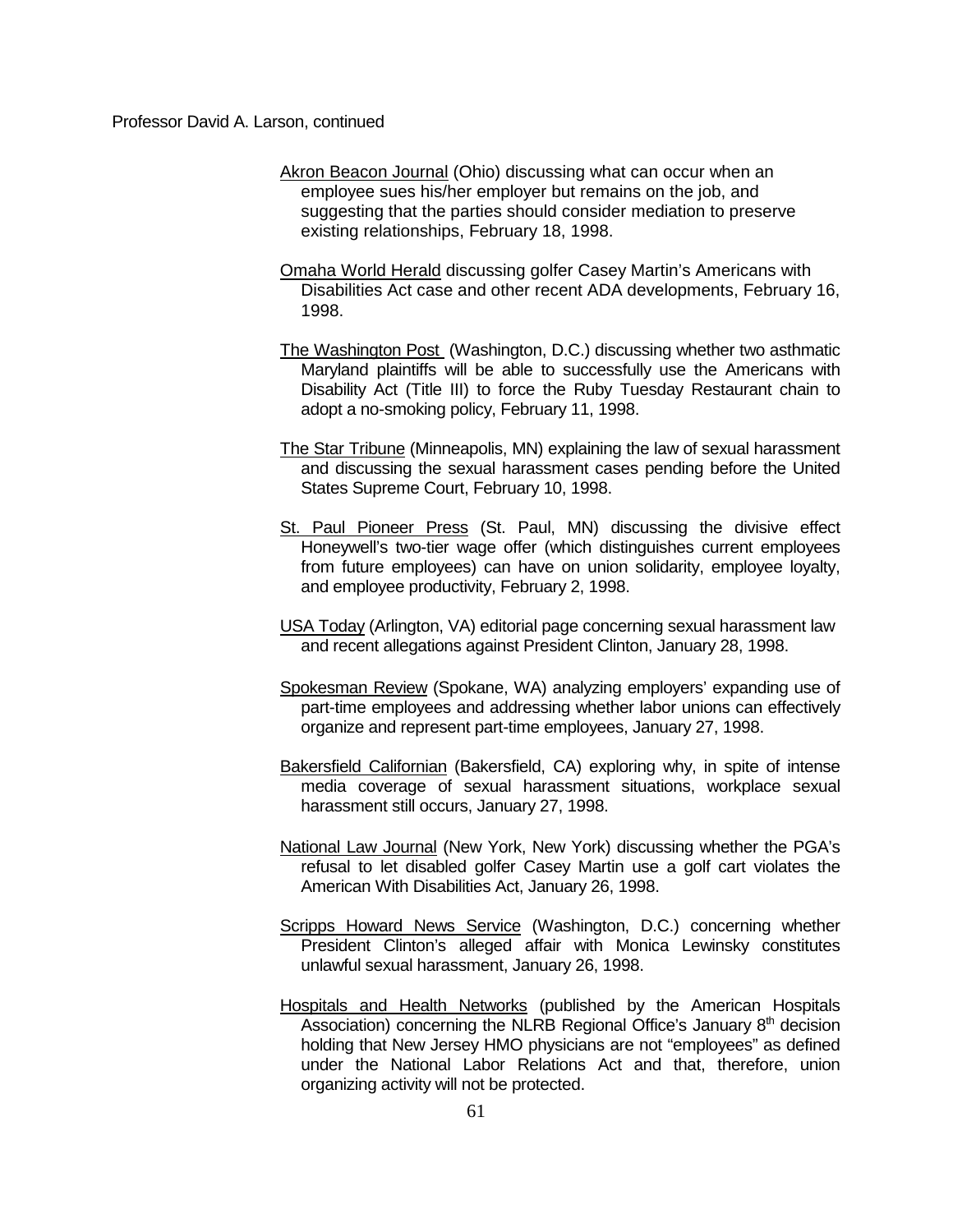Professor David A. Larson, continued

Akron Beacon Journal (Ohio) discussing what can occur when an employee sues his/her employer but remains on the job, and suggesting that the parties should consider mediation to preserve existing relationships, February 18, 1998.

Omaha World Herald discussing golfer Casey Martin's Americans with Disabilities Act case and other recent ADA developments, February 16, 1998.

The Washington Post (Washington, D.C.) discussing whether two asthmatic Maryland plaintiffs will be able to successfully use the Americans with Disability Act (Title III) to force the Ruby Tuesday Restaurant chain to adopt a no-smoking policy, February 11, 1998.

The Star Tribune (Minneapolis, MN) explaining the law of sexual harassment and discussing the sexual harassment cases pending before the United States Supreme Court, February 10, 1998.

St. Paul Pioneer Press (St. Paul, MN) discussing the divisive effect Honeywell's two-tier wage offer (which distinguishes current employees from future employees) can have on union solidarity, employee loyalty, and employee productivity, February 2, 1998.

USA Today (Arlington, VA) editorial page concerning sexual harassment law and recent allegations against President Clinton, January 28, 1998.

Spokesman Review (Spokane, WA) analyzing employers' expanding use of part-time employees and addressing whether labor unions can effectively organize and represent part-time employees, January 27, 1998.

Bakersfield Californian (Bakersfield, CA) exploring why, in spite of intense media coverage of sexual harassment situations, workplace sexual harassment still occurs, January 27, 1998.

National Law Journal (New York, New York) discussing whether the PGA's refusal to let disabled golfer Casey Martin use a golf cart violates the American With Disabilities Act, January 26, 1998.

Scripps Howard News Service (Washington, D.C.) concerning whether President Clinton's alleged affair with Monica Lewinsky constitutes unlawful sexual harassment, January 26, 1998.

Hospitals and Health Networks (published by the American Hospitals Association) concerning the NLRB Regional Office's January 8th decision holding that New Jersey HMO physicians are not "employees" as defined under the National Labor Relations Act and that, therefore, union organizing activity will not be protected.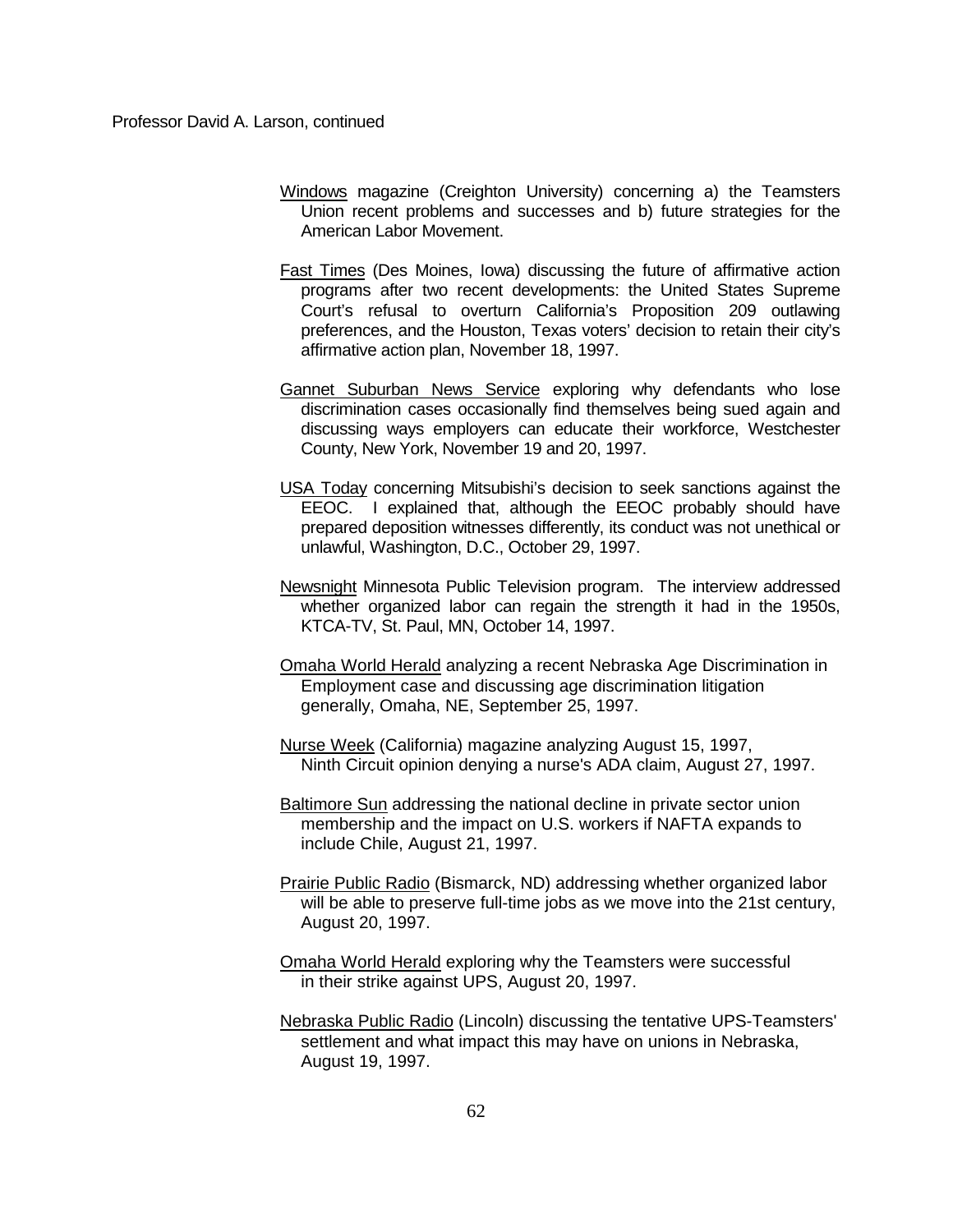Professor David A. Larson, continued

<u>Windows</u> magazine (Creighton University) concerning a) the Teamsters Union recent problems and successes and b) future strategies for the American Labor Movement.

<u>Fast Times</u> (Des Moines, Iowa) discussing the future of affirmative action programs after two recent developments: the United States Supreme Court's refusal to overturn California's Proposition 209 outlawing preferences, and the Houston, Texas voters' decision to retain their city's affirmative action plan, November 18, 1997.

<u>Gannet Suburban News Service</u> exploring why defendants who lose discrimination cases occasionally find themselves being sued again and discussing ways employers can educate their workforce, Westchester County, New York, November 19 and 20, 1997.

<u>USA Today</u> concerning Mitsubishi's decision to seek sanctions against the EEOC. I explained that, although the EEOC probably should have prepared deposition witnesses differently, its conduct was not unethical or unlawful, Washington, D.C., October 29, 1997.

<u>Newsnight</u> Minnesota Public Television program. The interview addressed whether organized labor can regain the strength it had in the 1950s, KTCA-TV, St. Paul, MN, October 14, 1997.

<u>Omaha World Herald</u> analyzing a recent Nebraska Age Discrimination in Employment case and discussing age discrimination litigation generally, Omaha, NE, September 25, 1997.

<u>Nurse Week</u> (California) magazine analyzing August 15, 1997, Ninth Circuit opinion denying a nurse's ADA claim, August 27, 1997.

<u>Baltimore Sun</u> addressing the national decline in private sector union membership and the impact on U.S. workers if NAFTA expands to include Chile, August 21, 1997.

<u>Prairie Public Radio</u> (Bismarck, ND) addressing whether organized labor will be able to preserve full-time jobs as we move into the 21st century, August 20, 1997.

<u>Omaha World Herald</u> exploring why the Teamsters were successful in their strike against UPS, August 20, 1997.

<u>Nebraska Public Radio</u> (Lincoln) discussing the tentative UPS-Teamsters' settlement and what impact this may have on unions in Nebraska, August 19, 1997.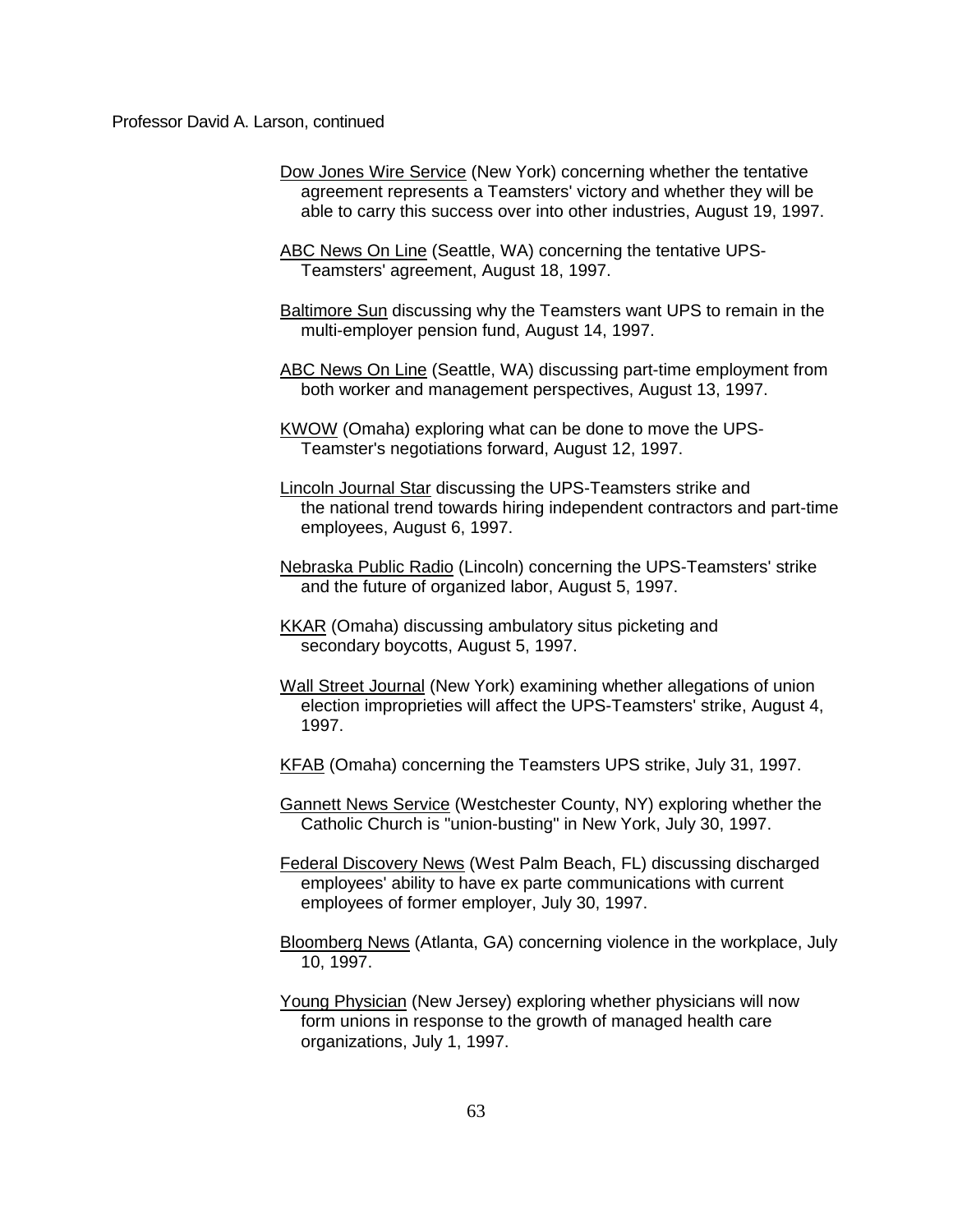Professor David A. Larson, continued

Dow Jones Wire Service (New York) concerning whether the tentative agreement represents a Teamsters' victory and whether they will be able to carry this success over into other industries, August 19, 1997.

ABC News On Line (Seattle, WA) concerning the tentative UPS-Teamsters' agreement, August 18, 1997.

Baltimore Sun discussing why the Teamsters want UPS to remain in the multi-employer pension fund, August 14, 1997.

ABC News On Line (Seattle, WA) discussing part-time employment from both worker and management perspectives, August 13, 1997.

KWOW (Omaha) exploring what can be done to move the UPS-Teamster's negotiations forward, August 12, 1997.

Lincoln Journal Star discussing the UPS-Teamsters strike and the national trend towards hiring independent contractors and part-time employees, August 6, 1997.

Nebraska Public Radio (Lincoln) concerning the UPS-Teamsters' strike and the future of organized labor, August 5, 1997.

KKAR (Omaha) discussing ambulatory situs picketing and secondary boycotts, August 5, 1997.

Wall Street Journal (New York) examining whether allegations of union election improprieties will affect the UPS-Teamsters' strike, August 4, 1997.

KFAB (Omaha) concerning the Teamsters UPS strike, July 31, 1997.

Gannett News Service (Westchester County, NY) exploring whether the Catholic Church is "union-busting" in New York, July 30, 1997.

Federal Discovery News (West Palm Beach, FL) discussing discharged employees' ability to have ex parte communications with current employees of former employer, July 30, 1997.

Bloomberg News (Atlanta, GA) concerning violence in the workplace, July 10, 1997.

Young Physician (New Jersey) exploring whether physicians will now form unions in response to the growth of managed health care organizations, July 1, 1997.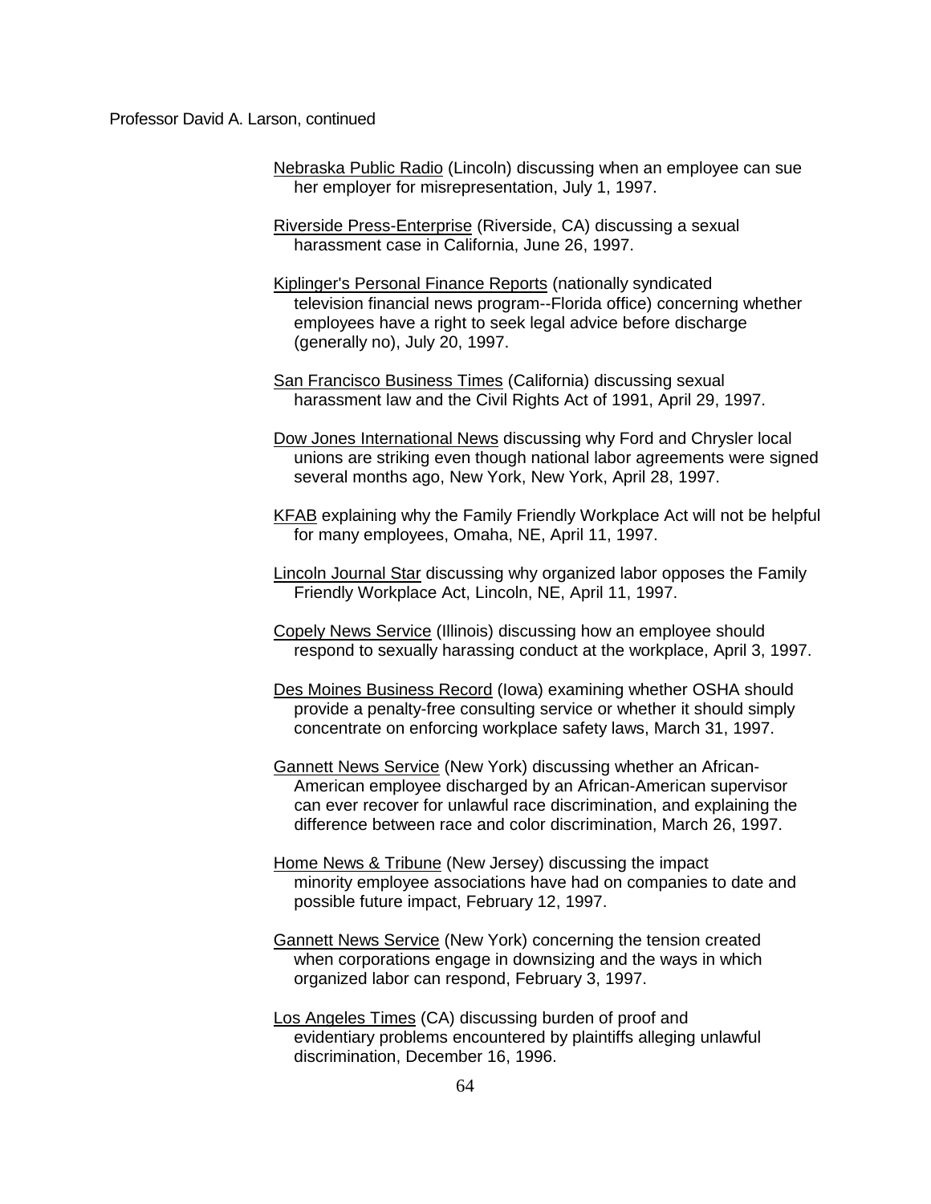Nebraska Public Radio (Lincoln) discussing when an employee can sue her employer for misrepresentation, July 1, 1997.

Riverside Press-Enterprise (Riverside, CA) discussing a sexual harassment case in California, June 26, 1997.

Kiplinger's Personal Finance Reports (nationally syndicated television financial news program--Florida office) concerning whether employees have a right to seek legal advice before discharge (generally no), July 20, 1997.

San Francisco Business Times (California) discussing sexual harassment law and the Civil Rights Act of 1991, April 29, 1997.

Dow Jones International News discussing why Ford and Chrysler local unions are striking even though national labor agreements were signed several months ago, New York, New York, April 28, 1997.

KFAB explaining why the Family Friendly Workplace Act will not be helpful for many employees, Omaha, NE, April 11, 1997.

Lincoln Journal Star discussing why organized labor opposes the Family Friendly Workplace Act, Lincoln, NE, April 11, 1997.

Copely News Service (Illinois) discussing how an employee should respond to sexually harassing conduct at the workplace, April 3, 1997.

Des Moines Business Record (Iowa) examining whether OSHA should provide a penalty-free consulting service or whether it should simply concentrate on enforcing workplace safety laws, March 31, 1997.

Gannett News Service (New York) discussing whether an African-American employee discharged by an African-American supervisor can ever recover for unlawful race discrimination, and explaining the difference between race and color discrimination, March 26, 1997.

Home News & Tribune (New Jersey) discussing the impact minority employee associations have had on companies to date and possible future impact, February 12, 1997.

Gannett News Service (New York) concerning the tension created when corporations engage in downsizing and the ways in which organized labor can respond, February 3, 1997.

Los Angeles Times (CA) discussing burden of proof and evidentiary problems encountered by plaintiffs alleging unlawful discrimination, December 16, 1996.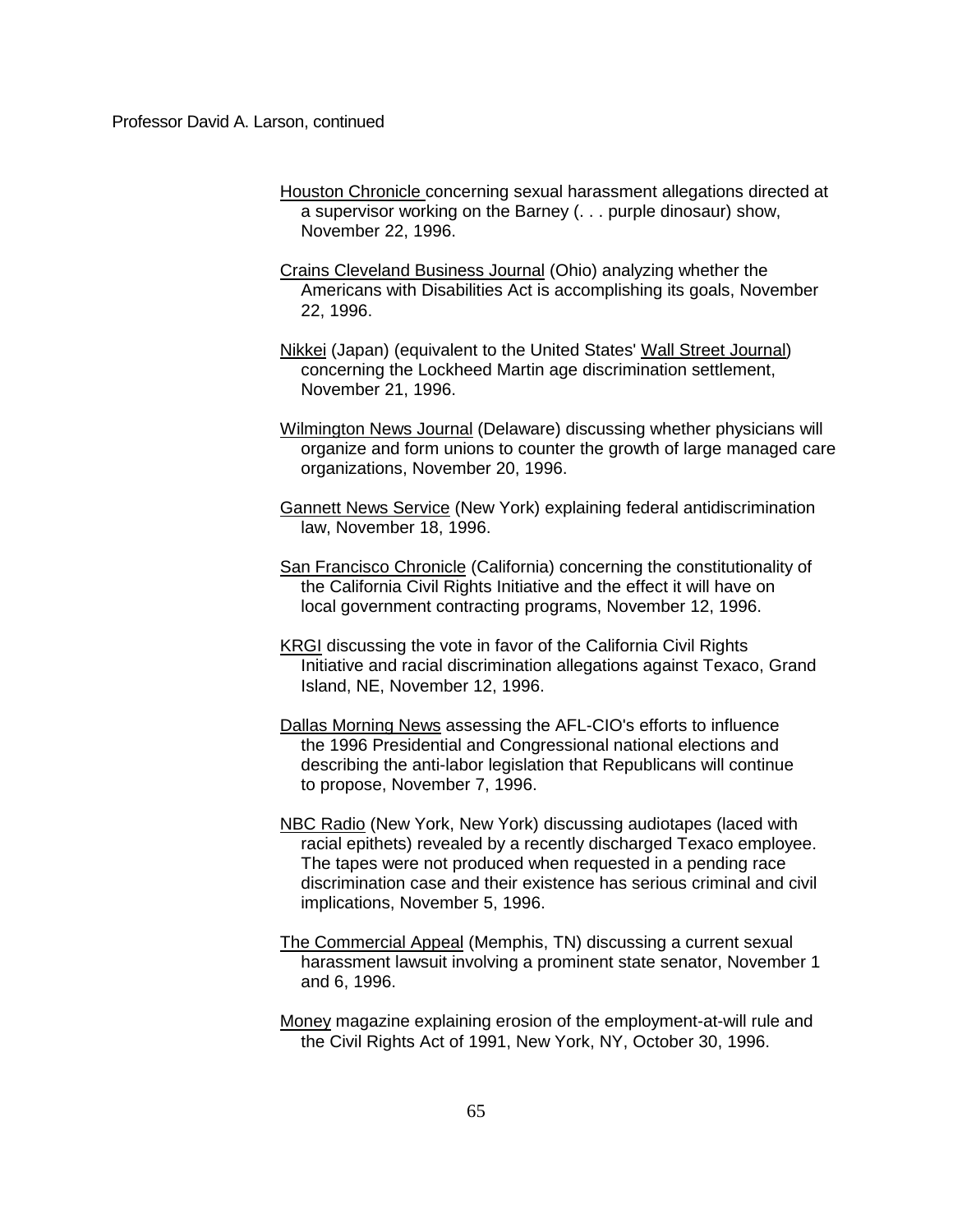Professor David A. Larson, continued

<u>Houston Chronicle</u> concerning sexual harassment allegations directed at a supervisor working on the Barney (. . . purple dinosaur) show, November 22, 1996.

<u>Crains Cleveland Business Journal</u> (Ohio) analyzing whether the Americans with Disabilities Act is accomplishing its goals, November 22, 1996.

<u>Nikkei</u> (Japan) (equivalent to the United States' <u>Wall Street Journal</u>) concerning the Lockheed Martin age discrimination settlement, November 21, 1996.

<u>Wilmington News Journal</u> (Delaware) discussing whether physicians will organize and form unions to counter the growth of large managed care organizations, November 20, 1996.

<u>Gannett News Service</u> (New York) explaining federal antidiscrimination law, November 18, 1996.

<u>San Francisco Chronicle</u> (California) concerning the constitutionality of the California Civil Rights Initiative and the effect it will have on local government contracting programs, November 12, 1996.

<u>KRGI</u> discussing the vote in favor of the California Civil Rights Initiative and racial discrimination allegations against Texaco, Grand Island, NE, November 12, 1996.

<u>Dallas Morning News</u> assessing the AFL-CIO's efforts to influence the 1996 Presidential and Congressional national elections and describing the anti-labor legislation that Republicans will continue to propose, November 7, 1996.

<u>NBC Radio</u> (New York, New York) discussing audiotapes (laced with racial epithets) revealed by a recently discharged Texaco employee. The tapes were not produced when requested in a pending race discrimination case and their existence has serious criminal and civil implications, November 5, 1996.

<u>The Commercial Appeal</u> (Memphis, TN) discussing a current sexual harassment lawsuit involving a prominent state senator, November 1 and 6, 1996.

<u>Money</u> magazine explaining erosion of the employment-at-will rule and the Civil Rights Act of 1991, New York, NY, October 30, 1996.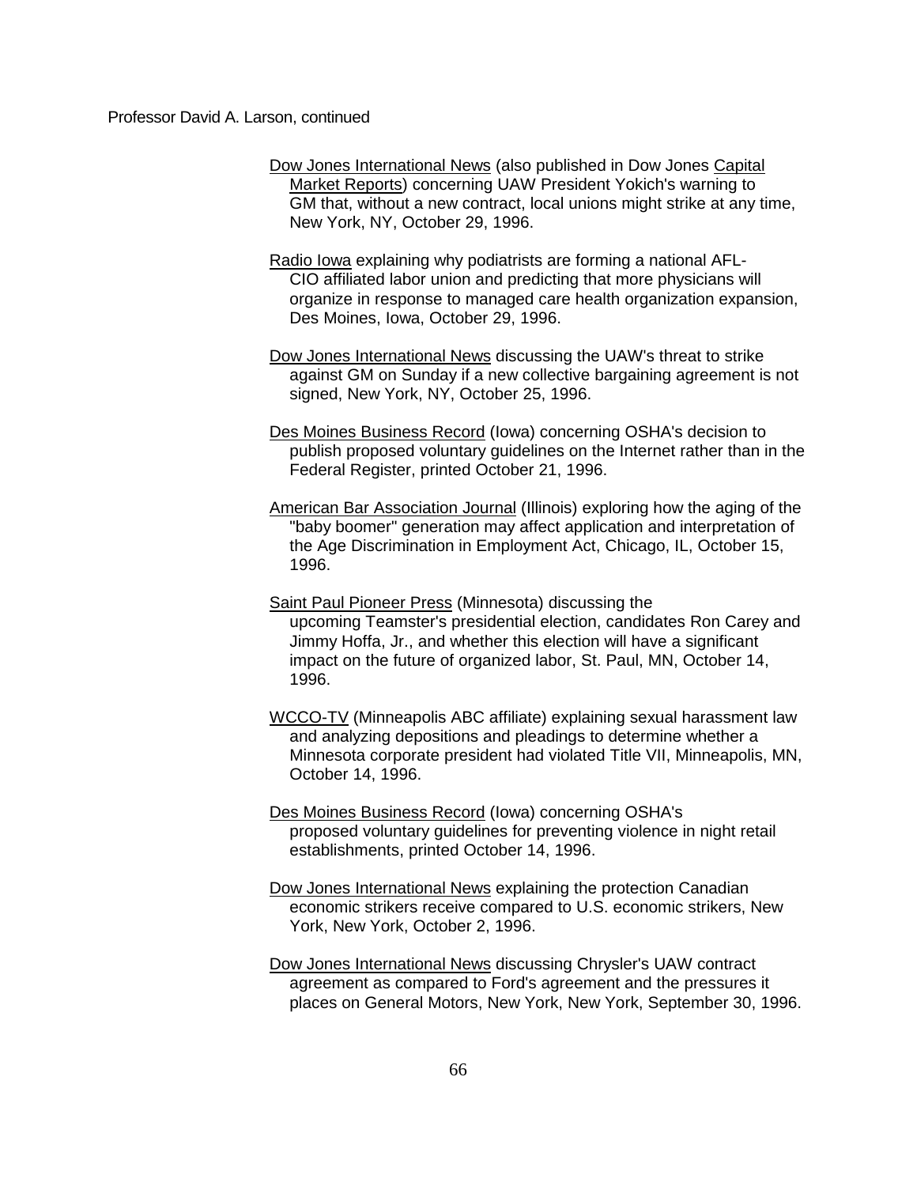Professor David A. Larson, continued

Dow Jones International News (also published in Dow Jones Capital Market Reports) concerning UAW President Yokich's warning to GM that, without a new contract, local unions might strike at any time, New York, NY, October 29, 1996.

Radio Iowa explaining why podiatrists are forming a national AFL-CIO affiliated labor union and predicting that more physicians will organize in response to managed care health organization expansion, Des Moines, Iowa, October 29, 1996.

Dow Jones International News discussing the UAW's threat to strike against GM on Sunday if a new collective bargaining agreement is not signed, New York, NY, October 25, 1996.

Des Moines Business Record (Iowa) concerning OSHA's decision to publish proposed voluntary guidelines on the Internet rather than in the Federal Register, printed October 21, 1996.

American Bar Association Journal (Illinois) exploring how the aging of the "baby boomer" generation may affect application and interpretation of the Age Discrimination in Employment Act, Chicago, IL, October 15, 1996.

Saint Paul Pioneer Press (Minnesota) discussing the upcoming Teamster's presidential election, candidates Ron Carey and Jimmy Hoffa, Jr., and whether this election will have a significant impact on the future of organized labor, St. Paul, MN, October 14, 1996.

WCCO-TV (Minneapolis ABC affiliate) explaining sexual harassment law and analyzing depositions and pleadings to determine whether a Minnesota corporate president had violated Title VII, Minneapolis, MN, October 14, 1996.

Des Moines Business Record (Iowa) concerning OSHA's proposed voluntary guidelines for preventing violence in night retail establishments, printed October 14, 1996.

Dow Jones International News explaining the protection Canadian economic strikers receive compared to U.S. economic strikers, New York, New York, October 2, 1996.

Dow Jones International News discussing Chrysler's UAW contract agreement as compared to Ford's agreement and the pressures it places on General Motors, New York, New York, September 30, 1996.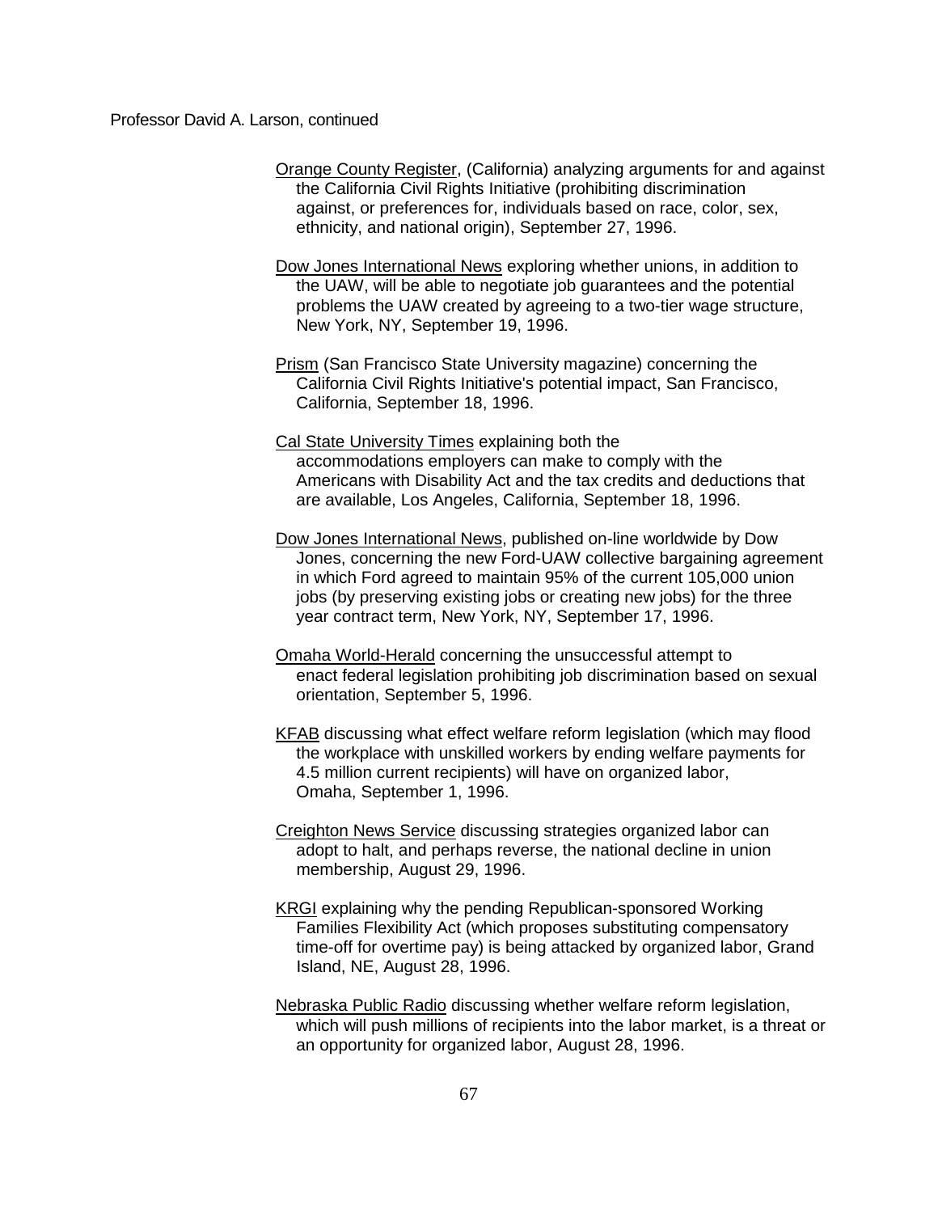Professor David A. Larson, continued

Orange County Register, (California) analyzing arguments for and against the California Civil Rights Initiative (prohibiting discrimination against, or preferences for, individuals based on race, color, sex, ethnicity, and national origin), September 27, 1996.

Dow Jones International News exploring whether unions, in addition to the UAW, will be able to negotiate job guarantees and the potential problems the UAW created by agreeing to a two-tier wage structure, New York, NY, September 19, 1996.

Prism (San Francisco State University magazine) concerning the California Civil Rights Initiative's potential impact, San Francisco, California, September 18, 1996.

Cal State University Times explaining both the accommodations employers can make to comply with the Americans with Disability Act and the tax credits and deductions that are available, Los Angeles, California, September 18, 1996.

Dow Jones International News, published on-line worldwide by Dow Jones, concerning the new Ford-UAW collective bargaining agreement in which Ford agreed to maintain 95% of the current 105,000 union jobs (by preserving existing jobs or creating new jobs) for the three year contract term, New York, NY, September 17, 1996.

Omaha World-Herald concerning the unsuccessful attempt to enact federal legislation prohibiting job discrimination based on sexual orientation, September 5, 1996.

KFAB discussing what effect welfare reform legislation (which may flood the workplace with unskilled workers by ending welfare payments for 4.5 million current recipients) will have on organized labor, Omaha, September 1, 1996.

Creighton News Service discussing strategies organized labor can adopt to halt, and perhaps reverse, the national decline in union membership, August 29, 1996.

KRGI explaining why the pending Republican-sponsored Working Families Flexibility Act (which proposes substituting compensatory time-off for overtime pay) is being attacked by organized labor, Grand Island, NE, August 28, 1996.

Nebraska Public Radio discussing whether welfare reform legislation, which will push millions of recipients into the labor market, is a threat or an opportunity for organized labor, August 28, 1996.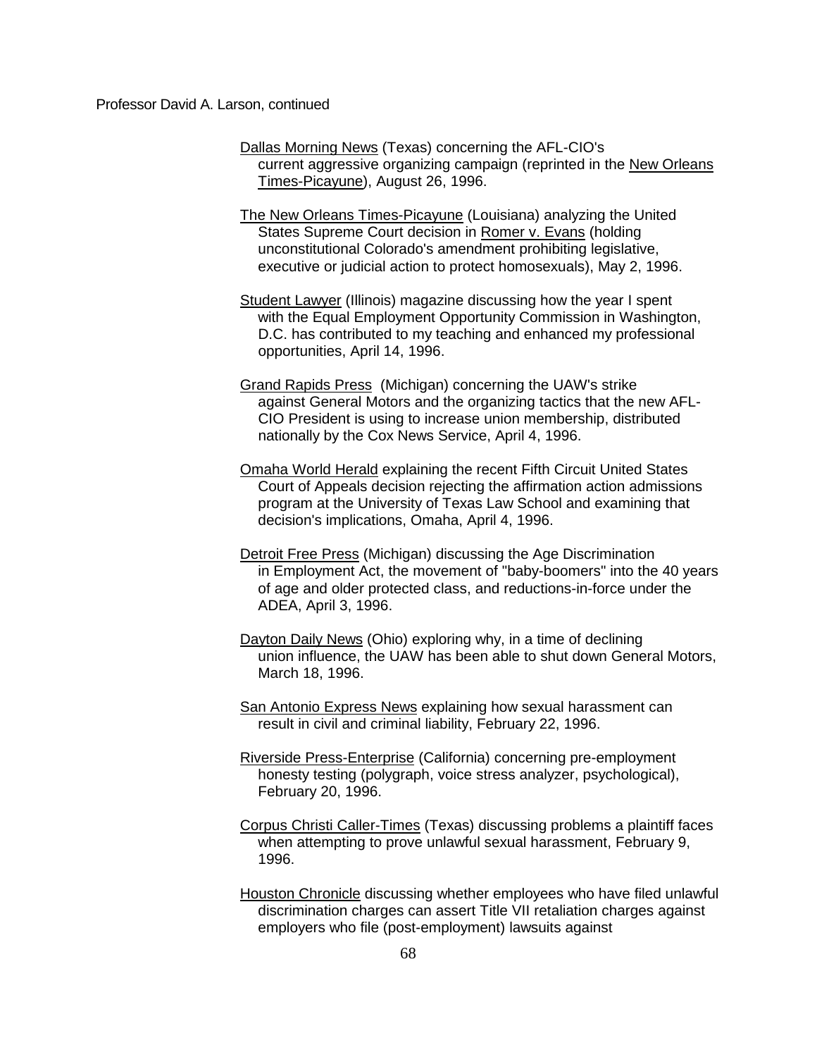Professor David A. Larson, continued

Dallas Morning News (Texas) concerning the AFL-CIO's current aggressive organizing campaign (reprinted in the New Orleans Times-Picayune), August 26, 1996.

The New Orleans Times-Picayune (Louisiana) analyzing the United States Supreme Court decision in Romer v. Evans (holding unconstitutional Colorado's amendment prohibiting legislative, executive or judicial action to protect homosexuals), May 2, 1996.

Student Lawyer (Illinois) magazine discussing how the year I spent with the Equal Employment Opportunity Commission in Washington, D.C. has contributed to my teaching and enhanced my professional opportunities, April 14, 1996.

Grand Rapids Press (Michigan) concerning the UAW's strike against General Motors and the organizing tactics that the new AFL-CIO President is using to increase union membership, distributed nationally by the Cox News Service, April 4, 1996.

Omaha World Herald explaining the recent Fifth Circuit United States Court of Appeals decision rejecting the affirmation action admissions program at the University of Texas Law School and examining that decision's implications, Omaha, April 4, 1996.

Detroit Free Press (Michigan) discussing the Age Discrimination in Employment Act, the movement of "baby-boomers" into the 40 years of age and older protected class, and reductions-in-force under the ADEA, April 3, 1996.

Dayton Daily News (Ohio) exploring why, in a time of declining union influence, the UAW has been able to shut down General Motors, March 18, 1996.

San Antonio Express News explaining how sexual harassment can result in civil and criminal liability, February 22, 1996.

Riverside Press-Enterprise (California) concerning pre-employment honesty testing (polygraph, voice stress analyzer, psychological), February 20, 1996.

Corpus Christi Caller-Times (Texas) discussing problems a plaintiff faces when attempting to prove unlawful sexual harassment, February 9, 1996.

Houston Chronicle discussing whether employees who have filed unlawful discrimination charges can assert Title VII retaliation charges against employers who file (post-employment) lawsuits against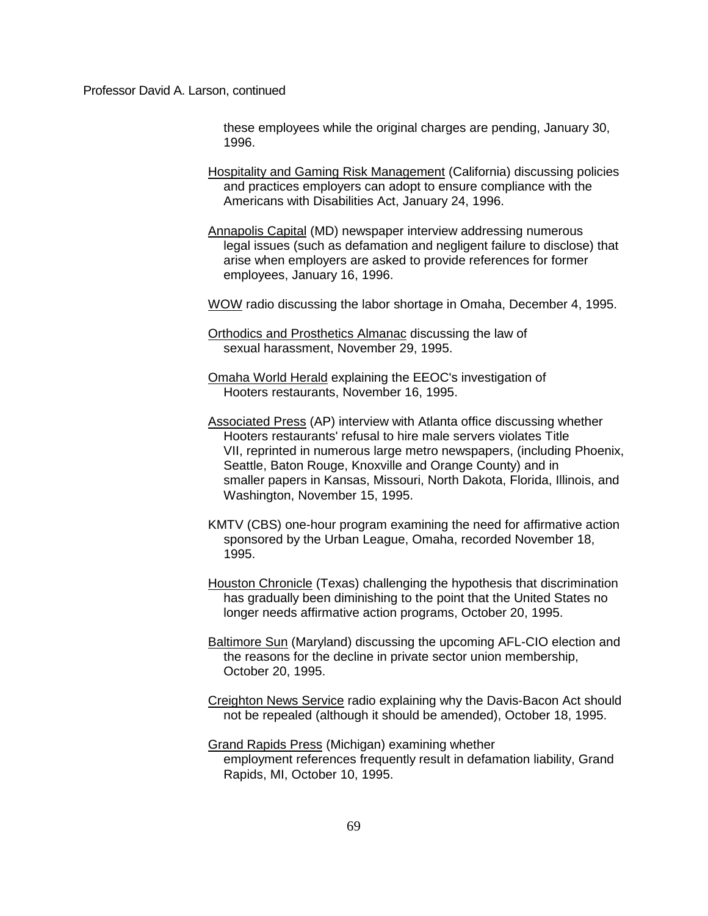these employees while the original charges are pending, January 30, 1996.

Hospitality and Gaming Risk Management (California) discussing policies and practices employers can adopt to ensure compliance with the Americans with Disabilities Act, January 24, 1996.

Annapolis Capital (MD) newspaper interview addressing numerous legal issues (such as defamation and negligent failure to disclose) that arise when employers are asked to provide references for former employees, January 16, 1996.

WOW radio discussing the labor shortage in Omaha, December 4, 1995.

Orthodics and Prosthetics Almanac discussing the law of sexual harassment, November 29, 1995.

Omaha World Herald explaining the EEOC's investigation of Hooters restaurants, November 16, 1995.

Associated Press (AP) interview with Atlanta office discussing whether Hooters restaurants' refusal to hire male servers violates Title VII, reprinted in numerous large metro newspapers, (including Phoenix, Seattle, Baton Rouge, Knoxville and Orange County) and in smaller papers in Kansas, Missouri, North Dakota, Florida, Illinois, and Washington, November 15, 1995.

KMTV (CBS) one-hour program examining the need for affirmative action sponsored by the Urban League, Omaha, recorded November 18, 1995.

Houston Chronicle (Texas) challenging the hypothesis that discrimination has gradually been diminishing to the point that the United States no longer needs affirmative action programs, October 20, 1995.

Baltimore Sun (Maryland) discussing the upcoming AFL-CIO election and the reasons for the decline in private sector union membership, October 20, 1995.

Creighton News Service radio explaining why the Davis-Bacon Act should not be repealed (although it should be amended), October 18, 1995.

Grand Rapids Press (Michigan) examining whether employment references frequently result in defamation liability, Grand Rapids, MI, October 10, 1995.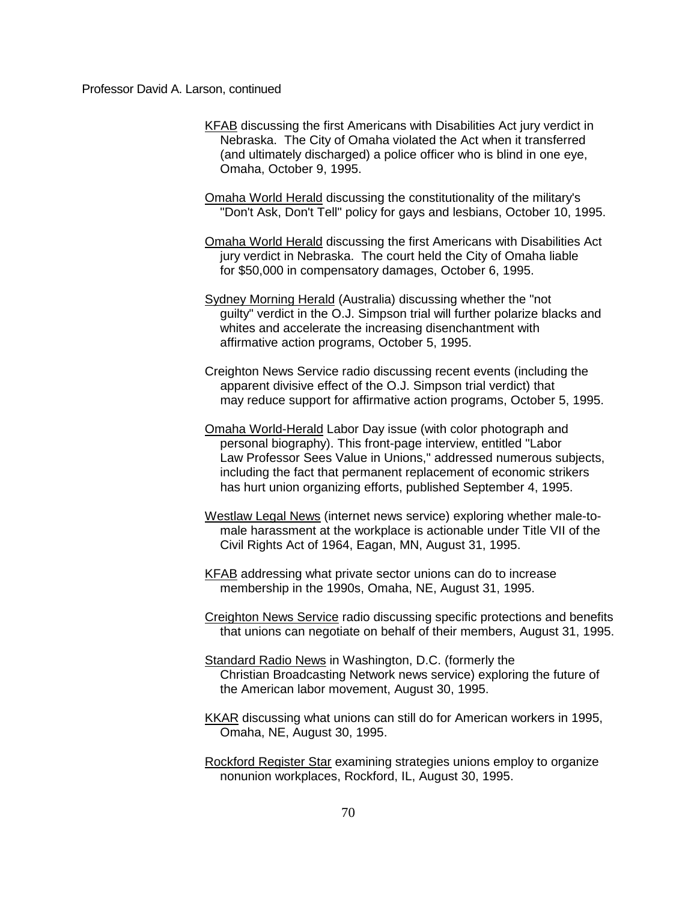Professor David A. Larson, continued

<u>KFAB</u> discussing the first Americans with Disabilities Act jury verdict in Nebraska. The City of Omaha violated the Act when it transferred (and ultimately discharged) a police officer who is blind in one eye, Omaha, October 9, 1995.

<u>Omaha World Herald</u> discussing the constitutionality of the military's "Don't Ask, Don't Tell" policy for gays and lesbians, October 10, 1995.

<u>Omaha World Herald</u> discussing the first Americans with Disabilities Act jury verdict in Nebraska. The court held the City of Omaha liable for $50,000 in compensatory damages, October 6, 1995.

<u>Sydney Morning Herald</u> (Australia) discussing whether the "not guilty" verdict in the O.J. Simpson trial will further polarize blacks and whites and accelerate the increasing disenchantment with affirmative action programs, October 5, 1995.

Creighton News Service radio discussing recent events (including the apparent divisive effect of the O.J. Simpson trial verdict) that may reduce support for affirmative action programs, October 5, 1995.

<u>Omaha World-Herald</u> Labor Day issue (with color photograph and personal biography). This front-page interview, entitled "Labor Law Professor Sees Value in Unions," addressed numerous subjects, including the fact that permanent replacement of economic strikers has hurt union organizing efforts, published September 4, 1995.

<u>Westlaw Legal News</u> (internet news service) exploring whether male-to-male harassment at the workplace is actionable under Title VII of the Civil Rights Act of 1964, Eagan, MN, August 31, 1995.

<u>KFAB</u> addressing what private sector unions can do to increase membership in the 1990s, Omaha, NE, August 31, 1995.

<u>Creighton News Service</u> radio discussing specific protections and benefits that unions can negotiate on behalf of their members, August 31, 1995.

<u>Standard Radio News</u> in Washington, D.C. (formerly the Christian Broadcasting Network news service) exploring the future of the American labor movement, August 30, 1995.

<u>KKAR</u> discussing what unions can still do for American workers in 1995, Omaha, NE, August 30, 1995.

<u>Rockford Register Star</u> examining strategies unions employ to organize nonunion workplaces, Rockford, IL, August 30, 1995.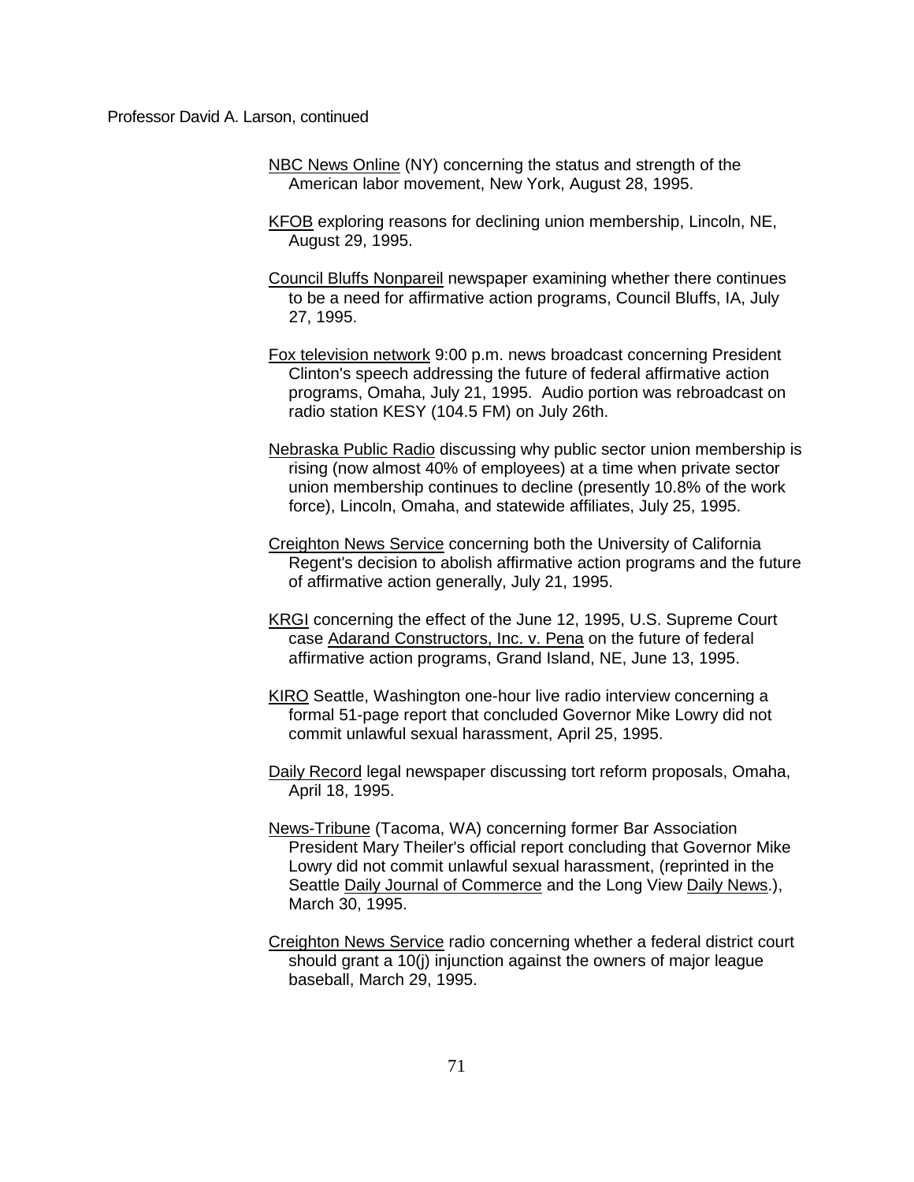Professor David A. Larson, continued

NBC News Online (NY) concerning the status and strength of the American labor movement, New York, August 28, 1995.

KFOB exploring reasons for declining union membership, Lincoln, NE, August 29, 1995.

Council Bluffs Nonpareil newspaper examining whether there continues to be a need for affirmative action programs, Council Bluffs, IA, July 27, 1995.

Fox television network 9:00 p.m. news broadcast concerning President Clinton's speech addressing the future of federal affirmative action programs, Omaha, July 21, 1995. Audio portion was rebroadcast on radio station KESY (104.5 FM) on July 26th.

Nebraska Public Radio discussing why public sector union membership is rising (now almost 40% of employees) at a time when private sector union membership continues to decline (presently 10.8% of the work force), Lincoln, Omaha, and statewide affiliates, July 25, 1995.

Creighton News Service concerning both the University of California Regent's decision to abolish affirmative action programs and the future of affirmative action generally, July 21, 1995.

KRGI concerning the effect of the June 12, 1995, U.S. Supreme Court case Adarand Constructors, Inc. v. Pena on the future of federal affirmative action programs, Grand Island, NE, June 13, 1995.

KIRO Seattle, Washington one-hour live radio interview concerning a formal 51-page report that concluded Governor Mike Lowry did not commit unlawful sexual harassment, April 25, 1995.

Daily Record legal newspaper discussing tort reform proposals, Omaha, April 18, 1995.

News-Tribune (Tacoma, WA) concerning former Bar Association President Mary Theiler's official report concluding that Governor Mike Lowry did not commit unlawful sexual harassment, (reprinted in the Seattle Daily Journal of Commerce and the Long View Daily News.), March 30, 1995.

Creighton News Service radio concerning whether a federal district court should grant a 10(j) injunction against the owners of major league baseball, March 29, 1995.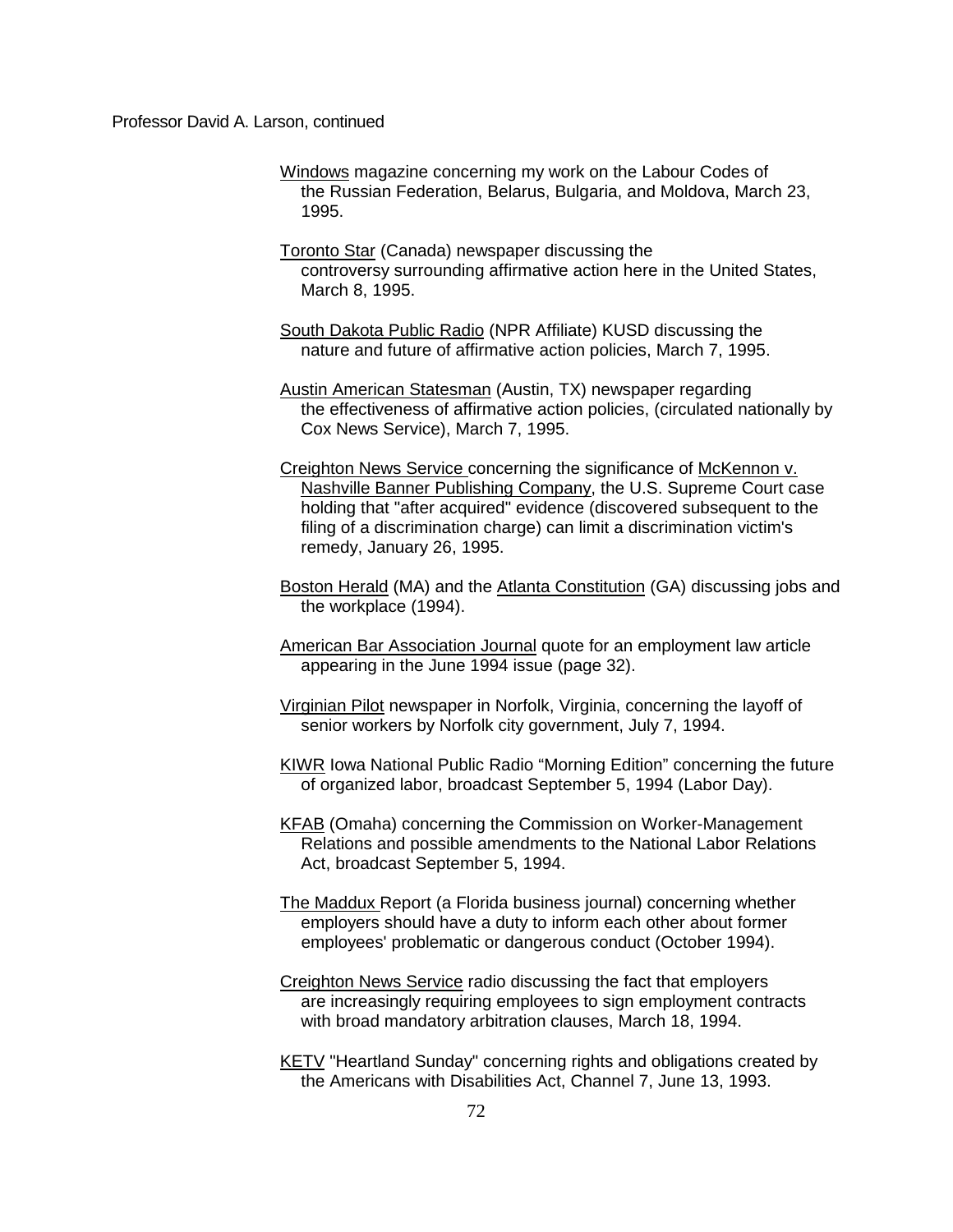Professor David A. Larson, continued

Windows magazine concerning my work on the Labour Codes of the Russian Federation, Belarus, Bulgaria, and Moldova, March 23, 1995.

Toronto Star (Canada) newspaper discussing the controversy surrounding affirmative action here in the United States, March 8, 1995.

South Dakota Public Radio (NPR Affiliate) KUSD discussing the nature and future of affirmative action policies, March 7, 1995.

Austin American Statesman (Austin, TX) newspaper regarding the effectiveness of affirmative action policies, (circulated nationally by Cox News Service), March 7, 1995.

Creighton News Service concerning the significance of McKennon v. Nashville Banner Publishing Company, the U.S. Supreme Court case holding that "after acquired" evidence (discovered subsequent to the filing of a discrimination charge) can limit a discrimination victim's remedy, January 26, 1995.

Boston Herald (MA) and the Atlanta Constitution (GA) discussing jobs and the workplace (1994).

American Bar Association Journal quote for an employment law article appearing in the June 1994 issue (page 32).

Virginian Pilot newspaper in Norfolk, Virginia, concerning the layoff of senior workers by Norfolk city government, July 7, 1994.

KIWR Iowa National Public Radio "Morning Edition" concerning the future of organized labor, broadcast September 5, 1994 (Labor Day).

KFAB (Omaha) concerning the Commission on Worker-Management Relations and possible amendments to the National Labor Relations Act, broadcast September 5, 1994.

The Maddux Report (a Florida business journal) concerning whether employers should have a duty to inform each other about former employees' problematic or dangerous conduct (October 1994).

Creighton News Service radio discussing the fact that employers are increasingly requiring employees to sign employment contracts with broad mandatory arbitration clauses, March 18, 1994.

KETV "Heartland Sunday" concerning rights and obligations created by the Americans with Disabilities Act, Channel 7, June 13, 1993.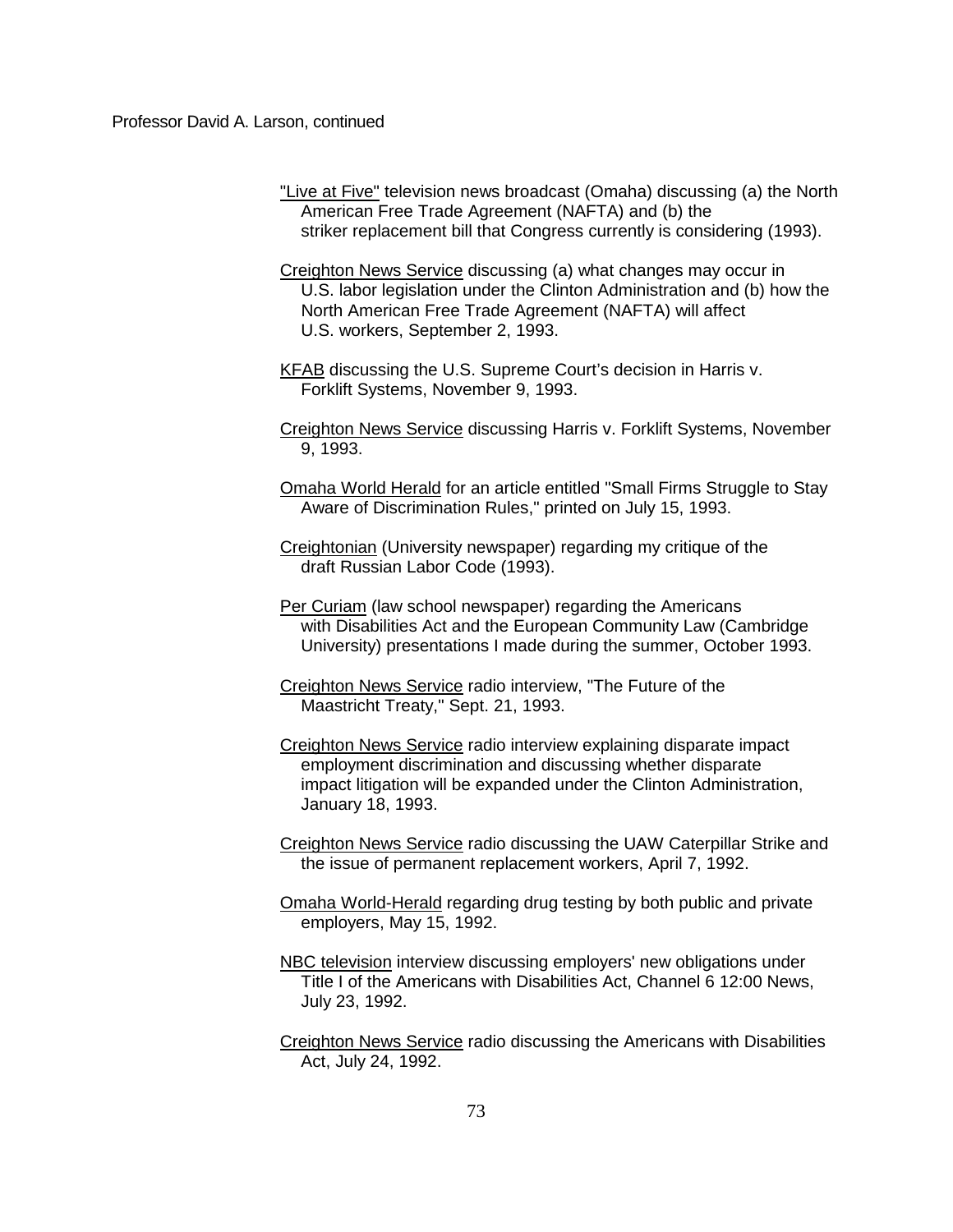Professor David A. Larson, continued

<u>"Live at Five"</u> television news broadcast (Omaha) discussing (a) the North American Free Trade Agreement (NAFTA) and (b) the striker replacement bill that Congress currently is considering (1993).

<u>Creighton News Service</u> discussing (a) what changes may occur in U.S. labor legislation under the Clinton Administration and (b) how the North American Free Trade Agreement (NAFTA) will affect U.S. workers, September 2, 1993.

<u>KFAB</u> discussing the U.S. Supreme Court's decision in Harris v. Forklift Systems, November 9, 1993.

<u>Creighton News Service</u> discussing Harris v. Forklift Systems, November 9, 1993.

<u>Omaha World Herald</u> for an article entitled "Small Firms Struggle to Stay Aware of Discrimination Rules," printed on July 15, 1993.

<u>Creightonian</u> (University newspaper) regarding my critique of the draft Russian Labor Code (1993).

<u>Per Curiam</u> (law school newspaper) regarding the Americans with Disabilities Act and the European Community Law (Cambridge University) presentations I made during the summer, October 1993.

<u>Creighton News Service</u> radio interview, "The Future of the Maastricht Treaty," Sept. 21, 1993.

<u>Creighton News Service</u> radio interview explaining disparate impact employment discrimination and discussing whether disparate impact litigation will be expanded under the Clinton Administration, January 18, 1993.

<u>Creighton News Service</u> radio discussing the UAW Caterpillar Strike and the issue of permanent replacement workers, April 7, 1992.

<u>Omaha World-Herald</u> regarding drug testing by both public and private employers, May 15, 1992.

<u>NBC television</u> interview discussing employers' new obligations under Title I of the Americans with Disabilities Act, Channel 6 12:00 News, July 23, 1992.

<u>Creighton News Service</u> radio discussing the Americans with Disabilities Act, July 24, 1992.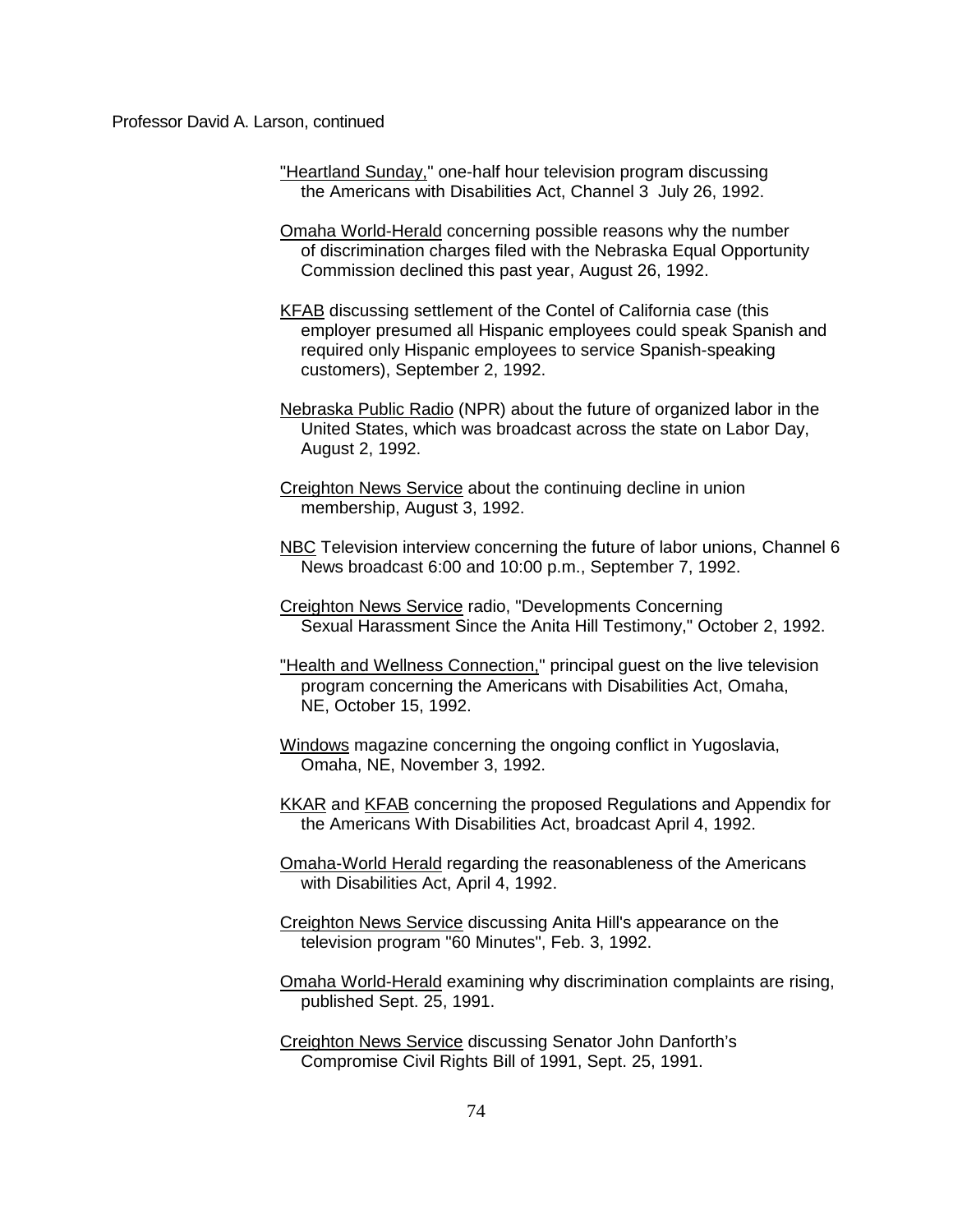Professor David A. Larson, continued

"Heartland Sunday," one-half hour television program discussing the Americans with Disabilities Act, Channel 3 July 26, 1992.

Omaha World-Herald concerning possible reasons why the number of discrimination charges filed with the Nebraska Equal Opportunity Commission declined this past year, August 26, 1992.

KFAB discussing settlement of the Contel of California case (this employer presumed all Hispanic employees could speak Spanish and required only Hispanic employees to service Spanish-speaking customers), September 2, 1992.

Nebraska Public Radio (NPR) about the future of organized labor in the United States, which was broadcast across the state on Labor Day, August 2, 1992.

Creighton News Service about the continuing decline in union membership, August 3, 1992.

NBC Television interview concerning the future of labor unions, Channel 6 News broadcast 6:00 and 10:00 p.m., September 7, 1992.

Creighton News Service radio, "Developments Concerning Sexual Harassment Since the Anita Hill Testimony," October 2, 1992.

"Health and Wellness Connection," principal guest on the live television program concerning the Americans with Disabilities Act, Omaha, NE, October 15, 1992.

Windows magazine concerning the ongoing conflict in Yugoslavia, Omaha, NE, November 3, 1992.

KKAR and KFAB concerning the proposed Regulations and Appendix for the Americans With Disabilities Act, broadcast April 4, 1992.

Omaha-World Herald regarding the reasonableness of the Americans with Disabilities Act, April 4, 1992.

Creighton News Service discussing Anita Hill's appearance on the television program "60 Minutes", Feb. 3, 1992.

Omaha World-Herald examining why discrimination complaints are rising, published Sept. 25, 1991.

Creighton News Service discussing Senator John Danforth's Compromise Civil Rights Bill of 1991, Sept. 25, 1991.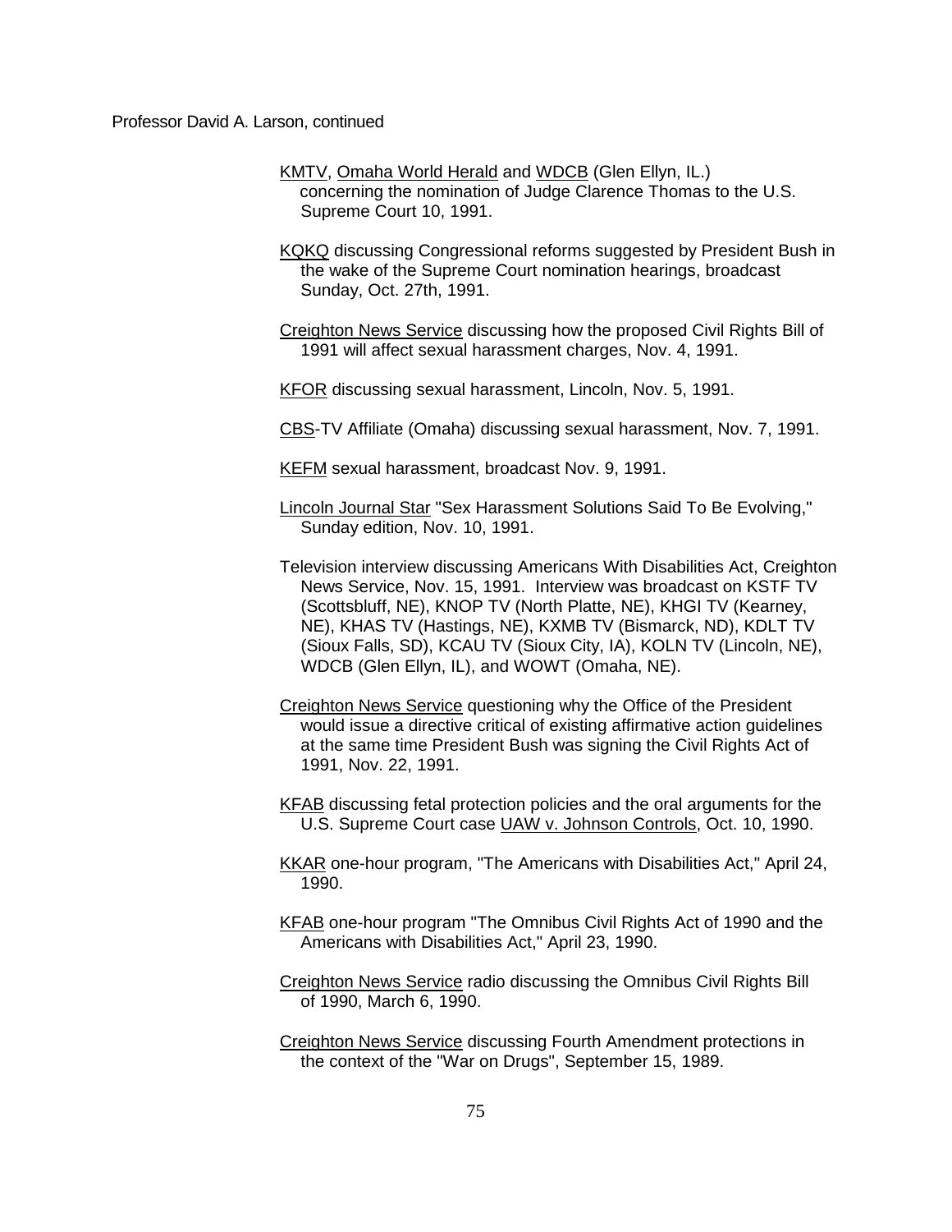Professor David A. Larson, continued

KMTV, Omaha World Herald and WDCB (Glen Ellyn, IL.) concerning the nomination of Judge Clarence Thomas to the U.S. Supreme Court 10, 1991.

KQKQ discussing Congressional reforms suggested by President Bush in the wake of the Supreme Court nomination hearings, broadcast Sunday, Oct. 27th, 1991.

Creighton News Service discussing how the proposed Civil Rights Bill of 1991 will affect sexual harassment charges, Nov. 4, 1991.

KFOR discussing sexual harassment, Lincoln, Nov. 5, 1991.

CBS-TV Affiliate (Omaha) discussing sexual harassment, Nov. 7, 1991.

KEFM sexual harassment, broadcast Nov. 9, 1991.

Lincoln Journal Star "Sex Harassment Solutions Said To Be Evolving," Sunday edition, Nov. 10, 1991.

Television interview discussing Americans With Disabilities Act, Creighton News Service, Nov. 15, 1991. Interview was broadcast on KSTF TV (Scottsbluff, NE), KNOP TV (North Platte, NE), KHGI TV (Kearney, NE), KHAS TV (Hastings, NE), KXMB TV (Bismarck, ND), KDLT TV (Sioux Falls, SD), KCAU TV (Sioux City, IA), KOLN TV (Lincoln, NE), WDCB (Glen Ellyn, IL), and WOWT (Omaha, NE).

Creighton News Service questioning why the Office of the President would issue a directive critical of existing affirmative action guidelines at the same time President Bush was signing the Civil Rights Act of 1991, Nov. 22, 1991.

KFAB discussing fetal protection policies and the oral arguments for the U.S. Supreme Court case UAW v. Johnson Controls, Oct. 10, 1990.

KKAR one-hour program, "The Americans with Disabilities Act," April 24, 1990.

KFAB one-hour program "The Omnibus Civil Rights Act of 1990 and the Americans with Disabilities Act," April 23, 1990.

Creighton News Service radio discussing the Omnibus Civil Rights Bill of 1990, March 6, 1990.

Creighton News Service discussing Fourth Amendment protections in the context of the "War on Drugs", September 15, 1989.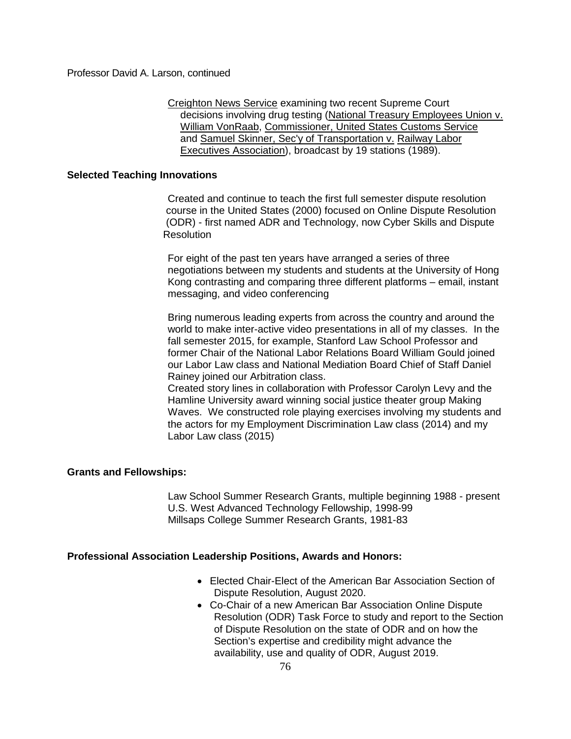Creighton News Service examining two recent Supreme Court decisions involving drug testing (National Treasury Employees Union v. William VonRaab, Commissioner, United States Customs Service and Samuel Skinner, Sec'y of Transportation v. Railway Labor Executives Association), broadcast by 19 stations (1989).

**Selected Teaching Innovations**

Created and continue to teach the first full semester dispute resolution course in the United States (2000) focused on Online Dispute Resolution (ODR) - first named ADR and Technology, now Cyber Skills and Dispute Resolution

For eight of the past ten years have arranged a series of three negotiations between my students and students at the University of Hong Kong contrasting and comparing three different platforms – email, instant messaging, and video conferencing

Bring numerous leading experts from across the country and around the world to make inter-active video presentations in all of my classes. In the fall semester 2015, for example, Stanford Law School Professor and former Chair of the National Labor Relations Board William Gould joined our Labor Law class and National Mediation Board Chief of Staff Daniel Rainey joined our Arbitration class.

Created story lines in collaboration with Professor Carolyn Levy and the Hamline University award winning social justice theater group Making Waves. We constructed role playing exercises involving my students and the actors for my Employment Discrimination Law class (2014) and my Labor Law class (2015)

**Grants and Fellowships:**

Law School Summer Research Grants, multiple beginning 1988 - present
U.S. West Advanced Technology Fellowship, 1998-99
Millsaps College Summer Research Grants, 1981-83

**Professional Association Leadership Positions, Awards and Honors:**

- Elected Chair-Elect of the American Bar Association Section of Dispute Resolution, August 2020.
- Co-Chair of a new American Bar Association Online Dispute Resolution (ODR) Task Force to study and report to the Section of Dispute Resolution on the state of ODR and on how the Section's expertise and credibility might advance the availability, use and quality of ODR, August 2019.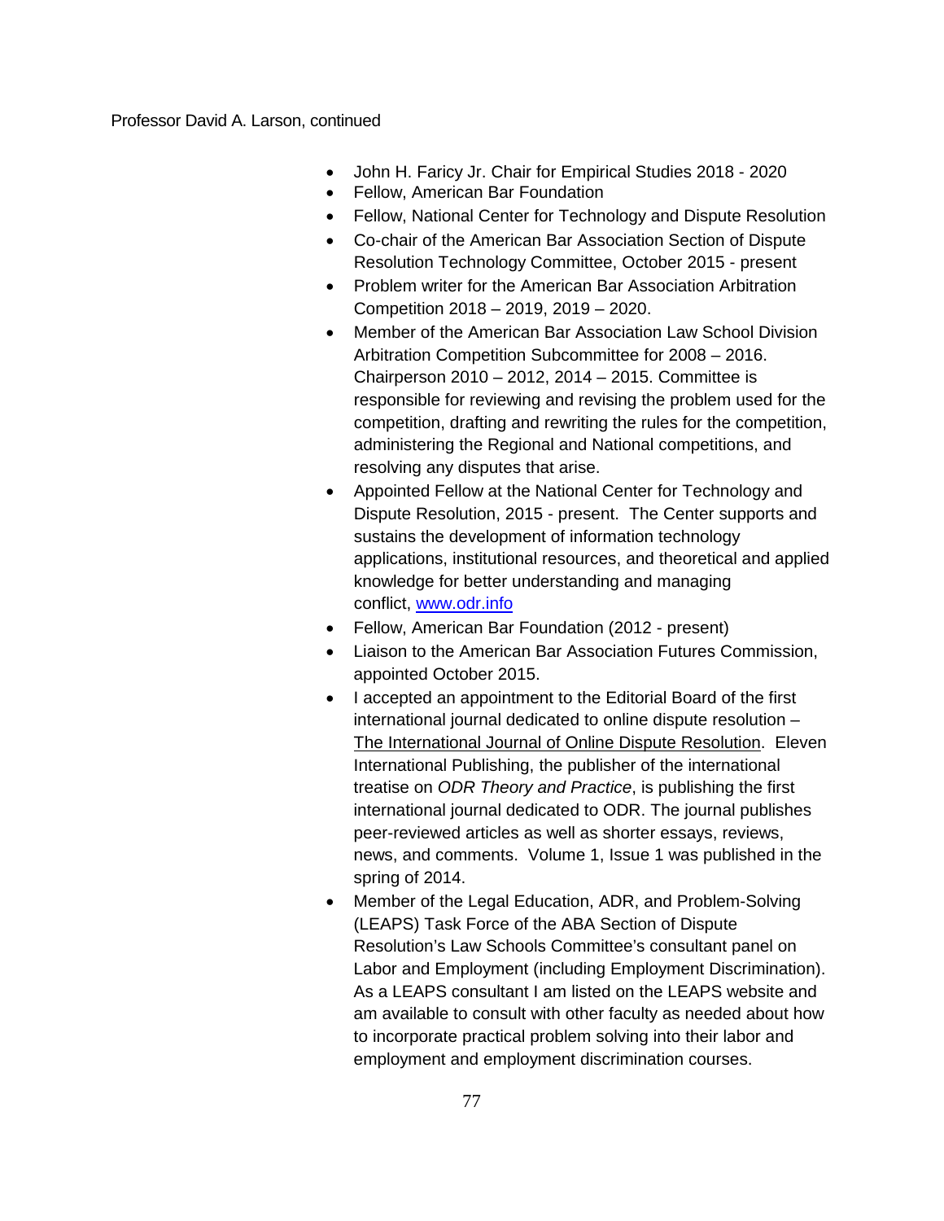Professor David A. Larson, continued

- John H. Faricy Jr. Chair for Empirical Studies 2018 - 2020
- Fellow, American Bar Foundation
- Fellow, National Center for Technology and Dispute Resolution
- Co-chair of the American Bar Association Section of Dispute Resolution Technology Committee, October 2015 - present
- Problem writer for the American Bar Association Arbitration Competition 2018 – 2019, 2019 – 2020.
- Member of the American Bar Association Law School Division Arbitration Competition Subcommittee for 2008 – 2016. Chairperson 2010 – 2012, 2014 – 2015. Committee is responsible for reviewing and revising the problem used for the competition, drafting and rewriting the rules for the competition, administering the Regional and National competitions, and resolving any disputes that arise.
- Appointed Fellow at the National Center for Technology and Dispute Resolution, 2015 - present. The Center supports and sustains the development of information technology applications, institutional resources, and theoretical and applied knowledge for better understanding and managing conflict, [www.odr.info](http://www.odr.info)
- Fellow, American Bar Foundation (2012 - present)
- Liaison to the American Bar Association Futures Commission, appointed October 2015.
- I accepted an appointment to the Editorial Board of the first international journal dedicated to online dispute resolution – <u>The International Journal of Online Dispute Resolution</u>. Eleven International Publishing, the publisher of the international treatise on *ODR Theory and Practice*, is publishing the first international journal dedicated to ODR. The journal publishes peer-reviewed articles as well as shorter essays, reviews, news, and comments. Volume 1, Issue 1 was published in the spring of 2014.
- Member of the Legal Education, ADR, and Problem-Solving (LEAPS) Task Force of the ABA Section of Dispute Resolution's Law Schools Committee's consultant panel on Labor and Employment (including Employment Discrimination). As a LEAPS consultant I am listed on the LEAPS website and am available to consult with other faculty as needed about how to incorporate practical problem solving into their labor and employment and employment discrimination courses.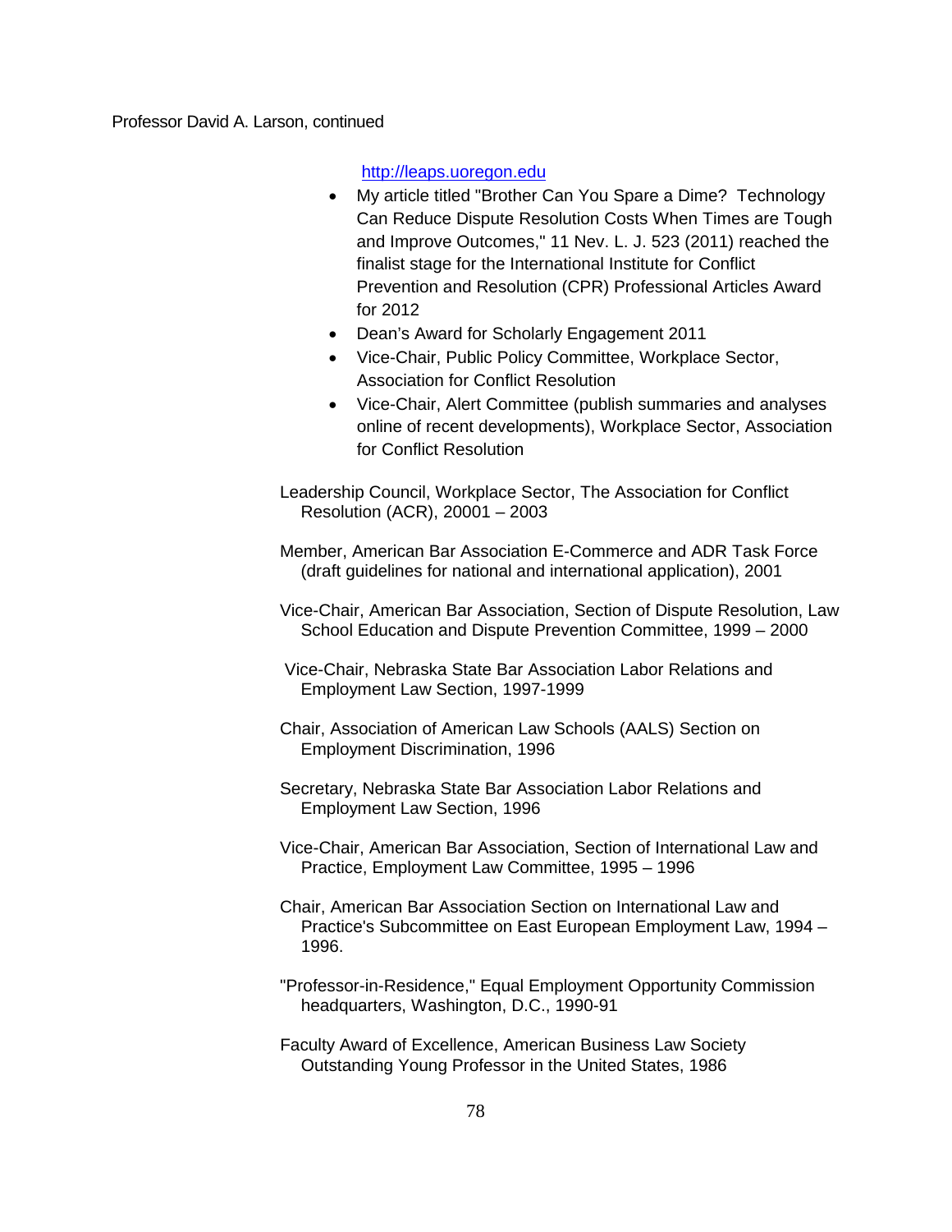http://leaps.uoregon.edu

- My article titled "Brother Can You Spare a Dime? Technology Can Reduce Dispute Resolution Costs When Times are Tough and Improve Outcomes," 11 Nev. L. J. 523 (2011) reached the finalist stage for the International Institute for Conflict Prevention and Resolution (CPR) Professional Articles Award for 2012
- Dean's Award for Scholarly Engagement 2011
- Vice-Chair, Public Policy Committee, Workplace Sector, Association for Conflict Resolution
- Vice-Chair, Alert Committee (publish summaries and analyses online of recent developments), Workplace Sector, Association for Conflict Resolution

Leadership Council, Workplace Sector, The Association for Conflict Resolution (ACR), 20001 – 2003

Member, American Bar Association E-Commerce and ADR Task Force (draft guidelines for national and international application), 2001

Vice-Chair, American Bar Association, Section of Dispute Resolution, Law School Education and Dispute Prevention Committee, 1999 – 2000

Vice-Chair, Nebraska State Bar Association Labor Relations and Employment Law Section, 1997-1999

Chair, Association of American Law Schools (AALS) Section on Employment Discrimination, 1996

Secretary, Nebraska State Bar Association Labor Relations and Employment Law Section, 1996

Vice-Chair, American Bar Association, Section of International Law and Practice, Employment Law Committee, 1995 – 1996

Chair, American Bar Association Section on International Law and Practice's Subcommittee on East European Employment Law, 1994 – 1996.

"Professor-in-Residence," Equal Employment Opportunity Commission headquarters, Washington, D.C., 1990-91

Faculty Award of Excellence, American Business Law Society Outstanding Young Professor in the United States, 1986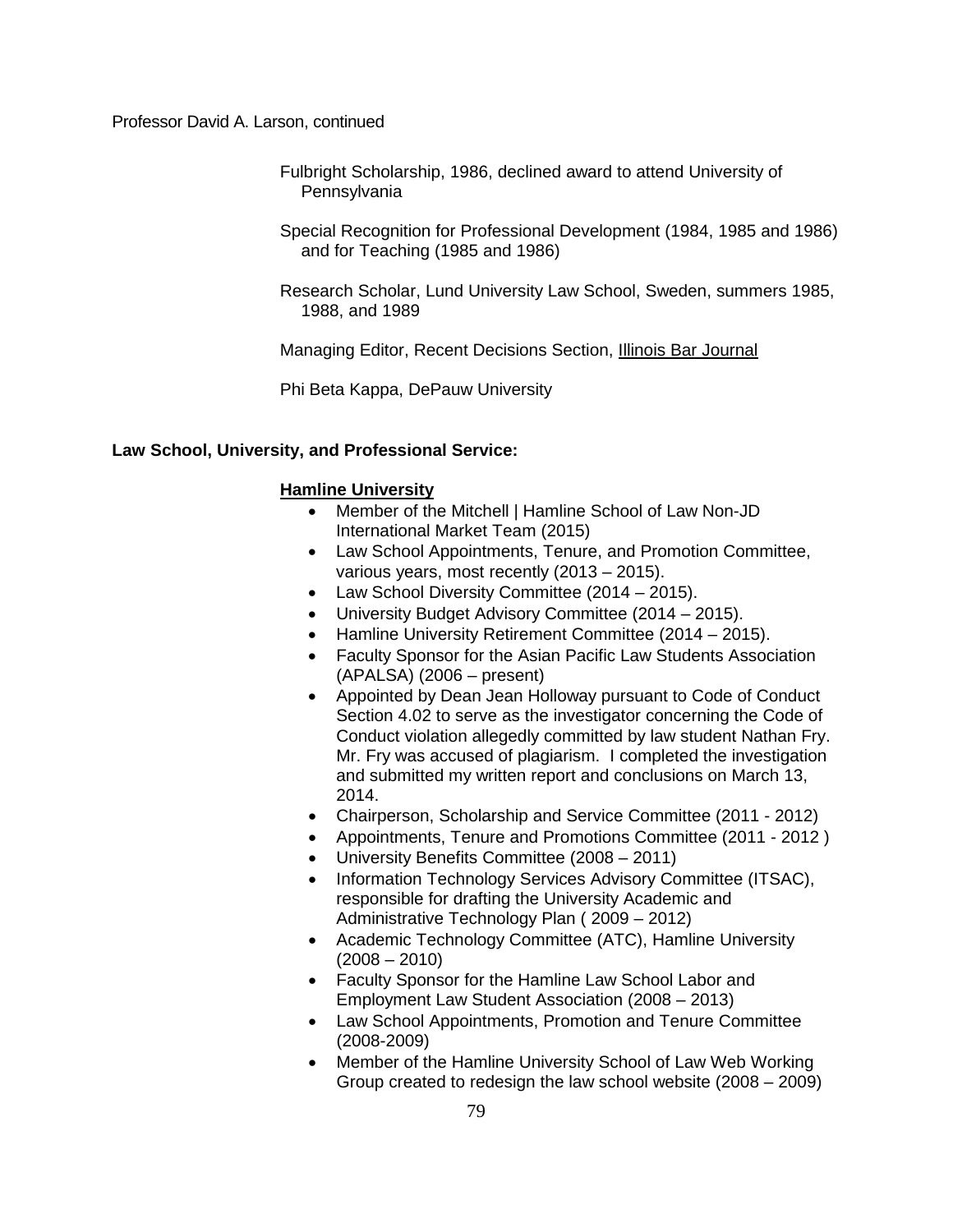Professor David A. Larson, continued

Fulbright Scholarship, 1986, declined award to attend University of Pennsylvania

Special Recognition for Professional Development (1984, 1985 and 1986) and for Teaching (1985 and 1986)

Research Scholar, Lund University Law School, Sweden, summers 1985, 1988, and 1989

Managing Editor, Recent Decisions Section, Illinois Bar Journal

Phi Beta Kappa, DePauw University

**Law School, University, and Professional Service:**

**Hamline University**

- Member of the Mitchell | Hamline School of Law Non-JD International Market Team (2015)
- Law School Appointments, Tenure, and Promotion Committee, various years, most recently (2013 – 2015).
- Law School Diversity Committee (2014 – 2015).
- University Budget Advisory Committee (2014 – 2015).
- Hamline University Retirement Committee (2014 – 2015).
- Faculty Sponsor for the Asian Pacific Law Students Association (APALSA) (2006 – present)
- Appointed by Dean Jean Holloway pursuant to Code of Conduct Section 4.02 to serve as the investigator concerning the Code of Conduct violation allegedly committed by law student Nathan Fry. Mr. Fry was accused of plagiarism. I completed the investigation and submitted my written report and conclusions on March 13, 2014.
- Chairperson, Scholarship and Service Committee (2011 - 2012)
- Appointments, Tenure and Promotions Committee (2011 - 2012 )
- University Benefits Committee (2008 – 2011)
- Information Technology Services Advisory Committee (ITSAC), responsible for drafting the University Academic and Administrative Technology Plan ( 2009 – 2012)
- Academic Technology Committee (ATC), Hamline University (2008 – 2010)
- Faculty Sponsor for the Hamline Law School Labor and Employment Law Student Association (2008 – 2013)
- Law School Appointments, Promotion and Tenure Committee (2008-2009)
- Member of the Hamline University School of Law Web Working Group created to redesign the law school website (2008 – 2009)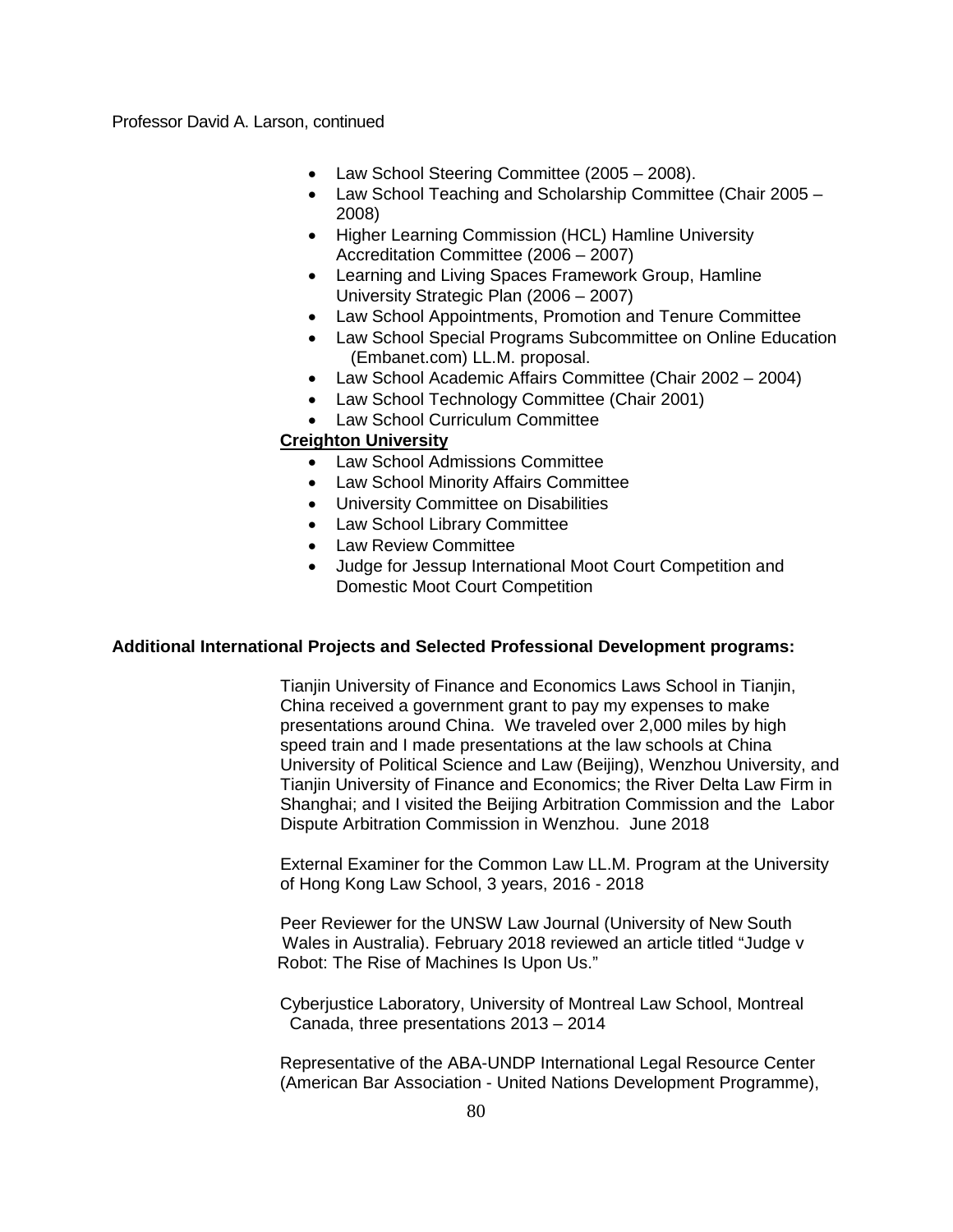- Law School Steering Committee (2005 – 2008).
- Law School Teaching and Scholarship Committee (Chair 2005 – 2008)
- Higher Learning Commission (HCL) Hamline University Accreditation Committee (2006 – 2007)
- Learning and Living Spaces Framework Group, Hamline University Strategic Plan (2006 – 2007)
- Law School Appointments, Promotion and Tenure Committee
- Law School Special Programs Subcommittee on Online Education (Embanet.com) LL.M. proposal.
- Law School Academic Affairs Committee (Chair 2002 – 2004)
- Law School Technology Committee (Chair 2001)
- Law School Curriculum Committee

**Creighton University**

- Law School Admissions Committee
- Law School Minority Affairs Committee
- University Committee on Disabilities
- Law School Library Committee
- Law Review Committee
- Judge for Jessup International Moot Court Competition and Domestic Moot Court Competition

**Additional International Projects and Selected Professional Development programs:**

Tianjin University of Finance and Economics Laws School in Tianjin, China received a government grant to pay my expenses to make presentations around China. We traveled over 2,000 miles by high speed train and I made presentations at the law schools at China University of Political Science and Law (Beijing), Wenzhou University, and Tianjin University of Finance and Economics; the River Delta Law Firm in Shanghai; and I visited the Beijing Arbitration Commission and the Labor Dispute Arbitration Commission in Wenzhou. June 2018

External Examiner for the Common Law LL.M. Program at the University of Hong Kong Law School, 3 years, 2016 - 2018

Peer Reviewer for the UNSW Law Journal (University of New South Wales in Australia). February 2018 reviewed an article titled "Judge v Robot: The Rise of Machines Is Upon Us."

Cyberjustice Laboratory, University of Montreal Law School, Montreal Canada, three presentations 2013 – 2014

Representative of the ABA-UNDP International Legal Resource Center (American Bar Association - United Nations Development Programme),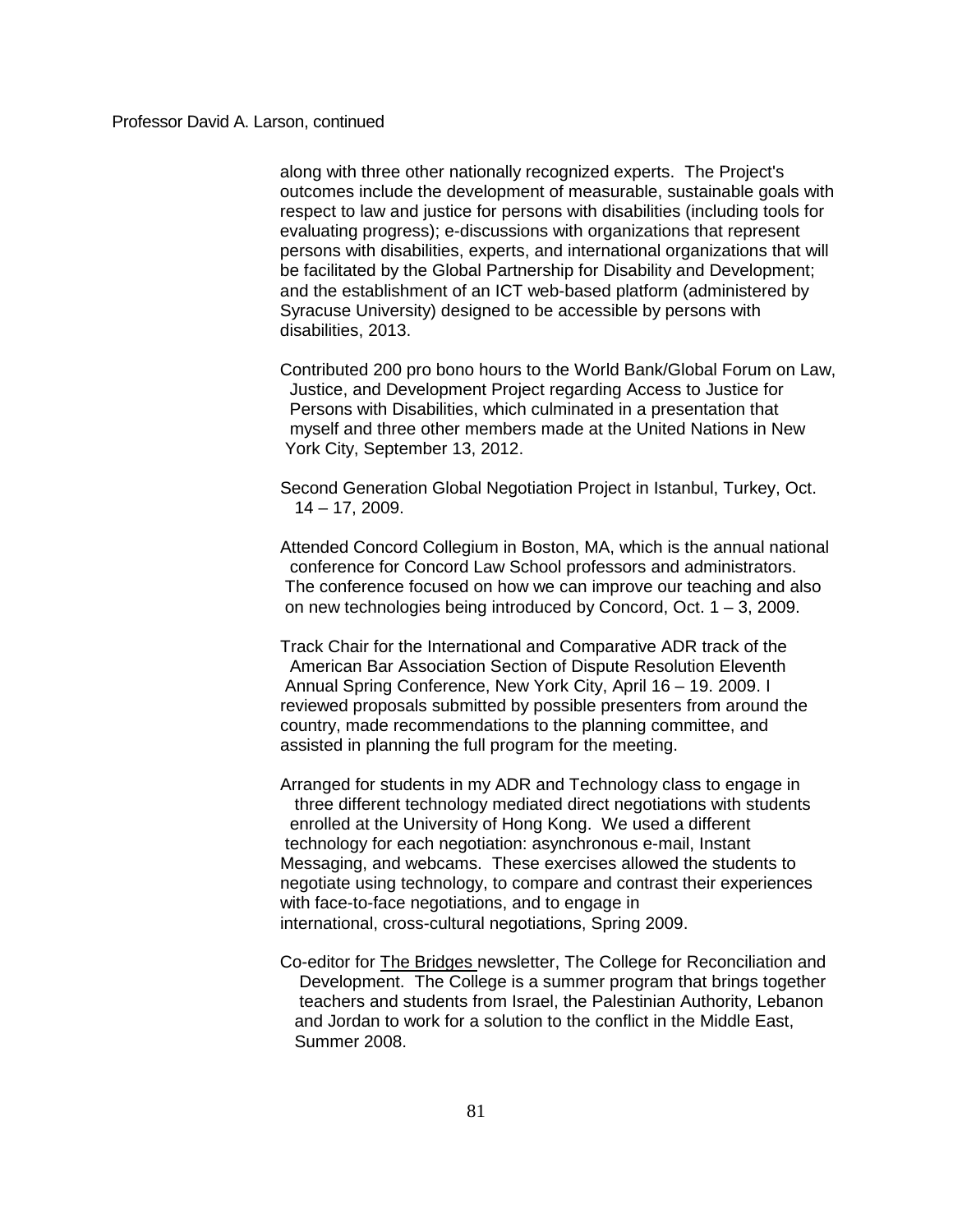along with three other nationally recognized experts. The Project's outcomes include the development of measurable, sustainable goals with respect to law and justice for persons with disabilities (including tools for evaluating progress); e-discussions with organizations that represent persons with disabilities, experts, and international organizations that will be facilitated by the Global Partnership for Disability and Development; and the establishment of an ICT web-based platform (administered by Syracuse University) designed to be accessible by persons with disabilities, 2013.

Contributed 200 pro bono hours to the World Bank/Global Forum on Law, Justice, and Development Project regarding Access to Justice for Persons with Disabilities, which culminated in a presentation that myself and three other members made at the United Nations in New York City, September 13, 2012.

Second Generation Global Negotiation Project in Istanbul, Turkey, Oct. 14 – 17, 2009.

Attended Concord Collegium in Boston, MA, which is the annual national conference for Concord Law School professors and administrators. The conference focused on how we can improve our teaching and also on new technologies being introduced by Concord, Oct. 1 – 3, 2009.

Track Chair for the International and Comparative ADR track of the American Bar Association Section of Dispute Resolution Eleventh Annual Spring Conference, New York City, April 16 – 19. 2009. I reviewed proposals submitted by possible presenters from around the country, made recommendations to the planning committee, and assisted in planning the full program for the meeting.

Arranged for students in my ADR and Technology class to engage in three different technology mediated direct negotiations with students enrolled at the University of Hong Kong. We used a different technology for each negotiation: asynchronous e-mail, Instant Messaging, and webcams. These exercises allowed the students to negotiate using technology, to compare and contrast their experiences with face-to-face negotiations, and to engage in international, cross-cultural negotiations, Spring 2009.

Co-editor for The Bridges newsletter, The College for Reconciliation and Development. The College is a summer program that brings together teachers and students from Israel, the Palestinian Authority, Lebanon and Jordan to work for a solution to the conflict in the Middle East, Summer 2008.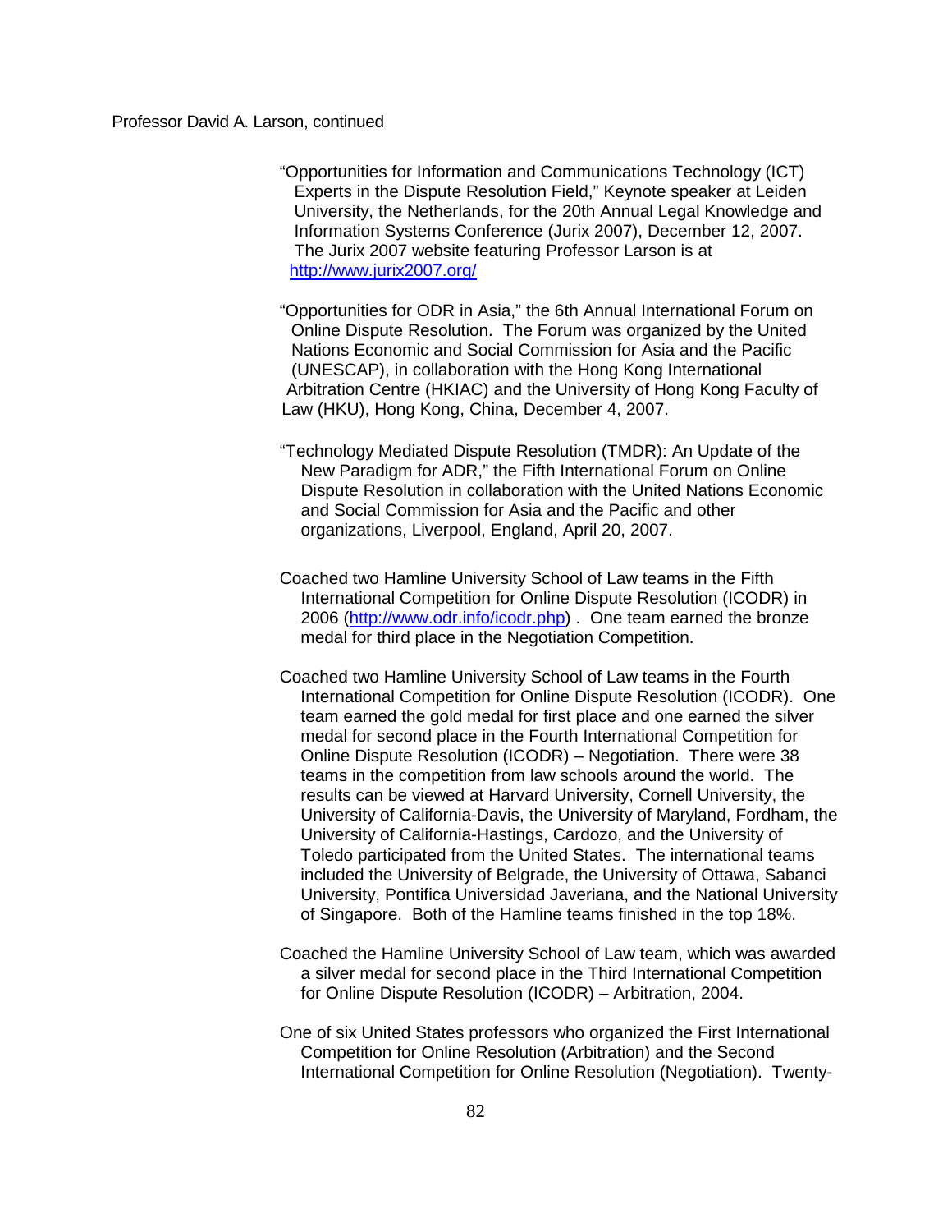Professor David A. Larson, continued

"Opportunities for Information and Communications Technology (ICT) Experts in the Dispute Resolution Field," Keynote speaker at Leiden University, the Netherlands, for the 20th Annual Legal Knowledge and Information Systems Conference (Jurix 2007), December 12, 2007. The Jurix 2007 website featuring Professor Larson is at http://www.jurix2007.org/

"Opportunities for ODR in Asia," the 6th Annual International Forum on Online Dispute Resolution. The Forum was organized by the United Nations Economic and Social Commission for Asia and the Pacific (UNESCAP), in collaboration with the Hong Kong International Arbitration Centre (HKIAC) and the University of Hong Kong Faculty of Law (HKU), Hong Kong, China, December 4, 2007.

"Technology Mediated Dispute Resolution (TMDR): An Update of the New Paradigm for ADR," the Fifth International Forum on Online Dispute Resolution in collaboration with the United Nations Economic and Social Commission for Asia and the Pacific and other organizations, Liverpool, England, April 20, 2007.

Coached two Hamline University School of Law teams in the Fifth International Competition for Online Dispute Resolution (ICODR) in 2006 (http://www.odr.info/icodr.php) . One team earned the bronze medal for third place in the Negotiation Competition.

Coached two Hamline University School of Law teams in the Fourth International Competition for Online Dispute Resolution (ICODR). One team earned the gold medal for first place and one earned the silver medal for second place in the Fourth International Competition for Online Dispute Resolution (ICODR) – Negotiation. There were 38 teams in the competition from law schools around the world. The results can be viewed at Harvard University, Cornell University, the University of California-Davis, the University of Maryland, Fordham, the University of California-Hastings, Cardozo, and the University of Toledo participated from the United States. The international teams included the University of Belgrade, the University of Ottawa, Sabanci University, Pontifica Universidad Javeriana, and the National University of Singapore. Both of the Hamline teams finished in the top 18%.

Coached the Hamline University School of Law team, which was awarded a silver medal for second place in the Third International Competition for Online Dispute Resolution (ICODR) – Arbitration, 2004.

One of six United States professors who organized the First International Competition for Online Resolution (Arbitration) and the Second International Competition for Online Resolution (Negotiation). Twenty-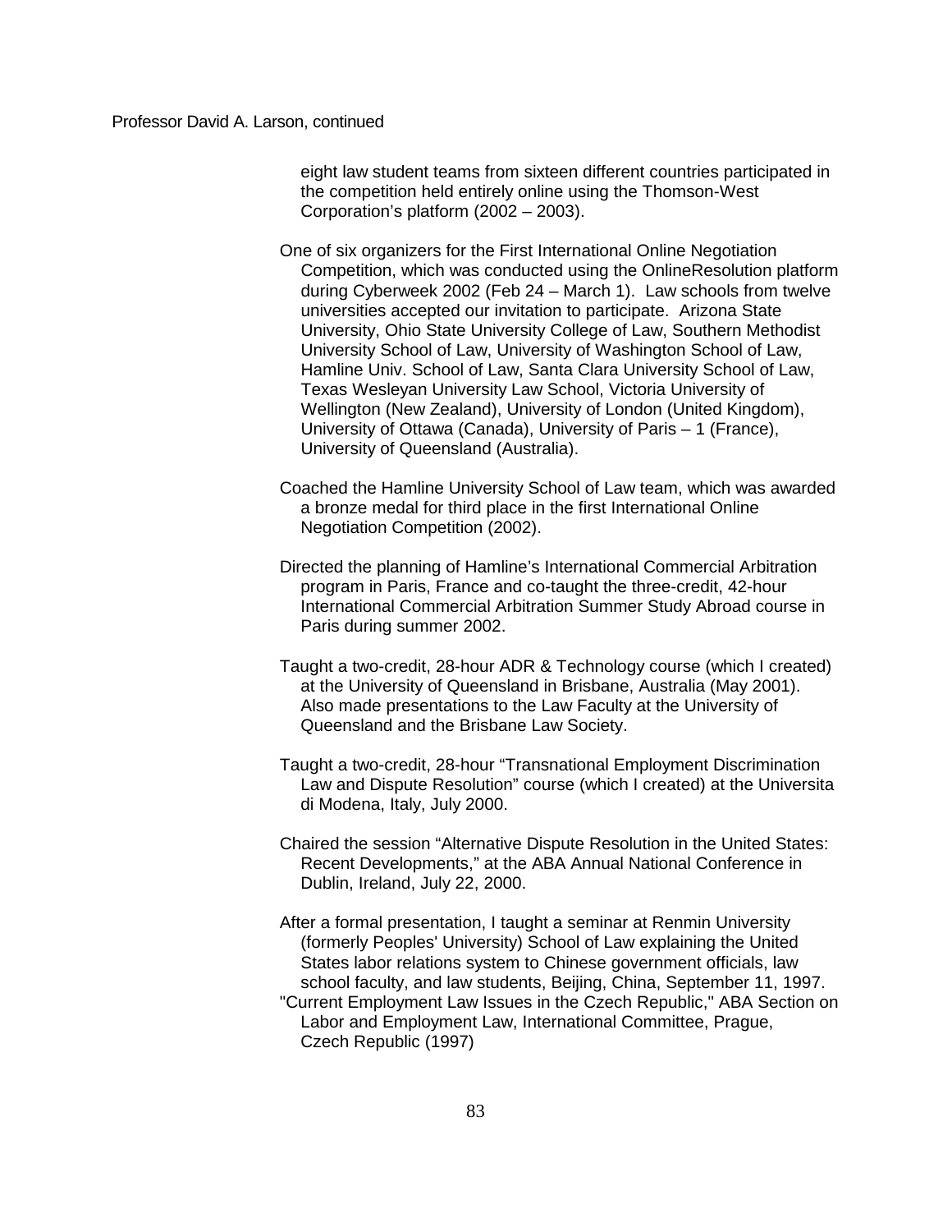eight law student teams from sixteen different countries participated in the competition held entirely online using the Thomson-West Corporation's platform (2002 – 2003).

One of six organizers for the First International Online Negotiation Competition, which was conducted using the OnlineResolution platform during Cyberweek 2002 (Feb 24 – March 1). Law schools from twelve universities accepted our invitation to participate. Arizona State University, Ohio State University College of Law, Southern Methodist University School of Law, University of Washington School of Law, Hamline Univ. School of Law, Santa Clara University School of Law, Texas Wesleyan University Law School, Victoria University of Wellington (New Zealand), University of London (United Kingdom), University of Ottawa (Canada), University of Paris – 1 (France), University of Queensland (Australia).

Coached the Hamline University School of Law team, which was awarded a bronze medal for third place in the first International Online Negotiation Competition (2002).

Directed the planning of Hamline's International Commercial Arbitration program in Paris, France and co-taught the three-credit, 42-hour International Commercial Arbitration Summer Study Abroad course in Paris during summer 2002.

Taught a two-credit, 28-hour ADR & Technology course (which I created) at the University of Queensland in Brisbane, Australia (May 2001). Also made presentations to the Law Faculty at the University of Queensland and the Brisbane Law Society.

Taught a two-credit, 28-hour "Transnational Employment Discrimination Law and Dispute Resolution" course (which I created) at the Universita di Modena, Italy, July 2000.

Chaired the session "Alternative Dispute Resolution in the United States: Recent Developments," at the ABA Annual National Conference in Dublin, Ireland, July 22, 2000.

After a formal presentation, I taught a seminar at Renmin University (formerly Peoples' University) School of Law explaining the United States labor relations system to Chinese government officials, law school faculty, and law students, Beijing, China, September 11, 1997.

"Current Employment Law Issues in the Czech Republic," ABA Section on Labor and Employment Law, International Committee, Prague, Czech Republic (1997)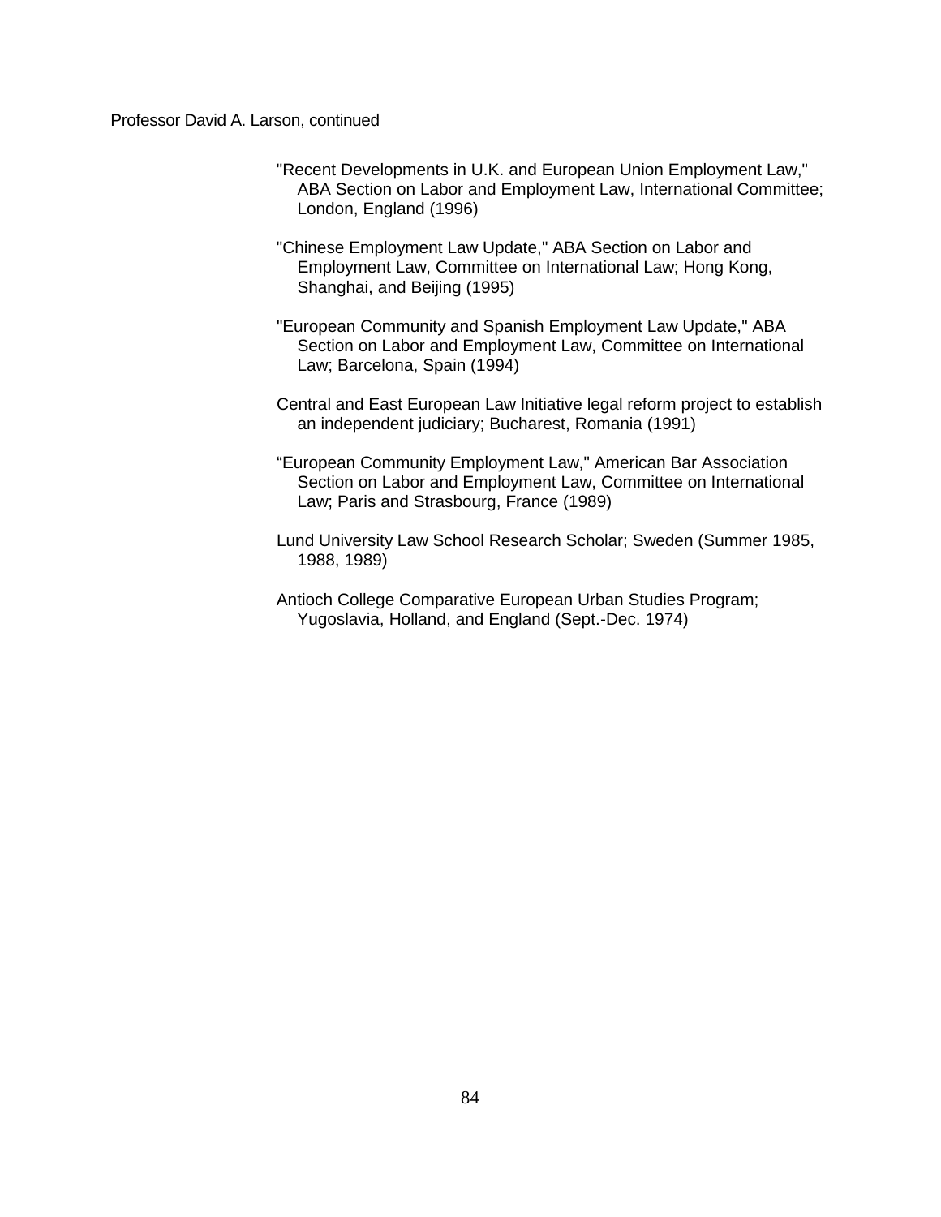Professor David A. Larson, continued

"Recent Developments in U.K. and European Union Employment Law," ABA Section on Labor and Employment Law, International Committee; London, England (1996)

"Chinese Employment Law Update," ABA Section on Labor and Employment Law, Committee on International Law; Hong Kong, Shanghai, and Beijing (1995)

"European Community and Spanish Employment Law Update," ABA Section on Labor and Employment Law, Committee on International Law; Barcelona, Spain (1994)

Central and East European Law Initiative legal reform project to establish an independent judiciary; Bucharest, Romania (1991)

"European Community Employment Law," American Bar Association Section on Labor and Employment Law, Committee on International Law; Paris and Strasbourg, France (1989)

Lund University Law School Research Scholar; Sweden (Summer 1985, 1988, 1989)

Antioch College Comparative European Urban Studies Program; Yugoslavia, Holland, and England (Sept.-Dec. 1974)